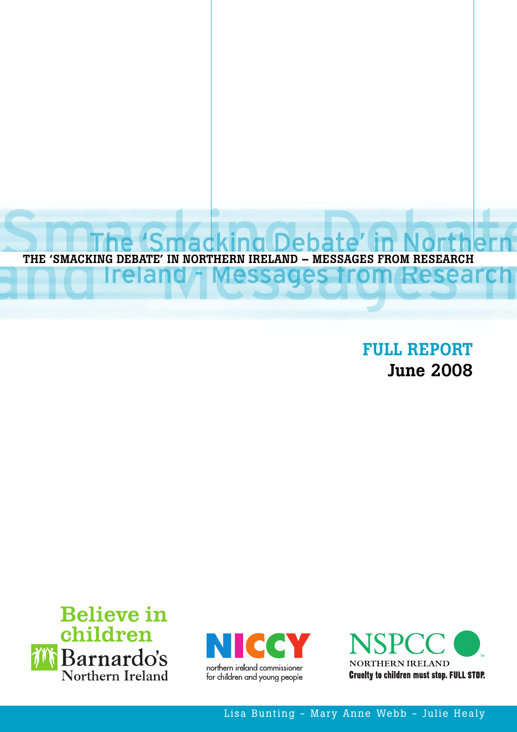# THE 'SMACKING DEBATE' IN NORTHERN IRELAND – MESSAGES FROM RESEARCH

**FULL REPORT**
**June 2008**

Believe in children
Barnardo's Northern Ireland

NICCY
northern ireland commissioner for children and young people

NSPCC
NORTHERN IRELAND
Cruelty to children must stop. FULL STOP.

Lisa Bunting - Mary Anne Webb - Julie Healy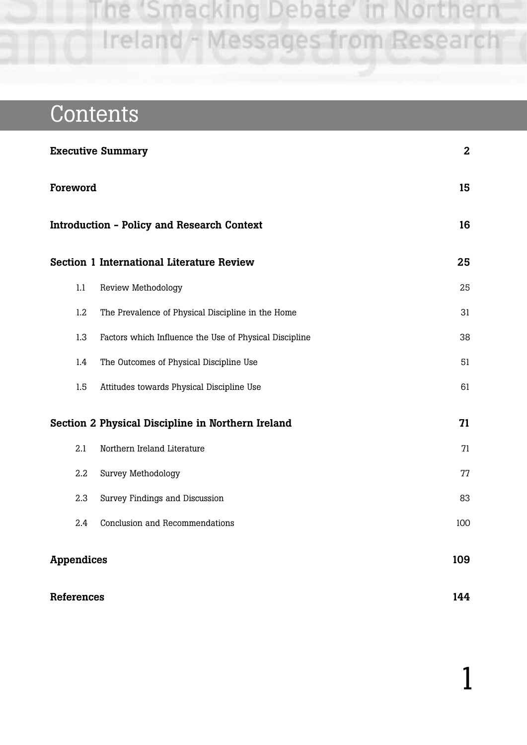# Contents

| | | |
|---|---|---|
| **Executive Summary** | | **2** |
| **Foreword** | | **15** |
| **Introduction - Policy and Research Context** | | **16** |
| **Section 1 International Literature Review** | | **25** |
| 1.1 | Review Methodology | 25 |
| 1.2 | The Prevalence of Physical Discipline in the Home | 31 |
| 1.3 | Factors which Influence the Use of Physical Discipline | 38 |
| 1.4 | The Outcomes of Physical Discipline Use | 51 |
| 1.5 | Attitudes towards Physical Discipline Use | 61 |
| **Section 2 Physical Discipline in Northern Ireland** | | **71** |
| 2.1 | Northern Ireland Literature | 71 |
| 2.2 | Survey Methodology | 77 |
| 2.3 | Survey Findings and Discussion | 83 |
| 2.4 | Conclusion and Recommendations | 100 |
| **Appendices** | | **109** |
| **References** | | **144** |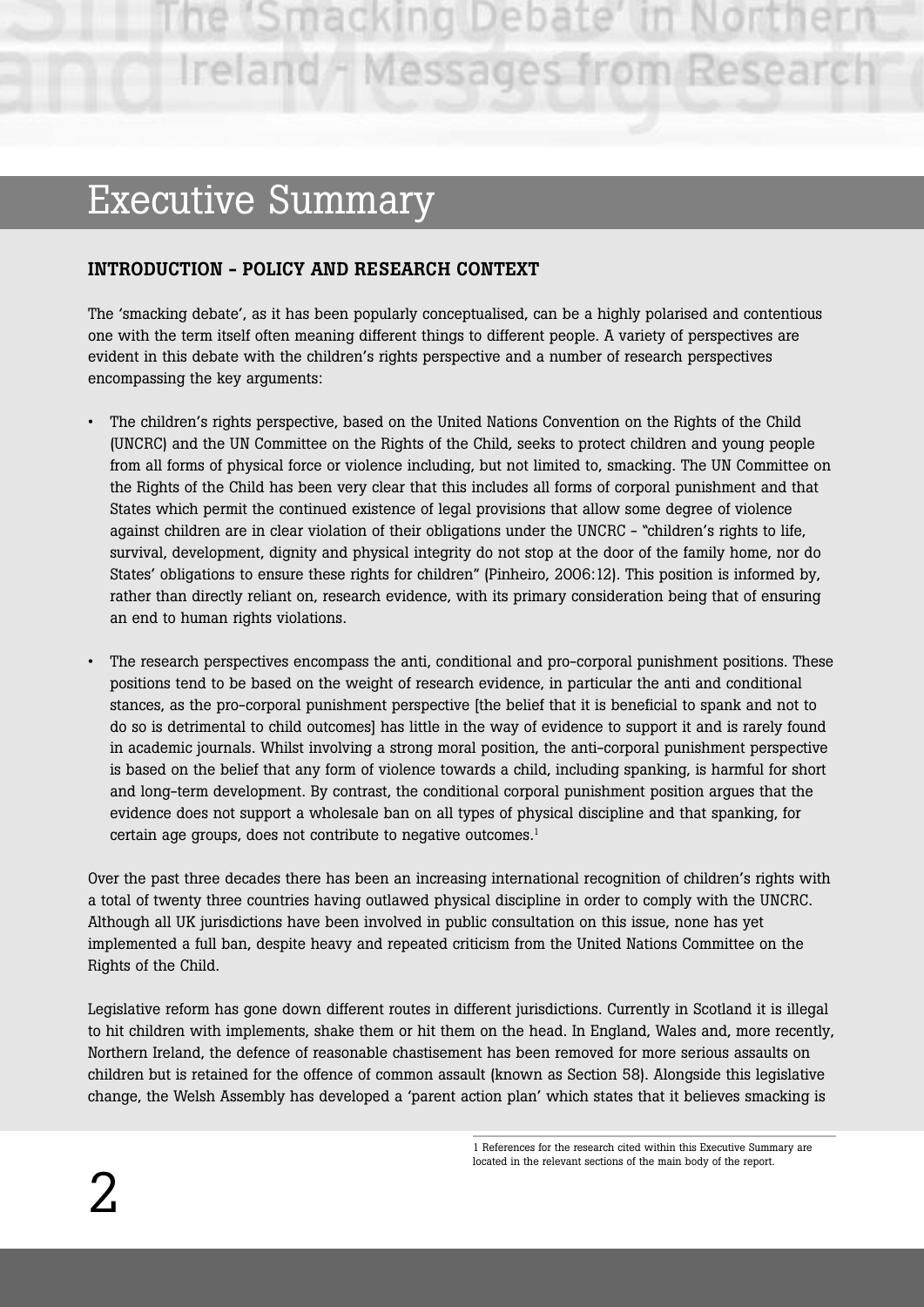# Executive Summary

## INTRODUCTION – POLICY AND RESEARCH CONTEXT

The 'smacking debate', as it has been popularly conceptualised, can be a highly polarised and contentious one with the term itself often meaning different things to different people. A variety of perspectives are evident in this debate with the children's rights perspective and a number of research perspectives encompassing the key arguments:

- The children's rights perspective, based on the United Nations Convention on the Rights of the Child (UNCRC) and the UN Committee on the Rights of the Child, seeks to protect children and young people from all forms of physical force or violence including, but not limited to, smacking. The UN Committee on the Rights of the Child has been very clear that this includes all forms of corporal punishment and that States which permit the continued existence of legal provisions that allow some degree of violence against children are in clear violation of their obligations under the UNCRC – "children's rights to life, survival, development, dignity and physical integrity do not stop at the door of the family home, nor do States' obligations to ensure these rights for children" (Pinheiro, 2006:12). This position is informed by, rather than directly reliant on, research evidence, with its primary consideration being that of ensuring an end to human rights violations.

- The research perspectives encompass the anti, conditional and pro-corporal punishment positions. These positions tend to be based on the weight of research evidence, in particular the anti and conditional stances, as the pro-corporal punishment perspective [the belief that it is beneficial to spank and not to do so is detrimental to child outcomes] has little in the way of evidence to support it and is rarely found in academic journals. Whilst involving a strong moral position, the anti-corporal punishment perspective is based on the belief that any form of violence towards a child, including spanking, is harmful for short and long-term development. By contrast, the conditional corporal punishment position argues that the evidence does not support a wholesale ban on all types of physical discipline and that spanking, for certain age groups, does not contribute to negative outcomes.[1]

Over the past three decades there has been an increasing international recognition of children's rights with a total of twenty three countries having outlawed physical discipline in order to comply with the UNCRC. Although all UK jurisdictions have been involved in public consultation on this issue, none has yet implemented a full ban, despite heavy and repeated criticism from the United Nations Committee on the Rights of the Child.

Legislative reform has gone down different routes in different jurisdictions. Currently in Scotland it is illegal to hit children with implements, shake them or hit them on the head. In England, Wales and, more recently, Northern Ireland, the defence of reasonable chastisement has been removed for more serious assaults on children but is retained for the offence of common assault (known as Section 58). Alongside this legislative change, the Welsh Assembly has developed a 'parent action plan' which states that it believes smacking is

[1] References for the research cited within this Executive Summary are located in the relevant sections of the main body of the report.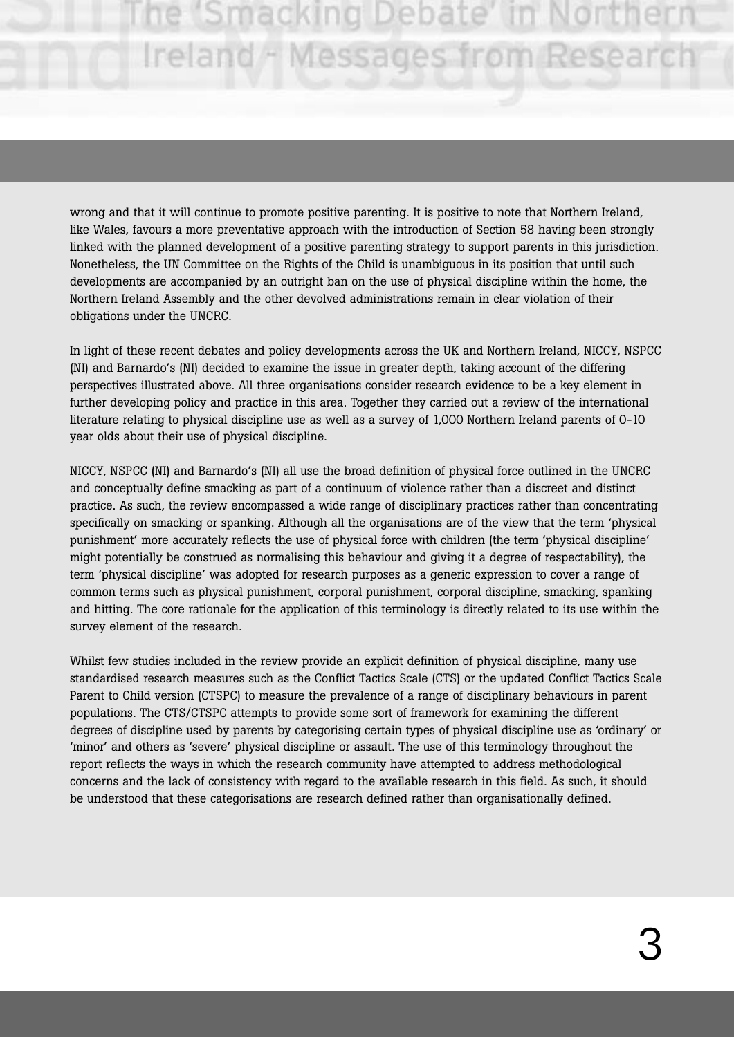wrong and that it will continue to promote positive parenting. It is positive to note that Northern Ireland, like Wales, favours a more preventative approach with the introduction of Section 58 having been strongly linked with the planned development of a positive parenting strategy to support parents in this jurisdiction. Nonetheless, the UN Committee on the Rights of the Child is unambiguous in its position that until such developments are accompanied by an outright ban on the use of physical discipline within the home, the Northern Ireland Assembly and the other devolved administrations remain in clear violation of their obligations under the UNCRC.

In light of these recent debates and policy developments across the UK and Northern Ireland, NICCY, NSPCC (NI) and Barnardo's (NI) decided to examine the issue in greater depth, taking account of the differing perspectives illustrated above. All three organisations consider research evidence to be a key element in further developing policy and practice in this area. Together they carried out a review of the international literature relating to physical discipline use as well as a survey of 1,000 Northern Ireland parents of 0-10 year olds about their use of physical discipline.

NICCY, NSPCC (NI) and Barnardo's (NI) all use the broad definition of physical force outlined in the UNCRC and conceptually define smacking as part of a continuum of violence rather than a discreet and distinct practice. As such, the review encompassed a wide range of disciplinary practices rather than concentrating specifically on smacking or spanking. Although all the organisations are of the view that the term 'physical punishment' more accurately reflects the use of physical force with children (the term 'physical discipline' might potentially be construed as normalising this behaviour and giving it a degree of respectability), the term 'physical discipline' was adopted for research purposes as a generic expression to cover a range of common terms such as physical punishment, corporal punishment, corporal discipline, smacking, spanking and hitting. The core rationale for the application of this terminology is directly related to its use within the survey element of the research.

Whilst few studies included in the review provide an explicit definition of physical discipline, many use standardised research measures such as the Conflict Tactics Scale (CTS) or the updated Conflict Tactics Scale Parent to Child version (CTSPC) to measure the prevalence of a range of disciplinary behaviours in parent populations. The CTS/CTSPC attempts to provide some sort of framework for examining the different degrees of discipline used by parents by categorising certain types of physical discipline use as 'ordinary' or 'minor' and others as 'severe' physical discipline or assault. The use of this terminology throughout the report reflects the ways in which the research community have attempted to address methodological concerns and the lack of consistency with regard to the available research in this field. As such, it should be understood that these categorisations are research defined rather than organisationally defined.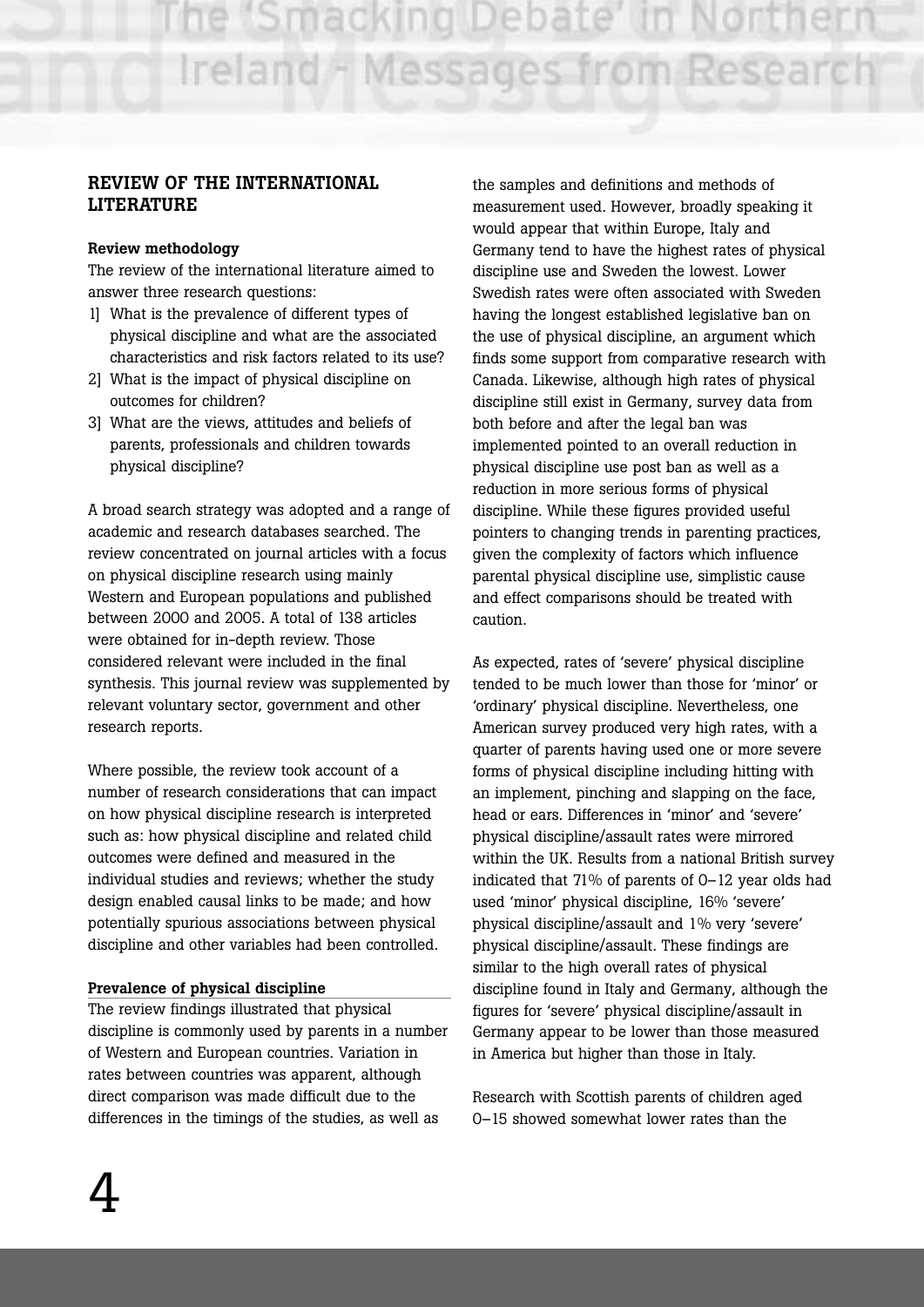## REVIEW OF THE INTERNATIONAL LITERATURE

**Review methodology**

The review of the international literature aimed to answer three research questions:

1] What is the prevalence of different types of physical discipline and what are the associated characteristics and risk factors related to its use?
2] What is the impact of physical discipline on outcomes for children?
3] What are the views, attitudes and beliefs of parents, professionals and children towards physical discipline?

A broad search strategy was adopted and a range of academic and research databases searched. The review concentrated on journal articles with a focus on physical discipline research using mainly Western and European populations and published between 2000 and 2005. A total of 138 articles were obtained for in-depth review. Those considered relevant were included in the final synthesis. This journal review was supplemented by relevant voluntary sector, government and other research reports.

Where possible, the review took account of a number of research considerations that can impact on how physical discipline research is interpreted such as: how physical discipline and related child outcomes were defined and measured in the individual studies and reviews; whether the study design enabled causal links to be made; and how potentially spurious associations between physical discipline and other variables had been controlled.

**Prevalence of physical discipline**

The review findings illustrated that physical discipline is commonly used by parents in a number of Western and European countries. Variation in rates between countries was apparent, although direct comparison was made difficult due to the differences in the timings of the studies, as well as the samples and definitions and methods of measurement used. However, broadly speaking it would appear that within Europe, Italy and Germany tend to have the highest rates of physical discipline use and Sweden the lowest. Lower Swedish rates were often associated with Sweden having the longest established legislative ban on the use of physical discipline, an argument which finds some support from comparative research with Canada. Likewise, although high rates of physical discipline still exist in Germany, survey data from both before and after the legal ban was implemented pointed to an overall reduction in physical discipline use post ban as well as a reduction in more serious forms of physical discipline. While these figures provided useful pointers to changing trends in parenting practices, given the complexity of factors which influence parental physical discipline use, simplistic cause and effect comparisons should be treated with caution.

As expected, rates of 'severe' physical discipline tended to be much lower than those for 'minor' or 'ordinary' physical discipline. Nevertheless, one American survey produced very high rates, with a quarter of parents having used one or more severe forms of physical discipline including hitting with an implement, pinching and slapping on the face, head or ears. Differences in 'minor' and 'severe' physical discipline/assault rates were mirrored within the UK. Results from a national British survey indicated that 71% of parents of 0–12 year olds had used 'minor' physical discipline, 16% 'severe' physical discipline/assault and 1% very 'severe' physical discipline/assault. These findings are similar to the high overall rates of physical discipline found in Italy and Germany, although the figures for 'severe' physical discipline/assault in Germany appear to be lower than those measured in America but higher than those in Italy.

Research with Scottish parents of children aged 0–15 showed somewhat lower rates than the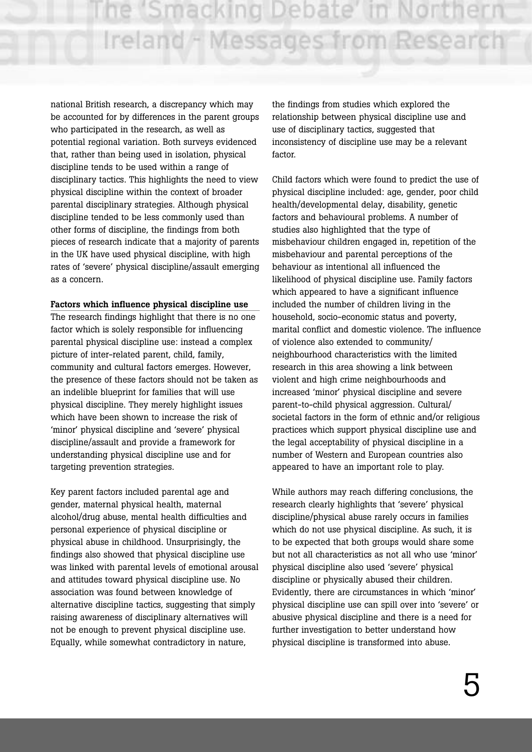national British research, a discrepancy which may be accounted for by differences in the parent groups who participated in the research, as well as potential regional variation. Both surveys evidenced that, rather than being used in isolation, physical discipline tends to be used within a range of disciplinary tactics. This highlights the need to view physical discipline within the context of broader parental disciplinary strategies. Although physical discipline tended to be less commonly used than other forms of discipline, the findings from both pieces of research indicate that a majority of parents in the UK have used physical discipline, with high rates of 'severe' physical discipline/assault emerging as a concern.

**Factors which influence physical discipline use**

The research findings highlight that there is no one factor which is solely responsible for influencing parental physical discipline use: instead a complex picture of inter-related parent, child, family, community and cultural factors emerges. However, the presence of these factors should not be taken as an indelible blueprint for families that will use physical discipline. They merely highlight issues which have been shown to increase the risk of 'minor' physical discipline and 'severe' physical discipline/assault and provide a framework for understanding physical discipline use and for targeting prevention strategies.

Key parent factors included parental age and gender, maternal physical health, maternal alcohol/drug abuse, mental health difficulties and personal experience of physical discipline or physical abuse in childhood. Unsurprisingly, the findings also showed that physical discipline use was linked with parental levels of emotional arousal and attitudes toward physical discipline use. No association was found between knowledge of alternative discipline tactics, suggesting that simply raising awareness of disciplinary alternatives will not be enough to prevent physical discipline use. Equally, while somewhat contradictory in nature, the findings from studies which explored the relationship between physical discipline use and use of disciplinary tactics, suggested that inconsistency of discipline use may be a relevant factor.

Child factors which were found to predict the use of physical discipline included: age, gender, poor child health/developmental delay, disability, genetic factors and behavioural problems. A number of studies also highlighted that the type of misbehaviour children engaged in, repetition of the misbehaviour and parental perceptions of the behaviour as intentional all influenced the likelihood of physical discipline use. Family factors which appeared to have a significant influence included the number of children living in the household, socio-economic status and poverty, marital conflict and domestic violence. The influence of violence also extended to community/neighbourhood characteristics with the limited research in this area showing a link between violent and high crime neighbourhoods and increased 'minor' physical discipline and severe parent-to-child physical aggression. Cultural/societal factors in the form of ethnic and/or religious practices which support physical discipline use and the legal acceptability of physical discipline in a number of Western and European countries also appeared to have an important role to play.

While authors may reach differing conclusions, the research clearly highlights that 'severe' physical discipline/physical abuse rarely occurs in families which do not use physical discipline. As such, it is to be expected that both groups would share some but not all characteristics as not all who use 'minor' physical discipline also used 'severe' physical discipline or physically abused their children. Evidently, there are circumstances in which 'minor' physical discipline use can spill over into 'severe' or abusive physical discipline and there is a need for further investigation to better understand how physical discipline is transformed into abuse.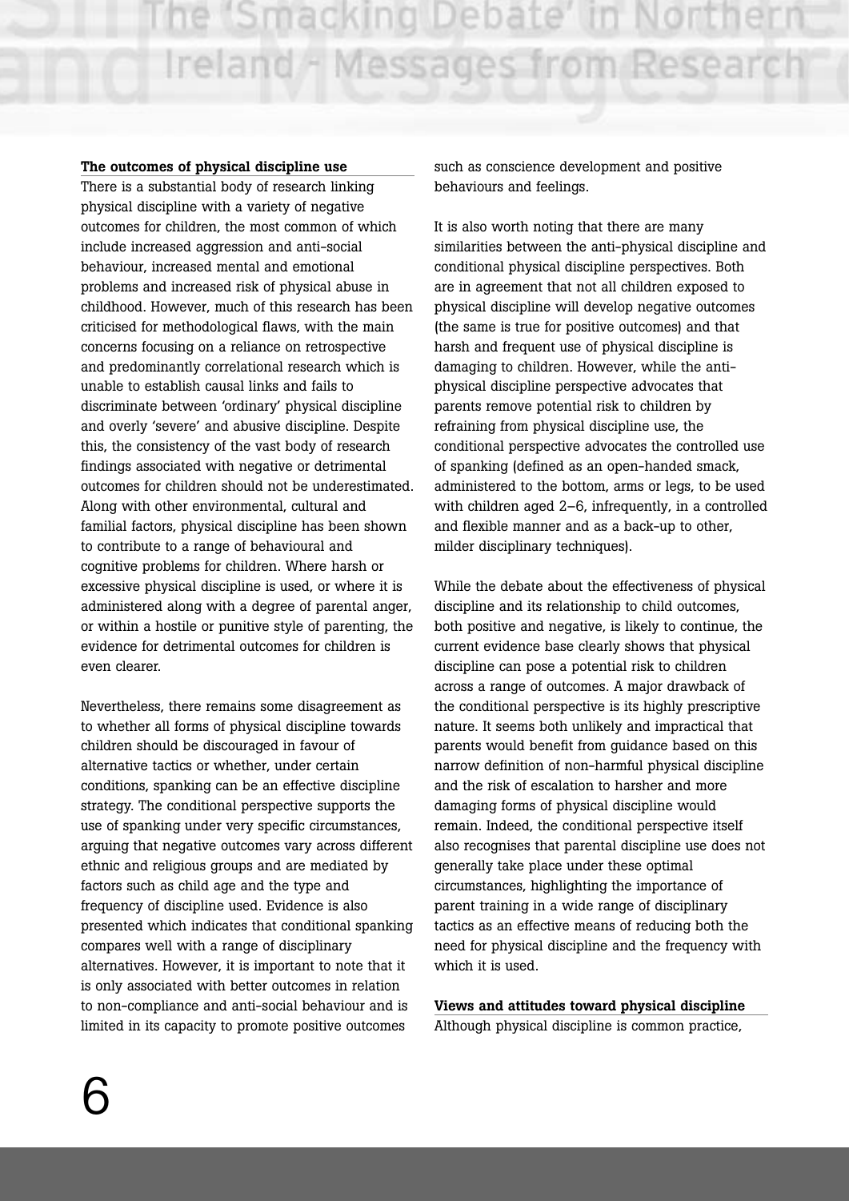### The outcomes of physical discipline use

There is a substantial body of research linking physical discipline with a variety of negative outcomes for children, the most common of which include increased aggression and anti-social behaviour, increased mental and emotional problems and increased risk of physical abuse in childhood. However, much of this research has been criticised for methodological flaws, with the main concerns focusing on a reliance on retrospective and predominantly correlational research which is unable to establish causal links and fails to discriminate between 'ordinary' physical discipline and overly 'severe' and abusive discipline. Despite this, the consistency of the vast body of research findings associated with negative or detrimental outcomes for children should not be underestimated. Along with other environmental, cultural and familial factors, physical discipline has been shown to contribute to a range of behavioural and cognitive problems for children. Where harsh or excessive physical discipline is used, or where it is administered along with a degree of parental anger, or within a hostile or punitive style of parenting, the evidence for detrimental outcomes for children is even clearer.

Nevertheless, there remains some disagreement as to whether all forms of physical discipline towards children should be discouraged in favour of alternative tactics or whether, under certain conditions, spanking can be an effective discipline strategy. The conditional perspective supports the use of spanking under very specific circumstances, arguing that negative outcomes vary across different ethnic and religious groups and are mediated by factors such as child age and the type and frequency of discipline used. Evidence is also presented which indicates that conditional spanking compares well with a range of disciplinary alternatives. However, it is important to note that it is only associated with better outcomes in relation to non-compliance and anti-social behaviour and is limited in its capacity to promote positive outcomes such as conscience development and positive behaviours and feelings.

It is also worth noting that there are many similarities between the anti-physical discipline and conditional physical discipline perspectives. Both are in agreement that not all children exposed to physical discipline will develop negative outcomes (the same is true for positive outcomes) and that harsh and frequent use of physical discipline is damaging to children. However, while the anti-physical discipline perspective advocates that parents remove potential risk to children by refraining from physical discipline use, the conditional perspective advocates the controlled use of spanking (defined as an open-handed smack, administered to the bottom, arms or legs, to be used with children aged 2–6, infrequently, in a controlled and flexible manner and as a back-up to other, milder disciplinary techniques).

While the debate about the effectiveness of physical discipline and its relationship to child outcomes, both positive and negative, is likely to continue, the current evidence base clearly shows that physical discipline can pose a potential risk to children across a range of outcomes. A major drawback of the conditional perspective is its highly prescriptive nature. It seems both unlikely and impractical that parents would benefit from guidance based on this narrow definition of non-harmful physical discipline and the risk of escalation to harsher and more damaging forms of physical discipline would remain. Indeed, the conditional perspective itself also recognises that parental discipline use does not generally take place under these optimal circumstances, highlighting the importance of parent training in a wide range of disciplinary tactics as an effective means of reducing both the need for physical discipline and the frequency with which it is used.

### Views and attitudes toward physical discipline

Although physical discipline is common practice,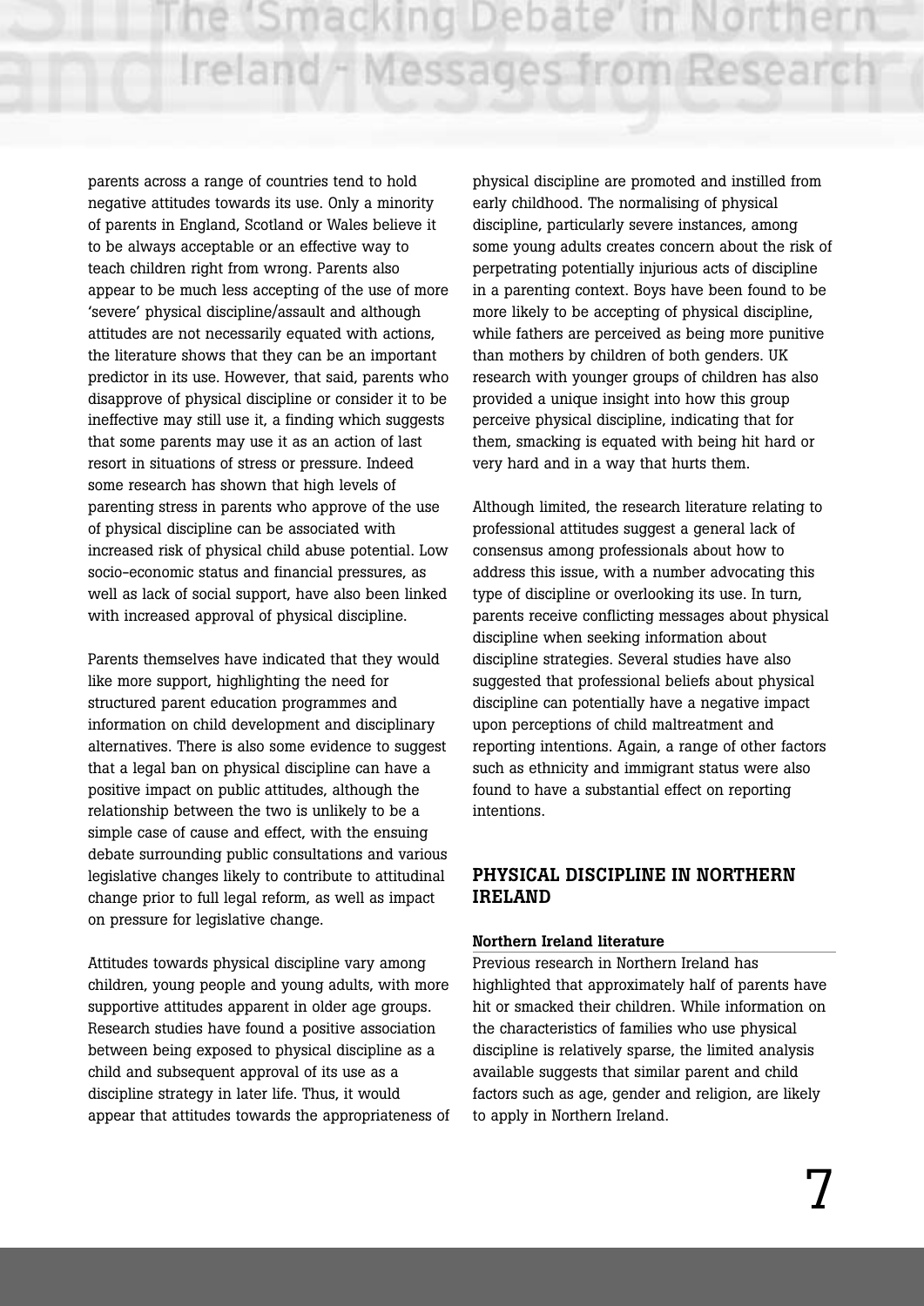parents across a range of countries tend to hold negative attitudes towards its use. Only a minority of parents in England, Scotland or Wales believe it to be always acceptable or an effective way to teach children right from wrong. Parents also appear to be much less accepting of the use of more 'severe' physical discipline/assault and although attitudes are not necessarily equated with actions, the literature shows that they can be an important predictor in its use. However, that said, parents who disapprove of physical discipline or consider it to be ineffective may still use it, a finding which suggests that some parents may use it as an action of last resort in situations of stress or pressure. Indeed some research has shown that high levels of parenting stress in parents who approve of the use of physical discipline can be associated with increased risk of physical child abuse potential. Low socio-economic status and financial pressures, as well as lack of social support, have also been linked with increased approval of physical discipline.

Parents themselves have indicated that they would like more support, highlighting the need for structured parent education programmes and information on child development and disciplinary alternatives. There is also some evidence to suggest that a legal ban on physical discipline can have a positive impact on public attitudes, although the relationship between the two is unlikely to be a simple case of cause and effect, with the ensuing debate surrounding public consultations and various legislative changes likely to contribute to attitudinal change prior to full legal reform, as well as impact on pressure for legislative change.

Attitudes towards physical discipline vary among children, young people and young adults, with more supportive attitudes apparent in older age groups. Research studies have found a positive association between being exposed to physical discipline as a child and subsequent approval of its use as a discipline strategy in later life. Thus, it would appear that attitudes towards the appropriateness of physical discipline are promoted and instilled from early childhood. The normalising of physical discipline, particularly severe instances, among some young adults creates concern about the risk of perpetrating potentially injurious acts of discipline in a parenting context. Boys have been found to be more likely to be accepting of physical discipline, while fathers are perceived as being more punitive than mothers by children of both genders. UK research with younger groups of children has also provided a unique insight into how this group perceive physical discipline, indicating that for them, smacking is equated with being hit hard or very hard and in a way that hurts them.

Although limited, the research literature relating to professional attitudes suggest a general lack of consensus among professionals about how to address this issue, with a number advocating this type of discipline or overlooking its use. In turn, parents receive conflicting messages about physical discipline when seeking information about discipline strategies. Several studies have also suggested that professional beliefs about physical discipline can potentially have a negative impact upon perceptions of child maltreatment and reporting intentions. Again, a range of other factors such as ethnicity and immigrant status were also found to have a substantial effect on reporting intentions.

## PHYSICAL DISCIPLINE IN NORTHERN IRELAND

### Northern Ireland literature

Previous research in Northern Ireland has highlighted that approximately half of parents have hit or smacked their children. While information on the characteristics of families who use physical discipline is relatively sparse, the limited analysis available suggests that similar parent and child factors such as age, gender and religion, are likely to apply in Northern Ireland.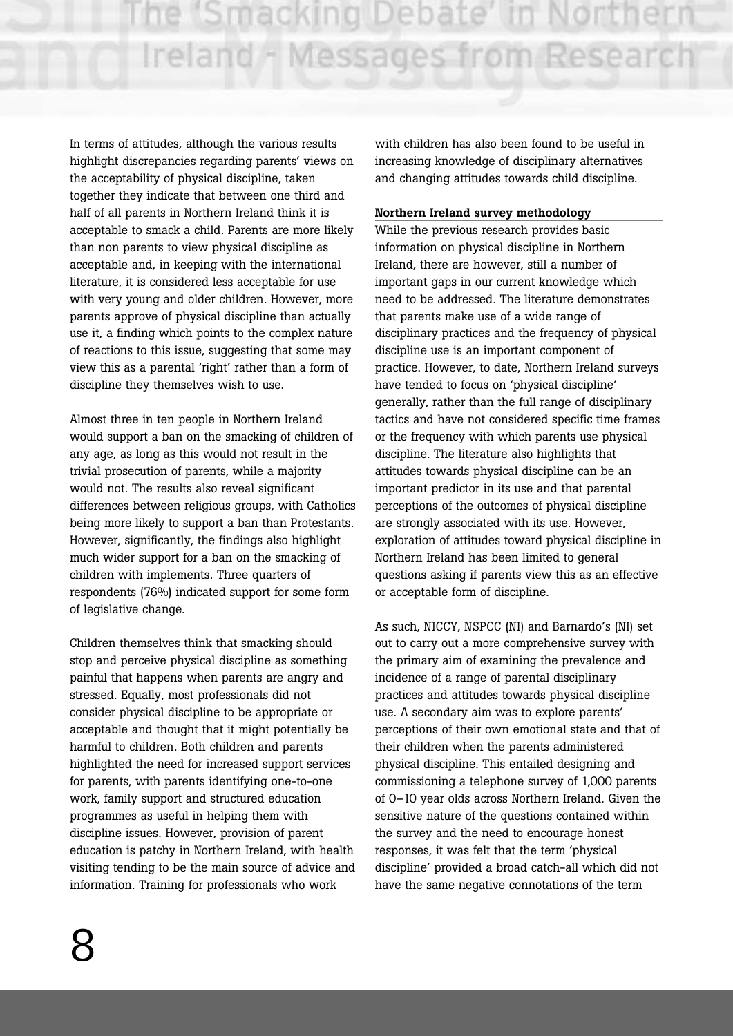In terms of attitudes, although the various results highlight discrepancies regarding parents' views on the acceptability of physical discipline, taken together they indicate that between one third and half of all parents in Northern Ireland think it is acceptable to smack a child. Parents are more likely than non parents to view physical discipline as acceptable and, in keeping with the international literature, it is considered less acceptable for use with very young and older children. However, more parents approve of physical discipline than actually use it, a finding which points to the complex nature of reactions to this issue, suggesting that some may view this as a parental 'right' rather than a form of discipline they themselves wish to use.

Almost three in ten people in Northern Ireland would support a ban on the smacking of children of any age, as long as this would not result in the trivial prosecution of parents, while a majority would not. The results also reveal significant differences between religious groups, with Catholics being more likely to support a ban than Protestants. However, significantly, the findings also highlight much wider support for a ban on the smacking of children with implements. Three quarters of respondents (76%) indicated support for some form of legislative change.

Children themselves think that smacking should stop and perceive physical discipline as something painful that happens when parents are angry and stressed. Equally, most professionals did not consider physical discipline to be appropriate or acceptable and thought that it might potentially be harmful to children. Both children and parents highlighted the need for increased support services for parents, with parents identifying one-to-one work, family support and structured education programmes as useful in helping them with discipline issues. However, provision of parent education is patchy in Northern Ireland, with health visiting tending to be the main source of advice and information. Training for professionals who work with children has also been found to be useful in increasing knowledge of disciplinary alternatives and changing attitudes towards child discipline.

**Northern Ireland survey methodology**

While the previous research provides basic information on physical discipline in Northern Ireland, there are however, still a number of important gaps in our current knowledge which need to be addressed. The literature demonstrates that parents make use of a wide range of disciplinary practices and the frequency of physical discipline use is an important component of practice. However, to date, Northern Ireland surveys have tended to focus on 'physical discipline' generally, rather than the full range of disciplinary tactics and have not considered specific time frames or the frequency with which parents use physical discipline. The literature also highlights that attitudes towards physical discipline can be an important predictor in its use and that parental perceptions of the outcomes of physical discipline are strongly associated with its use. However, exploration of attitudes toward physical discipline in Northern Ireland has been limited to general questions asking if parents view this as an effective or acceptable form of discipline.

As such, NICCY, NSPCC (NI) and Barnardo's (NI) set out to carry out a more comprehensive survey with the primary aim of examining the prevalence and incidence of a range of parental disciplinary practices and attitudes towards physical discipline use. A secondary aim was to explore parents' perceptions of their own emotional state and that of their children when the parents administered physical discipline. This entailed designing and commissioning a telephone survey of 1,000 parents of 0–10 year olds across Northern Ireland. Given the sensitive nature of the questions contained within the survey and the need to encourage honest responses, it was felt that the term 'physical discipline' provided a broad catch-all which did not have the same negative connotations of the term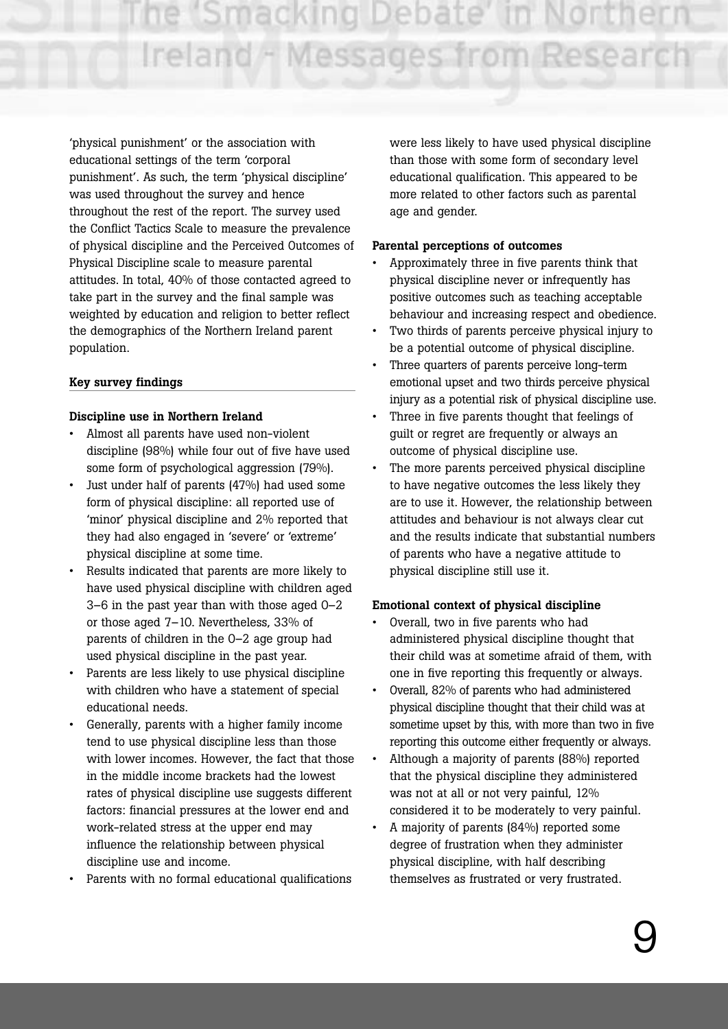'physical punishment' or the association with educational settings of the term 'corporal punishment'. As such, the term 'physical discipline' was used throughout the survey and hence throughout the rest of the report. The survey used the Conflict Tactics Scale to measure the prevalence of physical discipline and the Perceived Outcomes of Physical Discipline scale to measure parental attitudes. In total, 40% of those contacted agreed to take part in the survey and the final sample was weighted by education and religion to better reflect the demographics of the Northern Ireland parent population.

**Key survey findings**

**Discipline use in Northern Ireland**

- Almost all parents have used non-violent discipline (98%) while four out of five have used some form of psychological aggression (79%).
- Just under half of parents (47%) had used some form of physical discipline: all reported use of 'minor' physical discipline and 2% reported that they had also engaged in 'severe' or 'extreme' physical discipline at some time.
- Results indicated that parents are more likely to have used physical discipline with children aged 3–6 in the past year than with those aged 0–2 or those aged 7–10. Nevertheless, 33% of parents of children in the 0–2 age group had used physical discipline in the past year.
- Parents are less likely to use physical discipline with children who have a statement of special educational needs.
- Generally, parents with a higher family income tend to use physical discipline less than those with lower incomes. However, the fact that those in the middle income brackets had the lowest rates of physical discipline use suggests different factors: financial pressures at the lower end and work-related stress at the upper end may influence the relationship between physical discipline use and income.
- Parents with no formal educational qualifications were less likely to have used physical discipline than those with some form of secondary level educational qualification. This appeared to be more related to other factors such as parental age and gender.

**Parental perceptions of outcomes**

- Approximately three in five parents think that physical discipline never or infrequently has positive outcomes such as teaching acceptable behaviour and increasing respect and obedience.
- Two thirds of parents perceive physical injury to be a potential outcome of physical discipline.
- Three quarters of parents perceive long-term emotional upset and two thirds perceive physical injury as a potential risk of physical discipline use.
- Three in five parents thought that feelings of guilt or regret are frequently or always an outcome of physical discipline use.
- The more parents perceived physical discipline to have negative outcomes the less likely they are to use it. However, the relationship between attitudes and behaviour is not always clear cut and the results indicate that substantial numbers of parents who have a negative attitude to physical discipline still use it.

**Emotional context of physical discipline**

- Overall, two in five parents who had administered physical discipline thought that their child was at sometime afraid of them, with one in five reporting this frequently or always.
- Overall, 82% of parents who had administered physical discipline thought that their child was at sometime upset by this, with more than two in five reporting this outcome either frequently or always.
- Although a majority of parents (88%) reported that the physical discipline they administered was not at all or not very painful, 12% considered it to be moderately to very painful.
- A majority of parents (84%) reported some degree of frustration when they administer physical discipline, with half describing themselves as frustrated or very frustrated.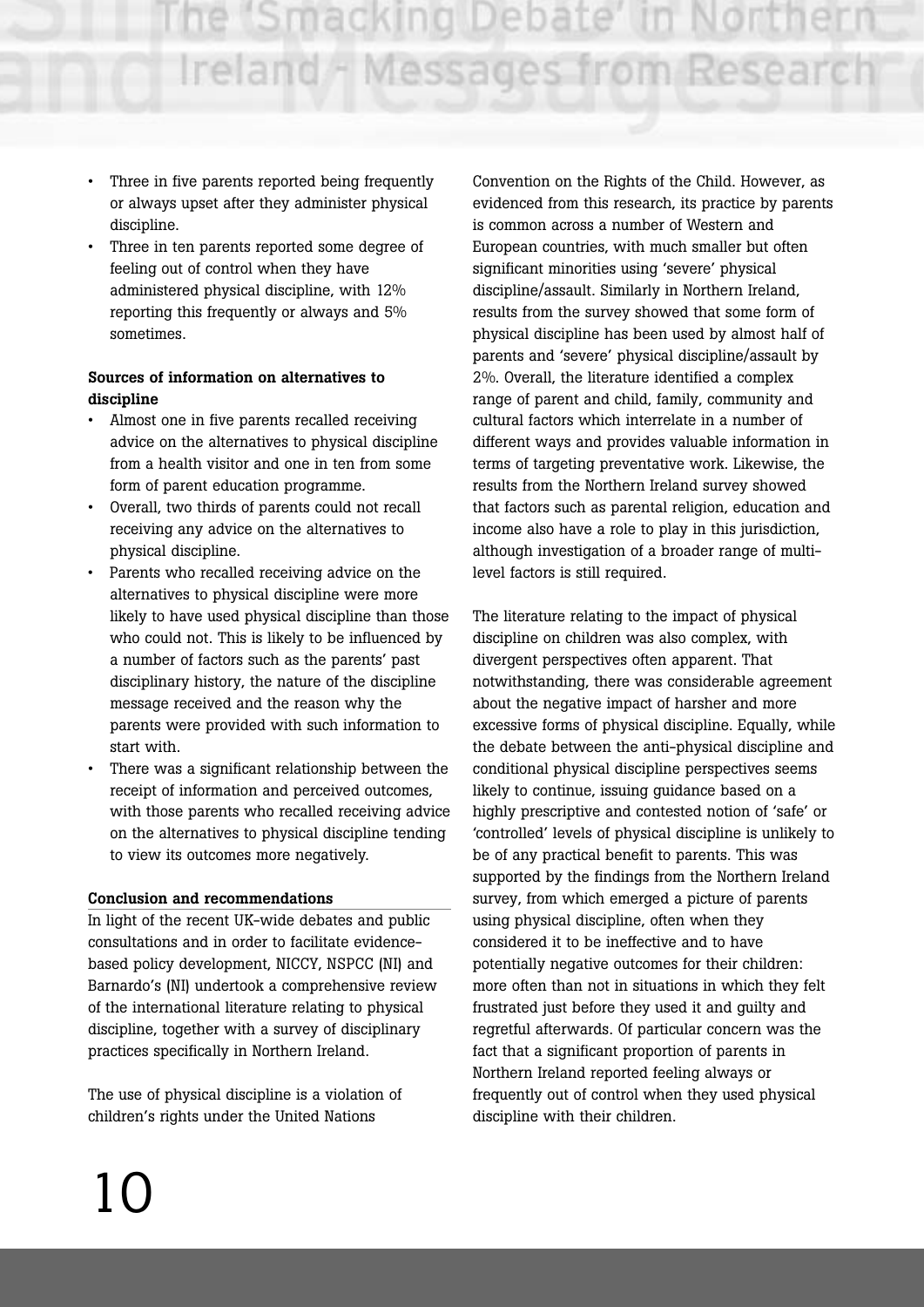- Three in five parents reported being frequently or always upset after they administer physical discipline.
- Three in ten parents reported some degree of feeling out of control when they have administered physical discipline, with 12% reporting this frequently or always and 5% sometimes.

**Sources of information on alternatives to discipline**

- Almost one in five parents recalled receiving advice on the alternatives to physical discipline from a health visitor and one in ten from some form of parent education programme.
- Overall, two thirds of parents could not recall receiving any advice on the alternatives to physical discipline.
- Parents who recalled receiving advice on the alternatives to physical discipline were more likely to have used physical discipline than those who could not. This is likely to be influenced by a number of factors such as the parents' past disciplinary history, the nature of the discipline message received and the reason why the parents were provided with such information to start with.
- There was a significant relationship between the receipt of information and perceived outcomes, with those parents who recalled receiving advice on the alternatives to physical discipline tending to view its outcomes more negatively.

**Conclusion and recommendations**

In light of the recent UK-wide debates and public consultations and in order to facilitate evidence-based policy development, NICCY, NSPCC (NI) and Barnardo's (NI) undertook a comprehensive review of the international literature relating to physical discipline, together with a survey of disciplinary practices specifically in Northern Ireland.

The use of physical discipline is a violation of children's rights under the United Nations Convention on the Rights of the Child. However, as evidenced from this research, its practice by parents is common across a number of Western and European countries, with much smaller but often significant minorities using 'severe' physical discipline/assault. Similarly in Northern Ireland, results from the survey showed that some form of physical discipline has been used by almost half of parents and 'severe' physical discipline/assault by 2%. Overall, the literature identified a complex range of parent and child, family, community and cultural factors which interrelate in a number of different ways and provides valuable information in terms of targeting preventative work. Likewise, the results from the Northern Ireland survey showed that factors such as parental religion, education and income also have a role to play in this jurisdiction, although investigation of a broader range of multi-level factors is still required.

The literature relating to the impact of physical discipline on children was also complex, with divergent perspectives often apparent. That notwithstanding, there was considerable agreement about the negative impact of harsher and more excessive forms of physical discipline. Equally, while the debate between the anti-physical discipline and conditional physical discipline perspectives seems likely to continue, issuing guidance based on a highly prescriptive and contested notion of 'safe' or 'controlled' levels of physical discipline is unlikely to be of any practical benefit to parents. This was supported by the findings from the Northern Ireland survey, from which emerged a picture of parents using physical discipline, often when they considered it to be ineffective and to have potentially negative outcomes for their children: more often than not in situations in which they felt frustrated just before they used it and guilty and regretful afterwards. Of particular concern was the fact that a significant proportion of parents in Northern Ireland reported feeling always or frequently out of control when they used physical discipline with their children.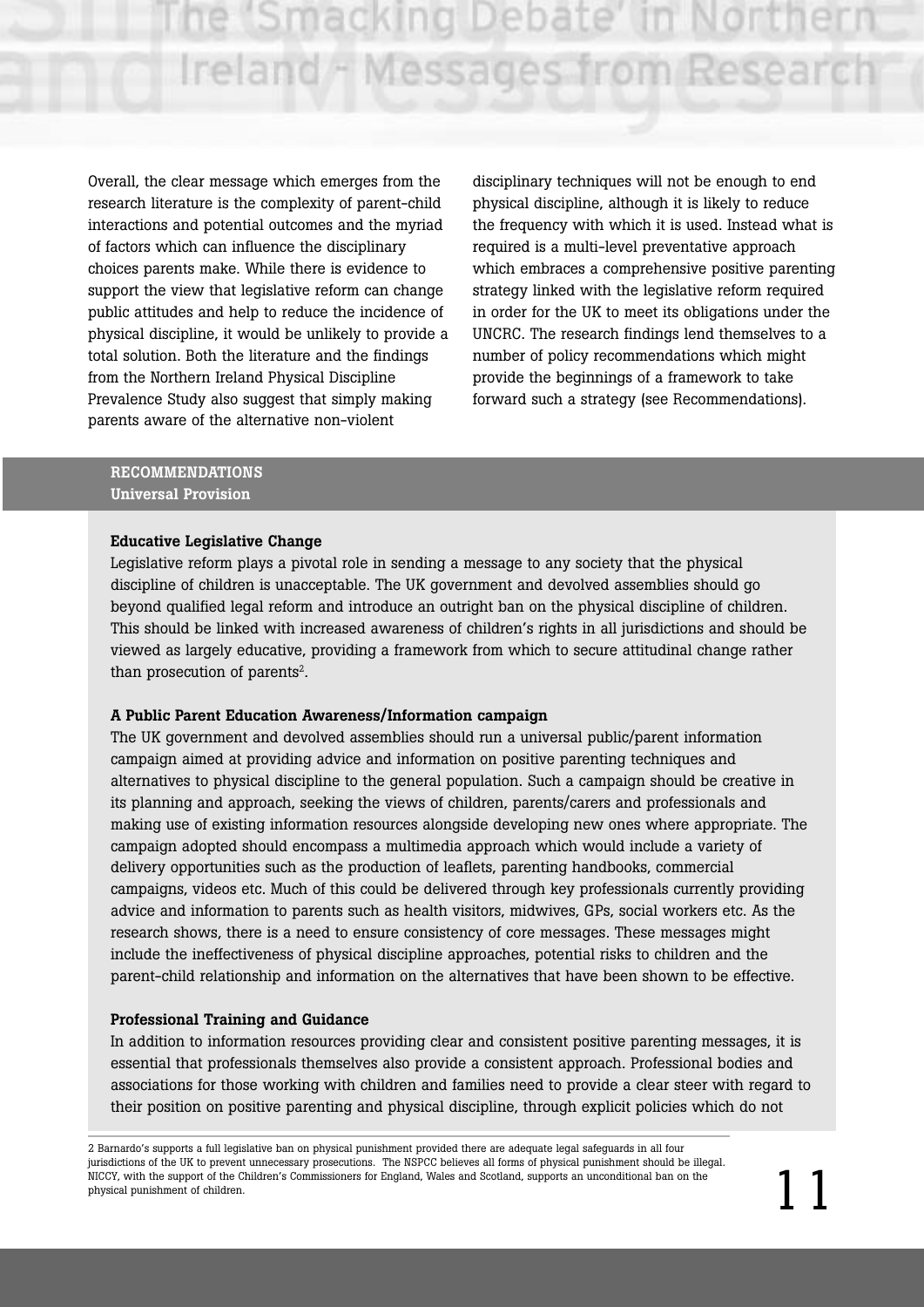Overall, the clear message which emerges from the research literature is the complexity of parent-child interactions and potential outcomes and the myriad of factors which can influence the disciplinary choices parents make. While there is evidence to support the view that legislative reform can change public attitudes and help to reduce the incidence of physical discipline, it would be unlikely to provide a total solution. Both the literature and the findings from the Northern Ireland Physical Discipline Prevalence Study also suggest that simply making parents aware of the alternative non-violent disciplinary techniques will not be enough to end physical discipline, although it is likely to reduce the frequency with which it is used. Instead what is required is a multi-level preventative approach which embraces a comprehensive positive parenting strategy linked with the legislative reform required in order for the UK to meet its obligations under the UNCRC. The research findings lend themselves to a number of policy recommendations which might provide the beginnings of a framework to take forward such a strategy (see Recommendations).

## RECOMMENDATIONS

### Universal Provision

**Educative Legislative Change**

Legislative reform plays a pivotal role in sending a message to any society that the physical discipline of children is unacceptable. The UK government and devolved assemblies should go beyond qualified legal reform and introduce an outright ban on the physical discipline of children. This should be linked with increased awareness of children's rights in all jurisdictions and should be viewed as largely educative, providing a framework from which to secure attitudinal change rather than prosecution of parents[2].

**A Public Parent Education Awareness/Information campaign**

The UK government and devolved assemblies should run a universal public/parent information campaign aimed at providing advice and information on positive parenting techniques and alternatives to physical discipline to the general population. Such a campaign should be creative in its planning and approach, seeking the views of children, parents/carers and professionals and making use of existing information resources alongside developing new ones where appropriate. The campaign adopted should encompass a multimedia approach which would include a variety of delivery opportunities such as the production of leaflets, parenting handbooks, commercial campaigns, videos etc. Much of this could be delivered through key professionals currently providing advice and information to parents such as health visitors, midwives, GPs, social workers etc. As the research shows, there is a need to ensure consistency of core messages. These messages might include the ineffectiveness of physical discipline approaches, potential risks to children and the parent-child relationship and information on the alternatives that have been shown to be effective.

**Professional Training and Guidance**

In addition to information resources providing clear and consistent positive parenting messages, it is essential that professionals themselves also provide a consistent approach. Professional bodies and associations for those working with children and families need to provide a clear steer with regard to their position on positive parenting and physical discipline, through explicit policies which do not

2 Barnardo's supports a full legislative ban on physical punishment provided there are adequate legal safeguards in all four jurisdictions of the UK to prevent unnecessary prosecutions. The NSPCC believes all forms of physical punishment should be illegal. NICCY, with the support of the Children's Commissioners for England, Wales and Scotland, supports an unconditional ban on the physical punishment of children.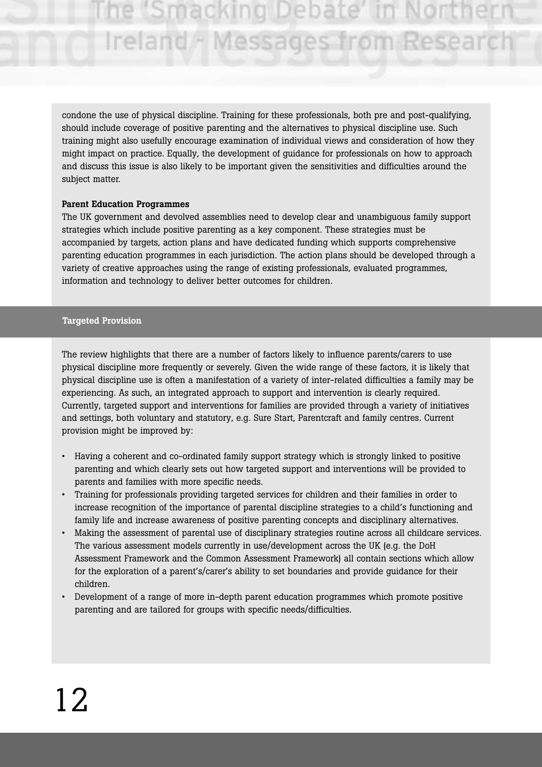condone the use of physical discipline. Training for these professionals, both pre and post-qualifying, should include coverage of positive parenting and the alternatives to physical discipline use. Such training might also usefully encourage examination of individual views and consideration of how they might impact on practice. Equally, the development of guidance for professionals on how to approach and discuss this issue is also likely to be important given the sensitivities and difficulties around the subject matter.

**Parent Education Programmes**

The UK government and devolved assemblies need to develop clear and unambiguous family support strategies which include positive parenting as a key component. These strategies must be accompanied by targets, action plans and have dedicated funding which supports comprehensive parenting education programmes in each jurisdiction. The action plans should be developed through a variety of creative approaches using the range of existing professionals, evaluated programmes, information and technology to deliver better outcomes for children.

## Targeted Provision

The review highlights that there are a number of factors likely to influence parents/carers to use physical discipline more frequently or severely. Given the wide range of these factors, it is likely that physical discipline use is often a manifestation of a variety of inter-related difficulties a family may be experiencing. As such, an integrated approach to support and intervention is clearly required. Currently, targeted support and interventions for families are provided through a variety of initiatives and settings, both voluntary and statutory, e.g. Sure Start, Parentcraft and family centres. Current provision might be improved by:

- Having a coherent and co-ordinated family support strategy which is strongly linked to positive parenting and which clearly sets out how targeted support and interventions will be provided to parents and families with more specific needs.
- Training for professionals providing targeted services for children and their families in order to increase recognition of the importance of parental discipline strategies to a child's functioning and family life and increase awareness of positive parenting concepts and disciplinary alternatives.
- Making the assessment of parental use of disciplinary strategies routine across all childcare services. The various assessment models currently in use/development across the UK (e.g. the DoH Assessment Framework and the Common Assessment Framework) all contain sections which allow for the exploration of a parent's/carer's ability to set boundaries and provide guidance for their children.
- Development of a range of more in-depth parent education programmes which promote positive parenting and are tailored for groups with specific needs/difficulties.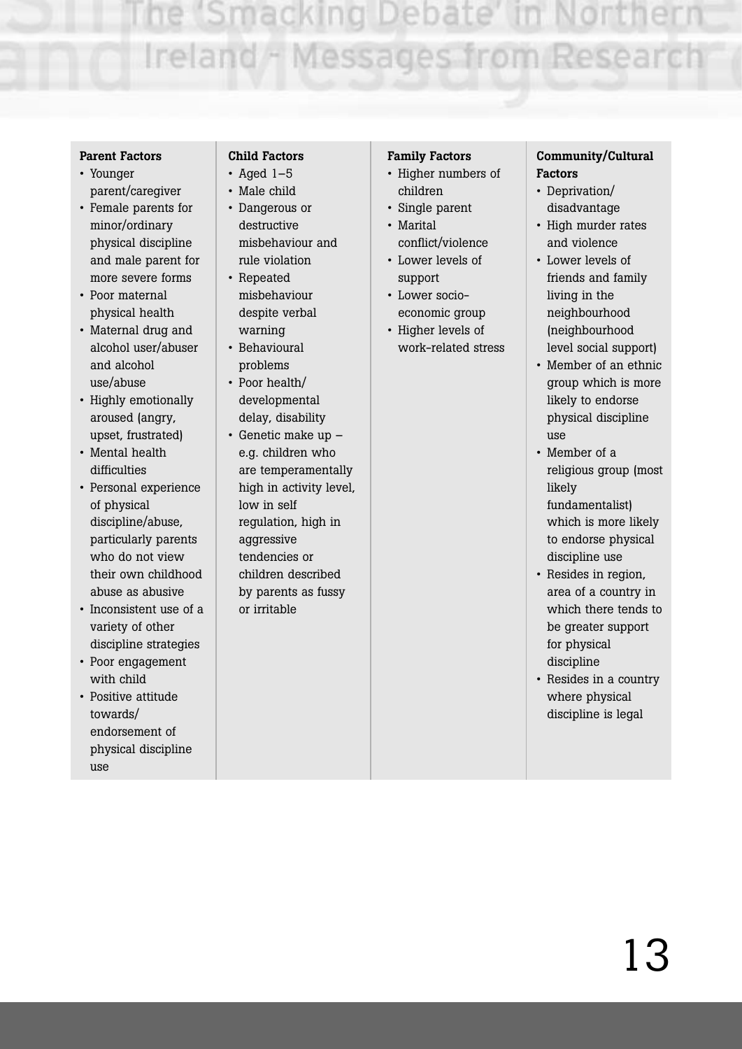| Parent Factors | Child Factors | Family Factors | Community/Cultural Factors |
|---|---|---|---|
| • Younger parent/caregiver<br>• Female parents for minor/ordinary physical discipline and male parent for more severe forms<br>• Poor maternal physical health<br>• Maternal drug and alcohol user/abuser and alcohol use/abuse<br>• Highly emotionally aroused (angry, upset, frustrated)<br>• Mental health difficulties<br>• Personal experience of physical discipline/abuse, particularly parents who do not view their own childhood abuse as abusive<br>• Inconsistent use of a variety of other discipline strategies<br>• Poor engagement with child<br>• Positive attitude towards/ endorsement of physical discipline use | • Aged 1–5<br>• Male child<br>• Dangerous or destructive misbehaviour and rule violation<br>• Repeated misbehaviour despite verbal warning<br>• Behavioural problems<br>• Poor health/ developmental delay, disability<br>• Genetic make up – e.g. children who are temperamentally high in activity level, low in self regulation, high in aggressive tendencies or children described by parents as fussy or irritable | • Higher numbers of children<br>• Single parent<br>• Marital conflict/violence<br>• Lower levels of support<br>• Lower socio-economic group<br>• Higher levels of work-related stress | • Deprivation/ disadvantage<br>• High murder rates and violence<br>• Lower levels of friends and family living in the neighbourhood (neighbourhood level social support)<br>• Member of an ethnic group which is more likely to endorse physical discipline use<br>• Member of a religious group (most likely fundamentalist) which is more likely to endorse physical discipline use<br>• Resides in region, area of a country in which there tends to be greater support for physical discipline<br>• Resides in a country where physical discipline is legal |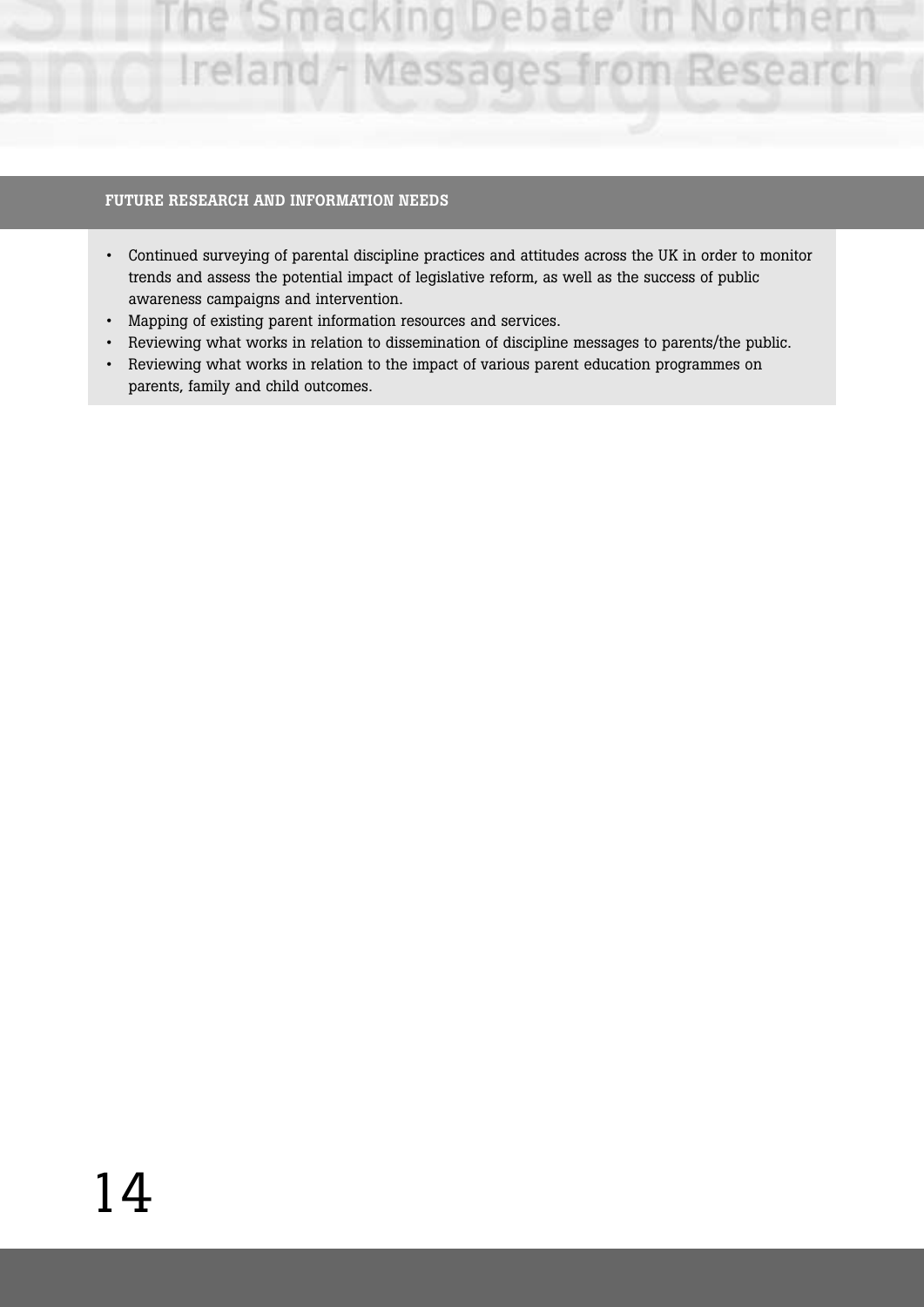## FUTURE RESEARCH AND INFORMATION NEEDS

- Continued surveying of parental discipline practices and attitudes across the UK in order to monitor trends and assess the potential impact of legislative reform, as well as the success of public awareness campaigns and intervention.
- Mapping of existing parent information resources and services.
- Reviewing what works in relation to dissemination of discipline messages to parents/the public.
- Reviewing what works in relation to the impact of various parent education programmes on parents, family and child outcomes.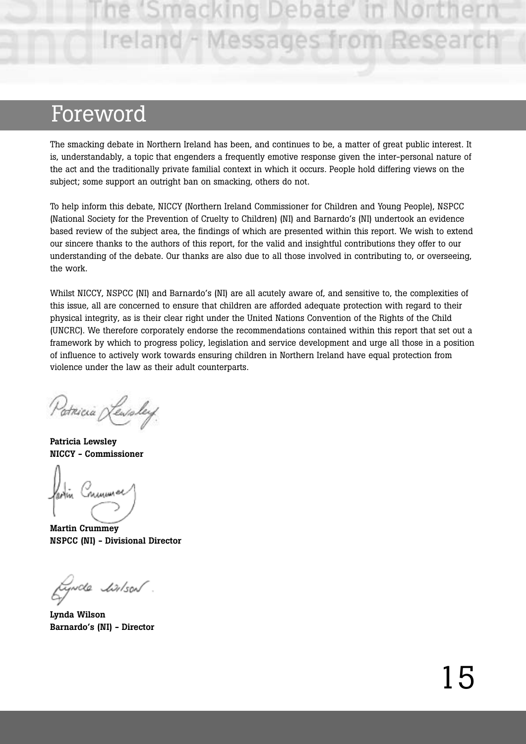# Foreword

The smacking debate in Northern Ireland has been, and continues to be, a matter of great public interest. It is, understandably, a topic that engenders a frequently emotive response given the inter-personal nature of the act and the traditionally private familial context in which it occurs. People hold differing views on the subject; some support an outright ban on smacking, others do not.

To help inform this debate, NICCY (Northern Ireland Commissioner for Children and Young People), NSPCC (National Society for the Prevention of Cruelty to Children) (NI) and Barnardo's (NI) undertook an evidence based review of the subject area, the findings of which are presented within this report. We wish to extend our sincere thanks to the authors of this report, for the valid and insightful contributions they offer to our understanding of the debate. Our thanks are also due to all those involved in contributing to, or overseeing, the work.

Whilst NICCY, NSPCC (NI) and Barnardo's (NI) are all acutely aware of, and sensitive to, the complexities of this issue, all are concerned to ensure that children are afforded adequate protection with regard to their physical integrity, as is their clear right under the United Nations Convention of the Rights of the Child (UNCRC). We therefore corporately endorse the recommendations contained within this report that set out a framework by which to progress policy, legislation and service development and urge all those in a position of influence to actively work towards ensuring children in Northern Ireland have equal protection from violence under the law as their adult counterparts.

**Patricia Lewsley**
**NICCY - Commissioner**

**Martin Crummey**
**NSPCC (NI) - Divisional Director**

**Lynda Wilson**
**Barnardo's (NI) - Director**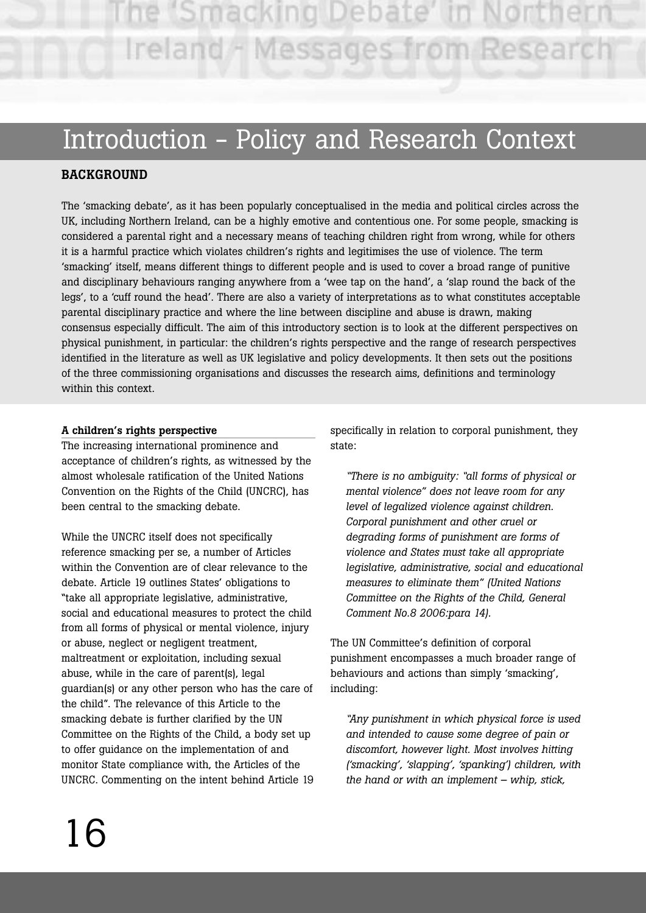# Introduction - Policy and Research Context

## BACKGROUND

The 'smacking debate', as it has been popularly conceptualised in the media and political circles across the UK, including Northern Ireland, can be a highly emotive and contentious one. For some people, smacking is considered a parental right and a necessary means of teaching children right from wrong, while for others it is a harmful practice which violates children's rights and legitimises the use of violence. The term 'smacking' itself, means different things to different people and is used to cover a broad range of punitive and disciplinary behaviours ranging anywhere from a 'wee tap on the hand', a 'slap round the back of the legs', to a 'cuff round the head'. There are also a variety of interpretations as to what constitutes acceptable parental disciplinary practice and where the line between discipline and abuse is drawn, making consensus especially difficult. The aim of this introductory section is to look at the different perspectives on physical punishment, in particular: the children's rights perspective and the range of research perspectives identified in the literature as well as UK legislative and policy developments. It then sets out the positions of the three commissioning organisations and discusses the research aims, definitions and terminology within this context.

### A children's rights perspective

The increasing international prominence and acceptance of children's rights, as witnessed by the almost wholesale ratification of the United Nations Convention on the Rights of the Child (UNCRC), has been central to the smacking debate.

While the UNCRC itself does not specifically reference smacking per se, a number of Articles within the Convention are of clear relevance to the debate. Article 19 outlines States' obligations to "take all appropriate legislative, administrative, social and educational measures to protect the child from all forms of physical or mental violence, injury or abuse, neglect or negligent treatment, maltreatment or exploitation, including sexual abuse, while in the care of parent(s), legal guardian(s) or any other person who has the care of the child". The relevance of this Article to the smacking debate is further clarified by the UN Committee on the Rights of the Child, a body set up to offer guidance on the implementation of and monitor State compliance with, the Articles of the UNCRC. Commenting on the intent behind Article 19 specifically in relation to corporal punishment, they state:

> *"There is no ambiguity: "all forms of physical or mental violence" does not leave room for any level of legalized violence against children. Corporal punishment and other cruel or degrading forms of punishment are forms of violence and States must take all appropriate legislative, administrative, social and educational measures to eliminate them" (United Nations Committee on the Rights of the Child, General Comment No.8 2006:para 14).*

The UN Committee's definition of corporal punishment encompasses a much broader range of behaviours and actions than simply 'smacking', including:

> *"Any punishment in which physical force is used and intended to cause some degree of pain or discomfort, however light. Most involves hitting ('smacking', 'slapping', 'spanking') children, with the hand or with an implement – whip, stick,*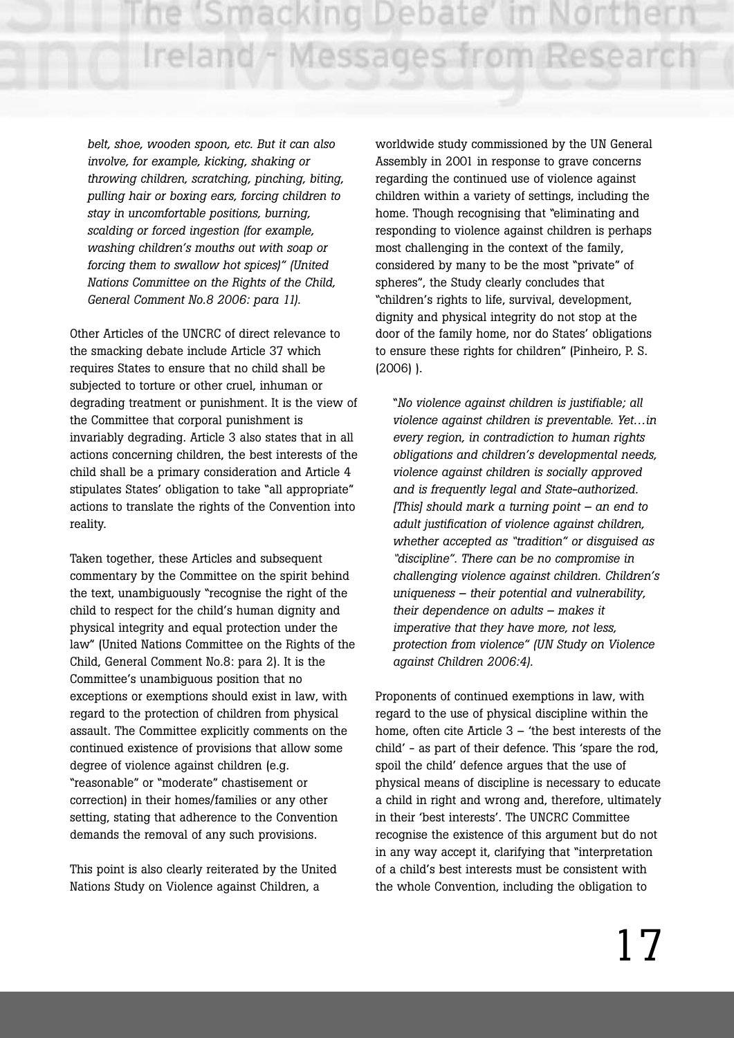*belt, shoe, wooden spoon, etc. But it can also involve, for example, kicking, shaking or throwing children, scratching, pinching, biting, pulling hair or boxing ears, forcing children to stay in uncomfortable positions, burning, scalding or forced ingestion (for example, washing children's mouths out with soap or forcing them to swallow hot spices)" (United Nations Committee on the Rights of the Child, General Comment No.8 2006: para 11).*

Other Articles of the UNCRC of direct relevance to the smacking debate include Article 37 which requires States to ensure that no child shall be subjected to torture or other cruel, inhuman or degrading treatment or punishment. It is the view of the Committee that corporal punishment is invariably degrading. Article 3 also states that in all actions concerning children, the best interests of the child shall be a primary consideration and Article 4 stipulates States' obligation to take "all appropriate" actions to translate the rights of the Convention into reality.

Taken together, these Articles and subsequent commentary by the Committee on the spirit behind the text, unambiguously "recognise the right of the child to respect for the child's human dignity and physical integrity and equal protection under the law" (United Nations Committee on the Rights of the Child, General Comment No.8: para 2). It is the Committee's unambiguous position that no exceptions or exemptions should exist in law, with regard to the protection of children from physical assault. The Committee explicitly comments on the continued existence of provisions that allow some degree of violence against children (e.g. "reasonable" or "moderate" chastisement or correction) in their homes/families or any other setting, stating that adherence to the Convention demands the removal of any such provisions.

This point is also clearly reiterated by the United Nations Study on Violence against Children, a worldwide study commissioned by the UN General Assembly in 2001 in response to grave concerns regarding the continued use of violence against children within a variety of settings, including the home. Though recognising that "eliminating and responding to violence against children is perhaps most challenging in the context of the family, considered by many to be the most "private" of spheres", the Study clearly concludes that "children's rights to life, survival, development, dignity and physical integrity do not stop at the door of the family home, nor do States' obligations to ensure these rights for children" (Pinheiro, P. S. (2006) ).

"*No violence against children is justifiable; all violence against children is preventable. Yet…in every region, in contradiction to human rights obligations and children's developmental needs, violence against children is socially approved and is frequently legal and State-authorized. [This] should mark a turning point – an end to adult justification of violence against children, whether accepted as "tradition" or disguised as "discipline". There can be no compromise in challenging violence against children. Children's uniqueness – their potential and vulnerability, their dependence on adults – makes it imperative that they have more, not less, protection from violence" (UN Study on Violence against Children 2006:4).*

Proponents of continued exemptions in law, with regard to the use of physical discipline within the home, often cite Article 3 – 'the best interests of the child' - as part of their defence. This 'spare the rod, spoil the child' defence argues that the use of physical means of discipline is necessary to educate a child in right and wrong and, therefore, ultimately in their 'best interests'. The UNCRC Committee recognise the existence of this argument but do not in any way accept it, clarifying that "interpretation of a child's best interests must be consistent with the whole Convention, including the obligation to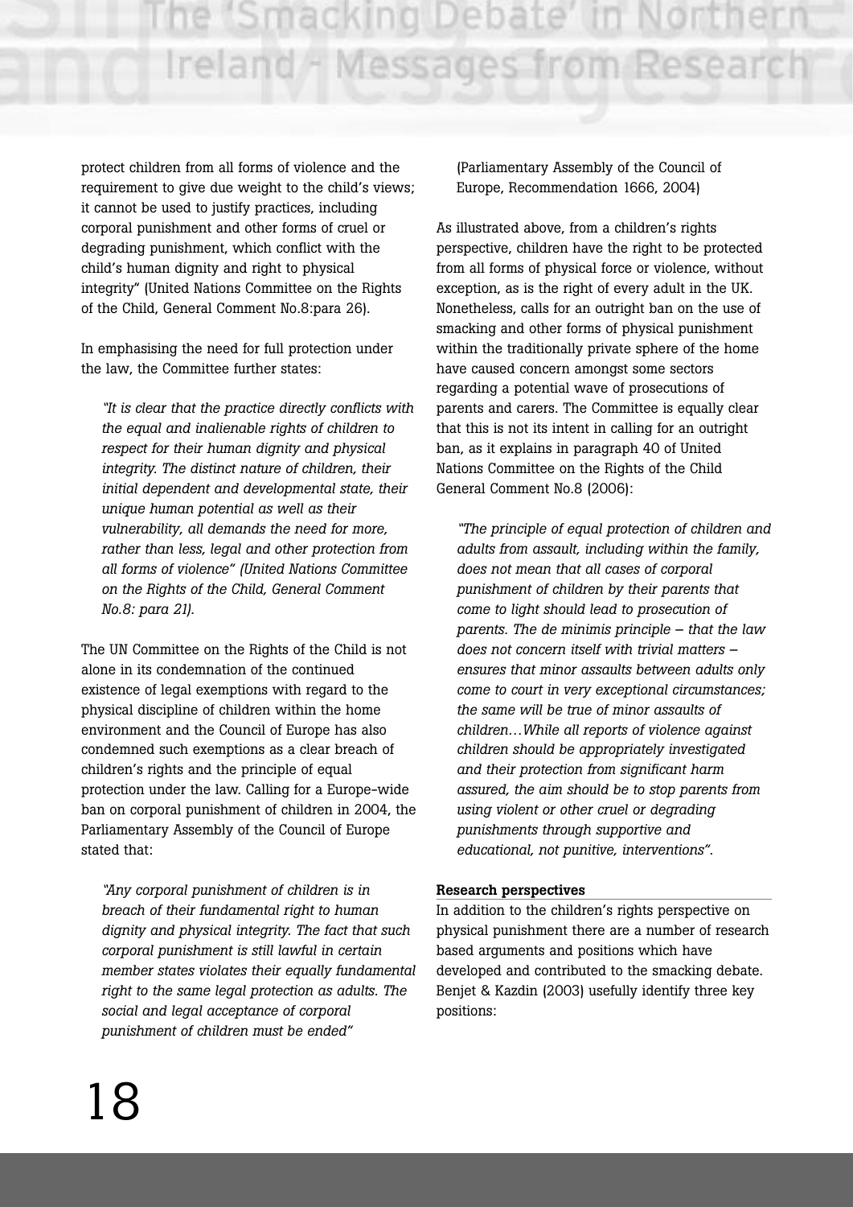protect children from all forms of violence and the requirement to give due weight to the child's views; it cannot be used to justify practices, including corporal punishment and other forms of cruel or degrading punishment, which conflict with the child's human dignity and right to physical integrity" (United Nations Committee on the Rights of the Child, General Comment No.8:para 26).

In emphasising the need for full protection under the law, the Committee further states:

> *"It is clear that the practice directly conflicts with the equal and inalienable rights of children to respect for their human dignity and physical integrity. The distinct nature of children, their initial dependent and developmental state, their unique human potential as well as their vulnerability, all demands the need for more, rather than less, legal and other protection from all forms of violence" (United Nations Committee on the Rights of the Child, General Comment No.8: para 21).*

The UN Committee on the Rights of the Child is not alone in its condemnation of the continued existence of legal exemptions with regard to the physical discipline of children within the home environment and the Council of Europe has also condemned such exemptions as a clear breach of children's rights and the principle of equal protection under the law. Calling for a Europe-wide ban on corporal punishment of children in 2004, the Parliamentary Assembly of the Council of Europe stated that:

> *"Any corporal punishment of children is in breach of their fundamental right to human dignity and physical integrity. The fact that such corporal punishment is still lawful in certain member states violates their equally fundamental right to the same legal protection as adults. The social and legal acceptance of corporal punishment of children must be ended"*
>
> (Parliamentary Assembly of the Council of Europe, Recommendation 1666, 2004)

As illustrated above, from a children's rights perspective, children have the right to be protected from all forms of physical force or violence, without exception, as is the right of every adult in the UK. Nonetheless, calls for an outright ban on the use of smacking and other forms of physical punishment within the traditionally private sphere of the home have caused concern amongst some sectors regarding a potential wave of prosecutions of parents and carers. The Committee is equally clear that this is not its intent in calling for an outright ban, as it explains in paragraph 40 of United Nations Committee on the Rights of the Child General Comment No.8 (2006):

> *"The principle of equal protection of children and adults from assault, including within the family, does not mean that all cases of corporal punishment of children by their parents that come to light should lead to prosecution of parents. The de minimis principle – that the law does not concern itself with trivial matters – ensures that minor assaults between adults only come to court in very exceptional circumstances; the same will be true of minor assaults of children…While all reports of violence against children should be appropriately investigated and their protection from significant harm assured, the aim should be to stop parents from using violent or other cruel or degrading punishments through supportive and educational, not punitive, interventions".*

**Research perspectives**

In addition to the children's rights perspective on physical punishment there are a number of research based arguments and positions which have developed and contributed to the smacking debate. Benjet & Kazdin (2003) usefully identify three key positions: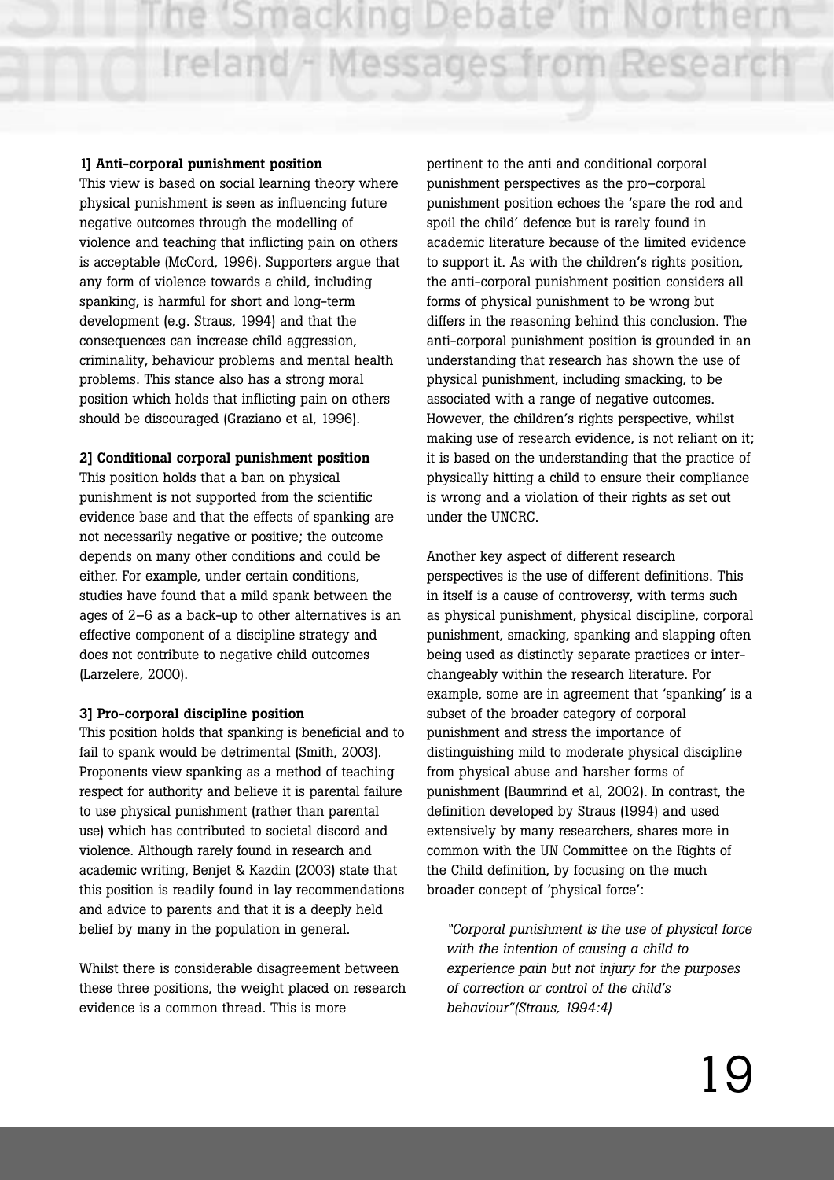**1] Anti-corporal punishment position**

This view is based on social learning theory where physical punishment is seen as influencing future negative outcomes through the modelling of violence and teaching that inflicting pain on others is acceptable (McCord, 1996). Supporters argue that any form of violence towards a child, including spanking, is harmful for short and long-term development (e.g. Straus, 1994) and that the consequences can increase child aggression, criminality, behaviour problems and mental health problems. This stance also has a strong moral position which holds that inflicting pain on others should be discouraged (Graziano et al, 1996).

**2] Conditional corporal punishment position**

This position holds that a ban on physical punishment is not supported from the scientific evidence base and that the effects of spanking are not necessarily negative or positive; the outcome depends on many other conditions and could be either. For example, under certain conditions, studies have found that a mild spank between the ages of 2–6 as a back-up to other alternatives is an effective component of a discipline strategy and does not contribute to negative child outcomes (Larzelere, 2000).

**3] Pro-corporal discipline position**

This position holds that spanking is beneficial and to fail to spank would be detrimental (Smith, 2003). Proponents view spanking as a method of teaching respect for authority and believe it is parental failure to use physical punishment (rather than parental use) which has contributed to societal discord and violence. Although rarely found in research and academic writing, Benjet & Kazdin (2003) state that this position is readily found in lay recommendations and advice to parents and that it is a deeply held belief by many in the population in general.

Whilst there is considerable disagreement between these three positions, the weight placed on research evidence is a common thread. This is more pertinent to the anti and conditional corporal punishment perspectives as the pro–corporal punishment position echoes the 'spare the rod and spoil the child' defence but is rarely found in academic literature because of the limited evidence to support it. As with the children's rights position, the anti-corporal punishment position considers all forms of physical punishment to be wrong but differs in the reasoning behind this conclusion. The anti-corporal punishment position is grounded in an understanding that research has shown the use of physical punishment, including smacking, to be associated with a range of negative outcomes. However, the children's rights perspective, whilst making use of research evidence, is not reliant on it; it is based on the understanding that the practice of physically hitting a child to ensure their compliance is wrong and a violation of their rights as set out under the UNCRC.

Another key aspect of different research perspectives is the use of different definitions. This in itself is a cause of controversy, with terms such as physical punishment, physical discipline, corporal punishment, smacking, spanking and slapping often being used as distinctly separate practices or interchangeably within the research literature. For example, some are in agreement that 'spanking' is a subset of the broader category of corporal punishment and stress the importance of distinguishing mild to moderate physical discipline from physical abuse and harsher forms of punishment (Baumrind et al, 2002). In contrast, the definition developed by Straus (1994) and used extensively by many researchers, shares more in common with the UN Committee on the Rights of the Child definition, by focusing on the much broader concept of 'physical force':

> *"Corporal punishment is the use of physical force with the intention of causing a child to experience pain but not injury for the purposes of correction or control of the child's behaviour"(Straus, 1994:4)*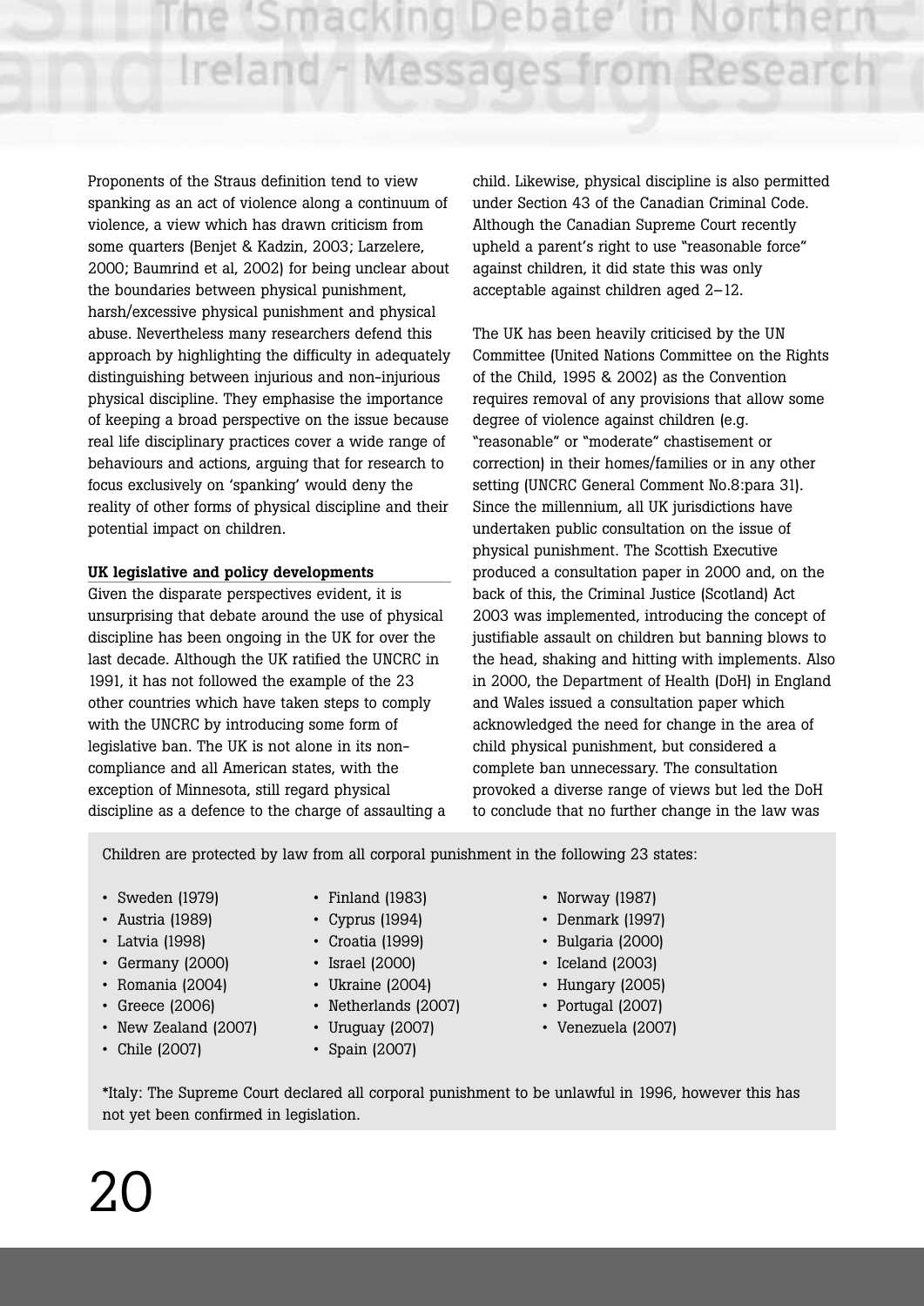Proponents of the Straus definition tend to view spanking as an act of violence along a continuum of violence, a view which has drawn criticism from some quarters (Benjet & Kadzin, 2003; Larzelere, 2000; Baumrind et al, 2002) for being unclear about the boundaries between physical punishment, harsh/excessive physical punishment and physical abuse. Nevertheless many researchers defend this approach by highlighting the difficulty in adequately distinguishing between injurious and non-injurious physical discipline. They emphasise the importance of keeping a broad perspective on the issue because real life disciplinary practices cover a wide range of behaviours and actions, arguing that for research to focus exclusively on 'spanking' would deny the reality of other forms of physical discipline and their potential impact on children.

**UK legislative and policy developments**

Given the disparate perspectives evident, it is unsurprising that debate around the use of physical discipline has been ongoing in the UK for over the last decade. Although the UK ratified the UNCRC in 1991, it has not followed the example of the 23 other countries which have taken steps to comply with the UNCRC by introducing some form of legislative ban. The UK is not alone in its non-compliance and all American states, with the exception of Minnesota, still regard physical discipline as a defence to the charge of assaulting a child. Likewise, physical discipline is also permitted under Section 43 of the Canadian Criminal Code. Although the Canadian Supreme Court recently upheld a parent's right to use "reasonable force" against children, it did state this was only acceptable against children aged 2–12.

The UK has been heavily criticised by the UN Committee (United Nations Committee on the Rights of the Child, 1995 & 2002) as the Convention requires removal of any provisions that allow some degree of violence against children (e.g. "reasonable" or "moderate" chastisement or correction) in their homes/families or in any other setting (UNCRC General Comment No.8:para 31). Since the millennium, all UK jurisdictions have undertaken public consultation on the issue of physical punishment. The Scottish Executive produced a consultation paper in 2000 and, on the back of this, the Criminal Justice (Scotland) Act 2003 was implemented, introducing the concept of justifiable assault on children but banning blows to the head, shaking and hitting with implements. Also in 2000, the Department of Health (DoH) in England and Wales issued a consultation paper which acknowledged the need for change in the area of child physical punishment, but considered a complete ban unnecessary. The consultation provoked a diverse range of views but led the DoH to conclude that no further change in the law was

Children are protected by law from all corporal punishment in the following 23 states:

- Sweden (1979)
- Finland (1983)
- Norway (1987)
- Austria (1989)
- Cyprus (1994)
- Denmark (1997)
- Latvia (1998)
- Croatia (1999)
- Bulgaria (2000)
- Germany (2000)
- Israel (2000)
- Iceland (2003)
- Romania (2004)
- Ukraine (2004)
- Hungary (2005)
- Greece (2006)
- Netherlands (2007)
- Portugal (2007)
- New Zealand (2007)
- Uruguay (2007)
- Venezuela (2007)
- Chile (2007)
- Spain (2007)

*Italy: The Supreme Court declared all corporal punishment to be unlawful in 1996, however this has not yet been confirmed in legislation.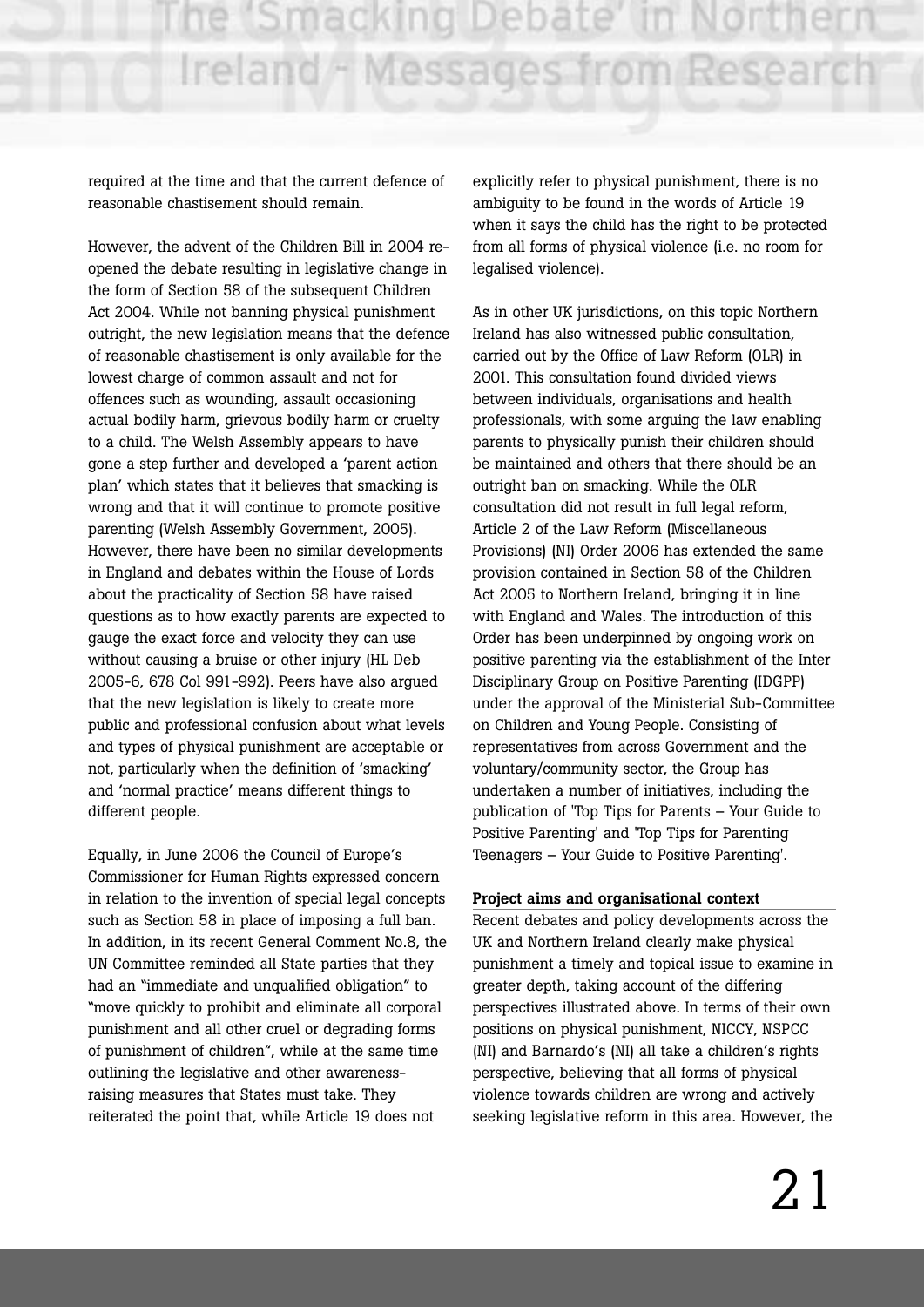required at the time and that the current defence of reasonable chastisement should remain.

However, the advent of the Children Bill in 2004 re-opened the debate resulting in legislative change in the form of Section 58 of the subsequent Children Act 2004. While not banning physical punishment outright, the new legislation means that the defence of reasonable chastisement is only available for the lowest charge of common assault and not for offences such as wounding, assault occasioning actual bodily harm, grievous bodily harm or cruelty to a child. The Welsh Assembly appears to have gone a step further and developed a 'parent action plan' which states that it believes that smacking is wrong and that it will continue to promote positive parenting (Welsh Assembly Government, 2005). However, there have been no similar developments in England and debates within the House of Lords about the practicality of Section 58 have raised questions as to how exactly parents are expected to gauge the exact force and velocity they can use without causing a bruise or other injury (HL Deb 2005-6, 678 Col 991-992). Peers have also argued that the new legislation is likely to create more public and professional confusion about what levels and types of physical punishment are acceptable or not, particularly when the definition of 'smacking' and 'normal practice' means different things to different people.

Equally, in June 2006 the Council of Europe's Commissioner for Human Rights expressed concern in relation to the invention of special legal concepts such as Section 58 in place of imposing a full ban. In addition, in its recent General Comment No.8, the UN Committee reminded all State parties that they had an "immediate and unqualified obligation" to "move quickly to prohibit and eliminate all corporal punishment and all other cruel or degrading forms of punishment of children", while at the same time outlining the legislative and other awareness-raising measures that States must take. They reiterated the point that, while Article 19 does not explicitly refer to physical punishment, there is no ambiguity to be found in the words of Article 19 when it says the child has the right to be protected from all forms of physical violence (i.e. no room for legalised violence).

As in other UK jurisdictions, on this topic Northern Ireland has also witnessed public consultation, carried out by the Office of Law Reform (OLR) in 2001. This consultation found divided views between individuals, organisations and health professionals, with some arguing the law enabling parents to physically punish their children should be maintained and others that there should be an outright ban on smacking. While the OLR consultation did not result in full legal reform, Article 2 of the Law Reform (Miscellaneous Provisions) (NI) Order 2006 has extended the same provision contained in Section 58 of the Children Act 2005 to Northern Ireland, bringing it in line with England and Wales. The introduction of this Order has been underpinned by ongoing work on positive parenting via the establishment of the Inter Disciplinary Group on Positive Parenting (IDGPP) under the approval of the Ministerial Sub-Committee on Children and Young People. Consisting of representatives from across Government and the voluntary/community sector, the Group has undertaken a number of initiatives, including the publication of 'Top Tips for Parents – Your Guide to Positive Parenting' and 'Top Tips for Parenting Teenagers – Your Guide to Positive Parenting'.

**Project aims and organisational context**

Recent debates and policy developments across the UK and Northern Ireland clearly make physical punishment a timely and topical issue to examine in greater depth, taking account of the differing perspectives illustrated above. In terms of their own positions on physical punishment, NICCY, NSPCC (NI) and Barnardo's (NI) all take a children's rights perspective, believing that all forms of physical violence towards children are wrong and actively seeking legislative reform in this area. However, the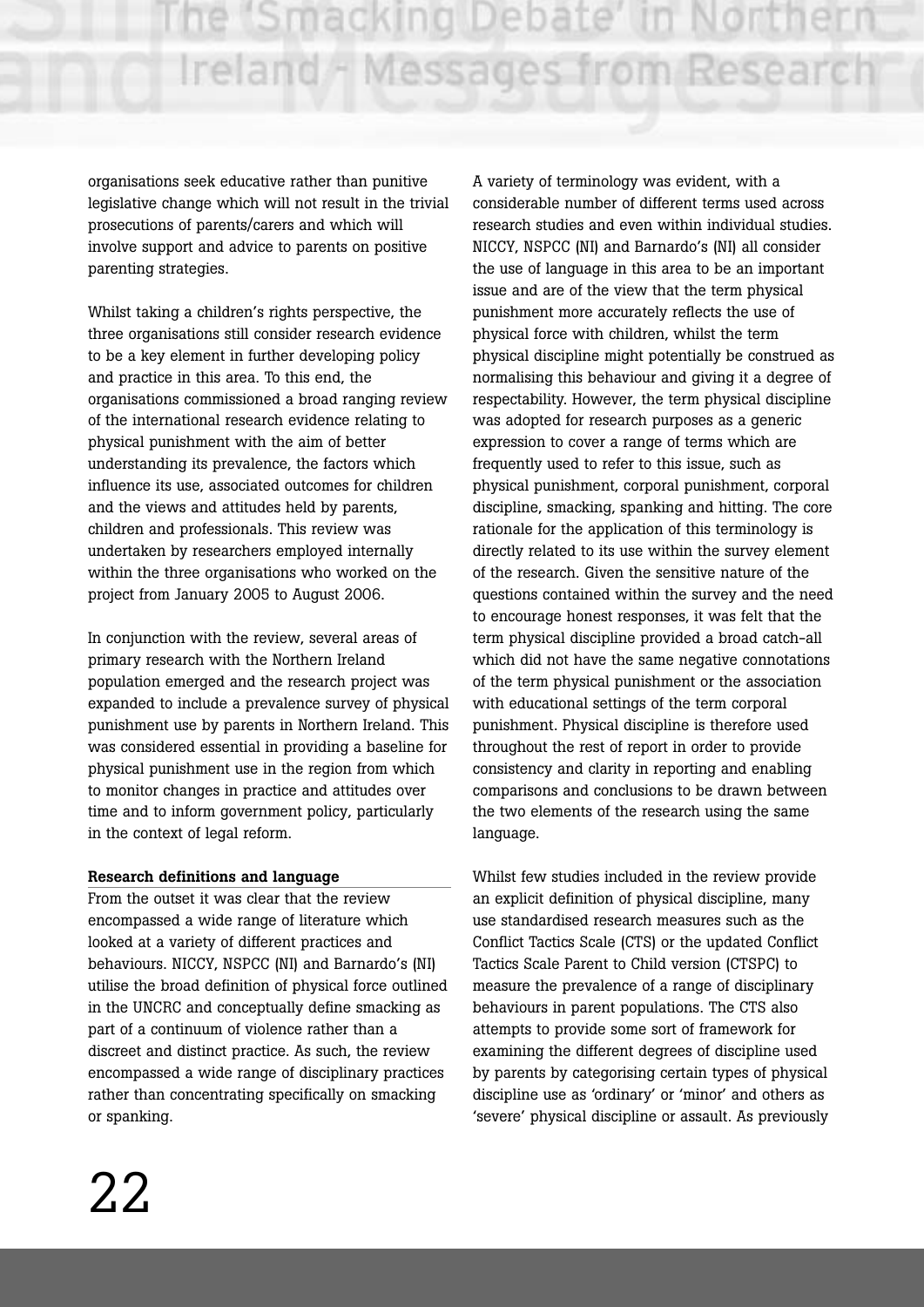organisations seek educative rather than punitive legislative change which will not result in the trivial prosecutions of parents/carers and which will involve support and advice to parents on positive parenting strategies.

Whilst taking a children's rights perspective, the three organisations still consider research evidence to be a key element in further developing policy and practice in this area. To this end, the organisations commissioned a broad ranging review of the international research evidence relating to physical punishment with the aim of better understanding its prevalence, the factors which influence its use, associated outcomes for children and the views and attitudes held by parents, children and professionals. This review was undertaken by researchers employed internally within the three organisations who worked on the project from January 2005 to August 2006.

In conjunction with the review, several areas of primary research with the Northern Ireland population emerged and the research project was expanded to include a prevalence survey of physical punishment use by parents in Northern Ireland. This was considered essential in providing a baseline for physical punishment use in the region from which to monitor changes in practice and attitudes over time and to inform government policy, particularly in the context of legal reform.

**Research definitions and language**

From the outset it was clear that the review encompassed a wide range of literature which looked at a variety of different practices and behaviours. NICCY, NSPCC (NI) and Barnardo's (NI) utilise the broad definition of physical force outlined in the UNCRC and conceptually define smacking as part of a continuum of violence rather than a discreet and distinct practice. As such, the review encompassed a wide range of disciplinary practices rather than concentrating specifically on smacking or spanking.

A variety of terminology was evident, with a considerable number of different terms used across research studies and even within individual studies. NICCY, NSPCC (NI) and Barnardo's (NI) all consider the use of language in this area to be an important issue and are of the view that the term physical punishment more accurately reflects the use of physical force with children, whilst the term physical discipline might potentially be construed as normalising this behaviour and giving it a degree of respectability. However, the term physical discipline was adopted for research purposes as a generic expression to cover a range of terms which are frequently used to refer to this issue, such as physical punishment, corporal punishment, corporal discipline, smacking, spanking and hitting. The core rationale for the application of this terminology is directly related to its use within the survey element of the research. Given the sensitive nature of the questions contained within the survey and the need to encourage honest responses, it was felt that the term physical discipline provided a broad catch-all which did not have the same negative connotations of the term physical punishment or the association with educational settings of the term corporal punishment. Physical discipline is therefore used throughout the rest of report in order to provide consistency and clarity in reporting and enabling comparisons and conclusions to be drawn between the two elements of the research using the same language.

Whilst few studies included in the review provide an explicit definition of physical discipline, many use standardised research measures such as the Conflict Tactics Scale (CTS) or the updated Conflict Tactics Scale Parent to Child version (CTSPC) to measure the prevalence of a range of disciplinary behaviours in parent populations. The CTS also attempts to provide some sort of framework for examining the different degrees of discipline used by parents by categorising certain types of physical discipline use as 'ordinary' or 'minor' and others as 'severe' physical discipline or assault. As previously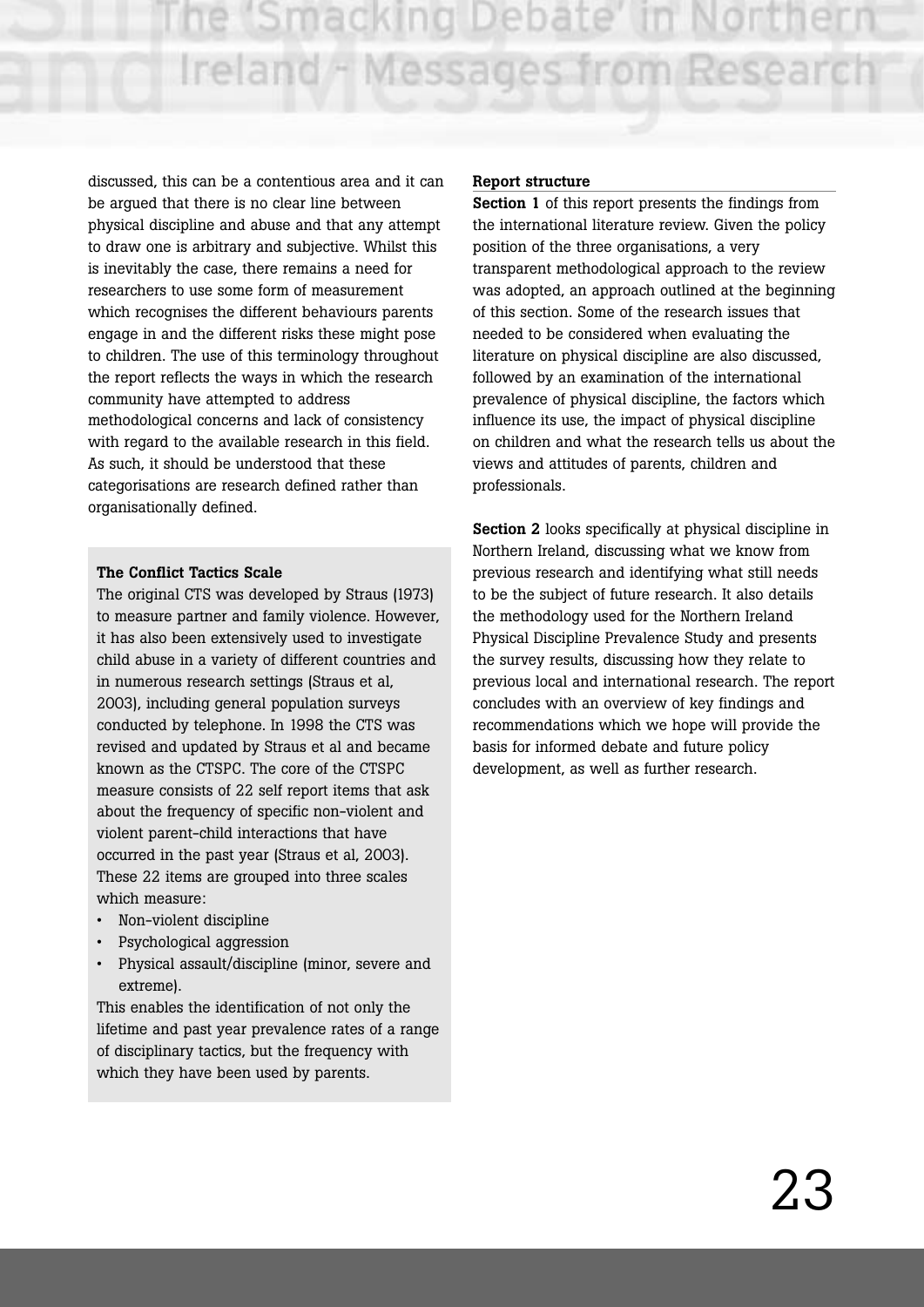discussed, this can be a contentious area and it can be argued that there is no clear line between physical discipline and abuse and that any attempt to draw one is arbitrary and subjective. Whilst this is inevitably the case, there remains a need for researchers to use some form of measurement which recognises the different behaviours parents engage in and the different risks these might pose to children. The use of this terminology throughout the report reflects the ways in which the research community have attempted to address methodological concerns and lack of consistency with regard to the available research in this field. As such, it should be understood that these categorisations are research defined rather than organisationally defined.

**The Conflict Tactics Scale**

The original CTS was developed by Straus (1973) to measure partner and family violence. However, it has also been extensively used to investigate child abuse in a variety of different countries and in numerous research settings (Straus et al, 2003), including general population surveys conducted by telephone. In 1998 the CTS was revised and updated by Straus et al and became known as the CTSPC. The core of the CTSPC measure consists of 22 self report items that ask about the frequency of specific non-violent and violent parent-child interactions that have occurred in the past year (Straus et al, 2003). These 22 items are grouped into three scales which measure:

- Non-violent discipline
- Psychological aggression
- Physical assault/discipline (minor, severe and extreme).

This enables the identification of not only the lifetime and past year prevalence rates of a range of disciplinary tactics, but the frequency with which they have been used by parents.

**Report structure**

**Section 1** of this report presents the findings from the international literature review. Given the policy position of the three organisations, a very transparent methodological approach to the review was adopted, an approach outlined at the beginning of this section. Some of the research issues that needed to be considered when evaluating the literature on physical discipline are also discussed, followed by an examination of the international prevalence of physical discipline, the factors which influence its use, the impact of physical discipline on children and what the research tells us about the views and attitudes of parents, children and professionals.

**Section 2** looks specifically at physical discipline in Northern Ireland, discussing what we know from previous research and identifying what still needs to be the subject of future research. It also details the methodology used for the Northern Ireland Physical Discipline Prevalence Study and presents the survey results, discussing how they relate to previous local and international research. The report concludes with an overview of key findings and recommendations which we hope will provide the basis for informed debate and future policy development, as well as further research.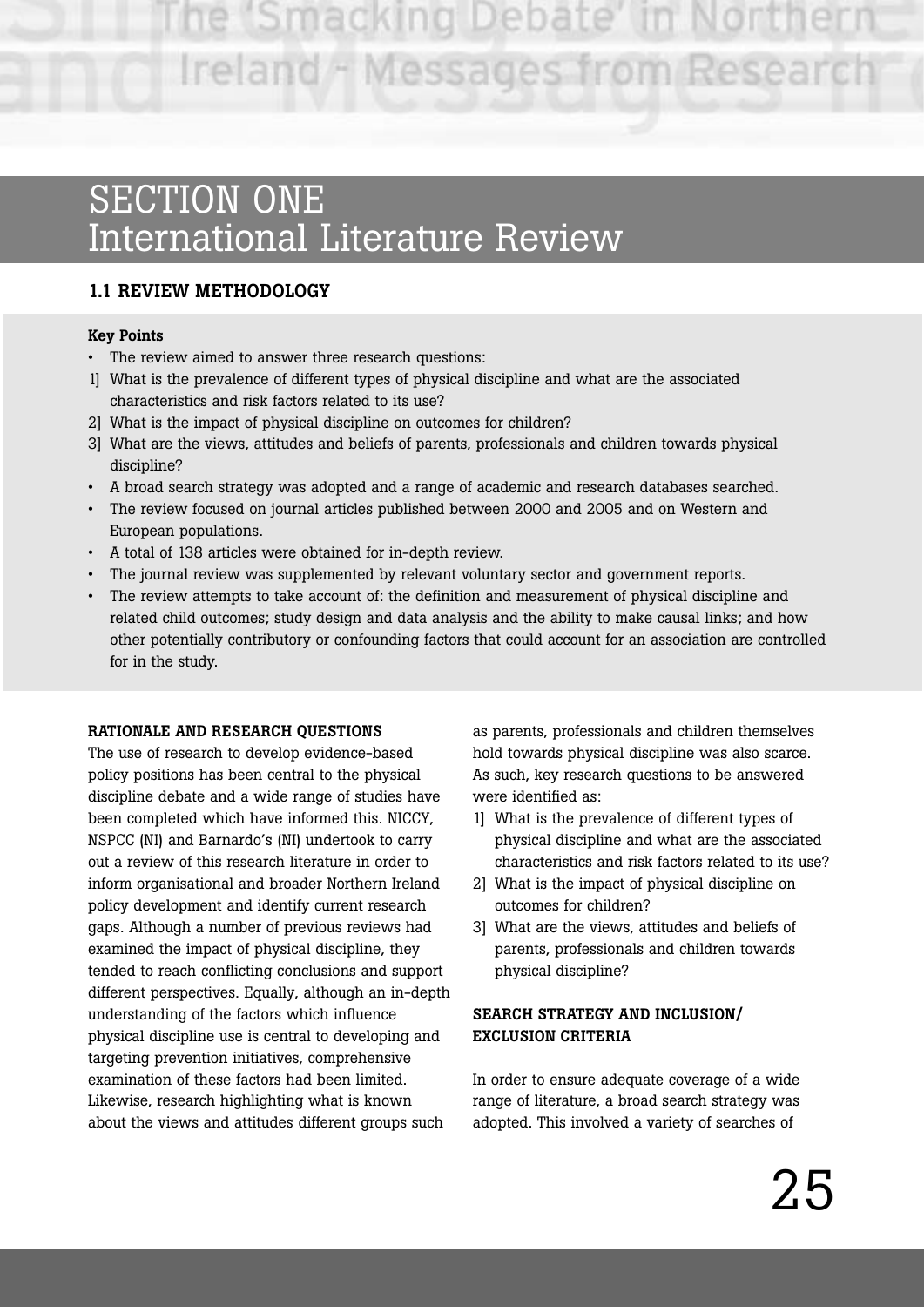# SECTION ONE
# International Literature Review

## 1.1 REVIEW METHODOLOGY

**Key Points**

- The review aimed to answer three research questions:
1] What is the prevalence of different types of physical discipline and what are the associated characteristics and risk factors related to its use?
2] What is the impact of physical discipline on outcomes for children?
3] What are the views, attitudes and beliefs of parents, professionals and children towards physical discipline?
- A broad search strategy was adopted and a range of academic and research databases searched.
- The review focused on journal articles published between 2000 and 2005 and on Western and European populations.
- A total of 138 articles were obtained for in-depth review.
- The journal review was supplemented by relevant voluntary sector and government reports.
- The review attempts to take account of: the definition and measurement of physical discipline and related child outcomes; study design and data analysis and the ability to make causal links; and how other potentially contributory or confounding factors that could account for an association are controlled for in the study.

### RATIONALE AND RESEARCH QUESTIONS

The use of research to develop evidence-based policy positions has been central to the physical discipline debate and a wide range of studies have been completed which have informed this. NICCY, NSPCC (NI) and Barnardo's (NI) undertook to carry out a review of this research literature in order to inform organisational and broader Northern Ireland policy development and identify current research gaps. Although a number of previous reviews had examined the impact of physical discipline, they tended to reach conflicting conclusions and support different perspectives. Equally, although an in-depth understanding of the factors which influence physical discipline use is central to developing and targeting prevention initiatives, comprehensive examination of these factors had been limited. Likewise, research highlighting what is known about the views and attitudes different groups such as parents, professionals and children themselves hold towards physical discipline was also scarce. As such, key research questions to be answered were identified as:

1] What is the prevalence of different types of physical discipline and what are the associated characteristics and risk factors related to its use?
2] What is the impact of physical discipline on outcomes for children?
3] What are the views, attitudes and beliefs of parents, professionals and children towards physical discipline?

### SEARCH STRATEGY AND INCLUSION/ EXCLUSION CRITERIA

In order to ensure adequate coverage of a wide range of literature, a broad search strategy was adopted. This involved a variety of searches of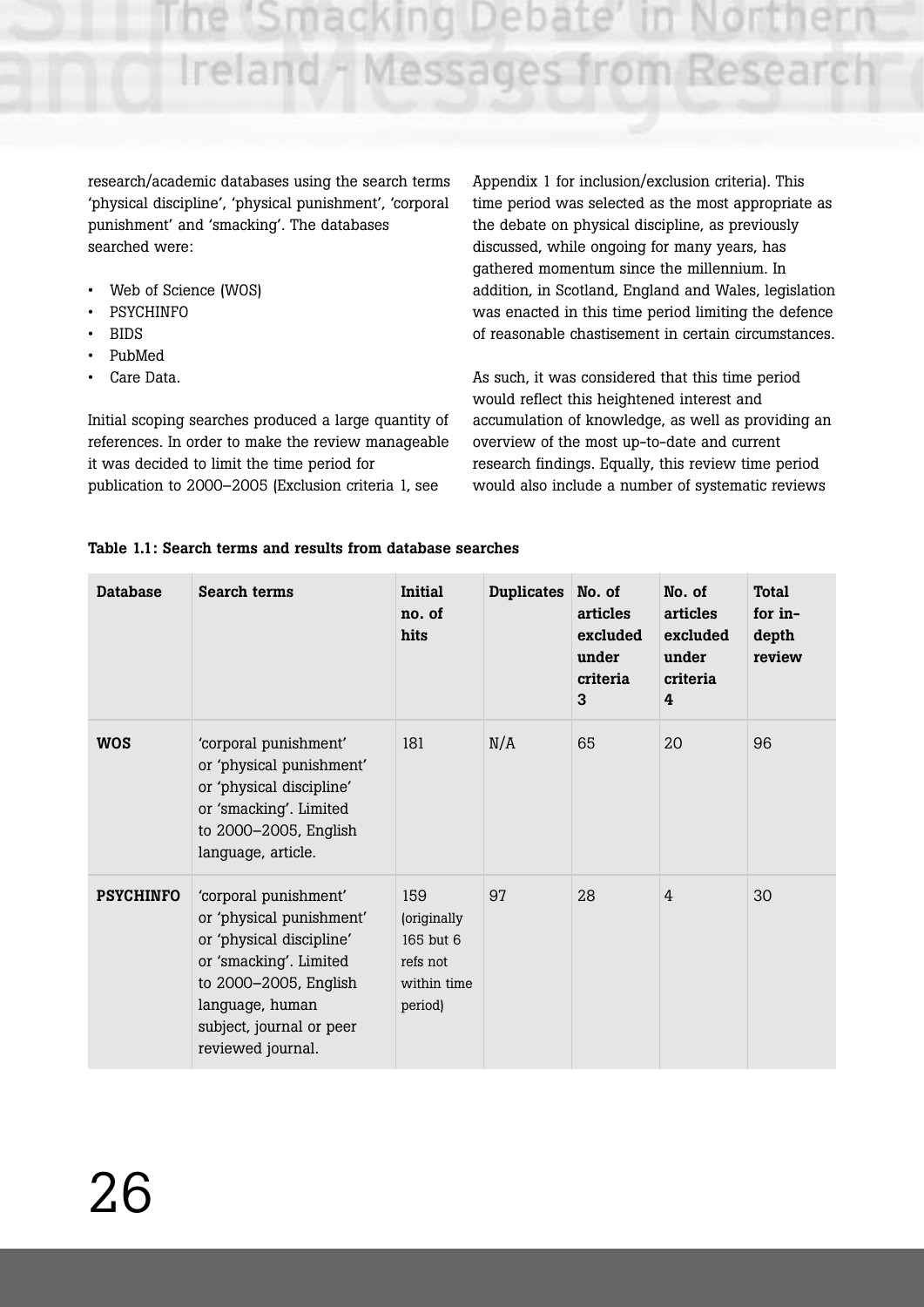research/academic databases using the search terms 'physical discipline', 'physical punishment', 'corporal punishment' and 'smacking'. The databases searched were:

- Web of Science (WOS)
- PSYCHINFO
- BIDS
- PubMed
- Care Data.

Initial scoping searches produced a large quantity of references. In order to make the review manageable it was decided to limit the time period for publication to 2000–2005 (Exclusion criteria 1, see Appendix 1 for inclusion/exclusion criteria). This time period was selected as the most appropriate as the debate on physical discipline, as previously discussed, while ongoing for many years, has gathered momentum since the millennium. In addition, in Scotland, England and Wales, legislation was enacted in this time period limiting the defence of reasonable chastisement in certain circumstances.

As such, it was considered that this time period would reflect this heightened interest and accumulation of knowledge, as well as providing an overview of the most up-to-date and current research findings. Equally, this review time period would also include a number of systematic reviews

**Table 1.1: Search terms and results from database searches**

| Database | Search terms | Initial no. of hits | Duplicates | No. of articles excluded under criteria 3 | No. of articles excluded under criteria 4 | Total for in-depth review |
|---|---|---|---|---|---|---|
| **WOS** | 'corporal punishment' or 'physical punishment' or 'physical discipline' or 'smacking'. Limited to 2000–2005, English language, article. | 181 | N/A | 65 | 20 | 96 |
| **PSYCHINFO** | 'corporal punishment' or 'physical punishment' or 'physical discipline' or 'smacking'. Limited to 2000–2005, English language, human subject, journal or peer reviewed journal. | 159 (originally 165 but 6 refs not within time period) | 97 | 28 | 4 | 30 |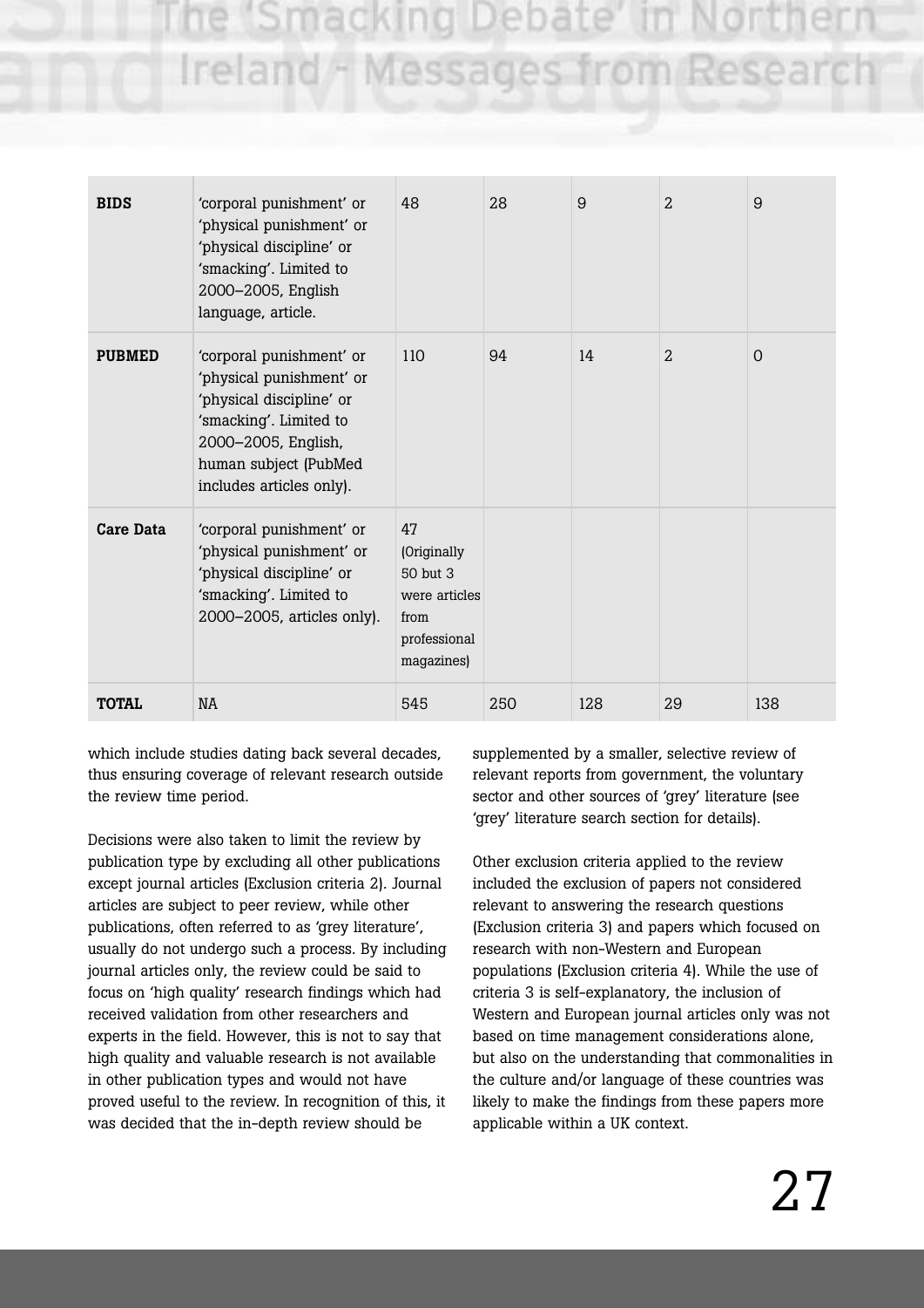| BIDS | 'corporal punishment' or 'physical punishment' or 'physical discipline' or 'smacking'. Limited to 2000–2005, English language, article. | 48 | 28 | 9 | 2 | 9 |
|---|---|---|---|---|---|---|
| **PUBMED** | 'corporal punishment' or 'physical punishment' or 'physical discipline' or 'smacking'. Limited to 2000–2005, English, human subject (PubMed includes articles only). | 110 | 94 | 14 | 2 | 0 |
| **Care Data** | 'corporal punishment' or 'physical punishment' or 'physical discipline' or 'smacking'. Limited to 2000–2005, articles only). | 47 (Originally 50 but 3 were articles from professional magazines) | | | | |
| **TOTAL** | NA | 545 | 250 | 128 | 29 | 138 |

which include studies dating back several decades, thus ensuring coverage of relevant research outside the review time period.

Decisions were also taken to limit the review by publication type by excluding all other publications except journal articles (Exclusion criteria 2). Journal articles are subject to peer review, while other publications, often referred to as 'grey literature', usually do not undergo such a process. By including journal articles only, the review could be said to focus on 'high quality' research findings which had received validation from other researchers and experts in the field. However, this is not to say that high quality and valuable research is not available in other publication types and would not have proved useful to the review. In recognition of this, it was decided that the in-depth review should be supplemented by a smaller, selective review of relevant reports from government, the voluntary sector and other sources of 'grey' literature (see 'grey' literature search section for details).

Other exclusion criteria applied to the review included the exclusion of papers not considered relevant to answering the research questions (Exclusion criteria 3) and papers which focused on research with non-Western and European populations (Exclusion criteria 4). While the use of criteria 3 is self-explanatory, the inclusion of Western and European journal articles only was not based on time management considerations alone, but also on the understanding that commonalities in the culture and/or language of these countries was likely to make the findings from these papers more applicable within a UK context.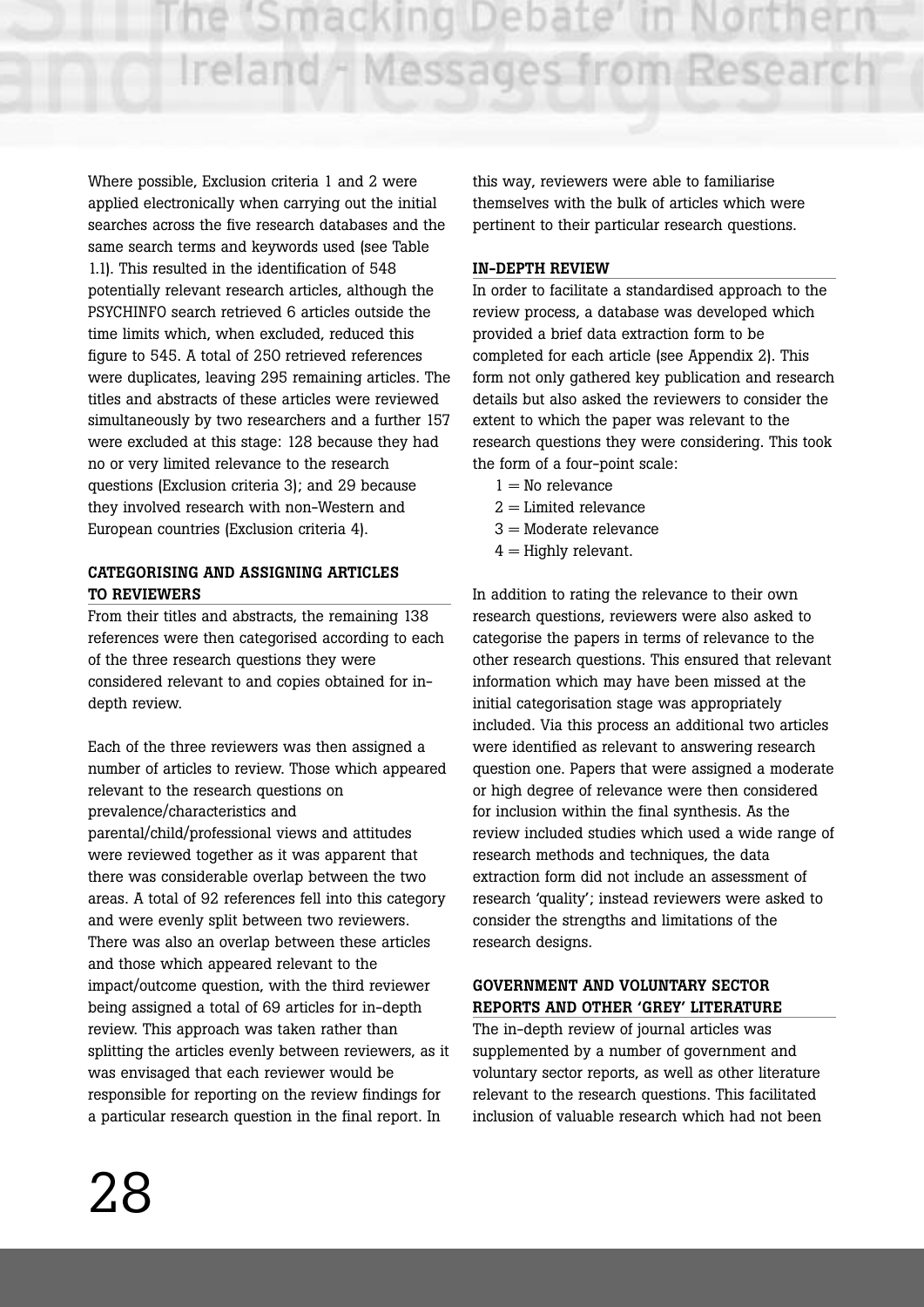Where possible, Exclusion criteria 1 and 2 were applied electronically when carrying out the initial searches across the five research databases and the same search terms and keywords used (see Table 1.1). This resulted in the identification of 548 potentially relevant research articles, although the PSYCHINFO search retrieved 6 articles outside the time limits which, when excluded, reduced this figure to 545. A total of 250 retrieved references were duplicates, leaving 295 remaining articles. The titles and abstracts of these articles were reviewed simultaneously by two researchers and a further 157 were excluded at this stage: 128 because they had no or very limited relevance to the research questions (Exclusion criteria 3); and 29 because they involved research with non-Western and European countries (Exclusion criteria 4).

### CATEGORISING AND ASSIGNING ARTICLES TO REVIEWERS

From their titles and abstracts, the remaining 138 references were then categorised according to each of the three research questions they were considered relevant to and copies obtained for in-depth review.

Each of the three reviewers was then assigned a number of articles to review. Those which appeared relevant to the research questions on prevalence/characteristics and parental/child/professional views and attitudes were reviewed together as it was apparent that there was considerable overlap between the two areas. A total of 92 references fell into this category and were evenly split between two reviewers. There was also an overlap between these articles and those which appeared relevant to the impact/outcome question, with the third reviewer being assigned a total of 69 articles for in-depth review. This approach was taken rather than splitting the articles evenly between reviewers, as it was envisaged that each reviewer would be responsible for reporting on the review findings for a particular research question in the final report. In this way, reviewers were able to familiarise themselves with the bulk of articles which were pertinent to their particular research questions.

### IN-DEPTH REVIEW

In order to facilitate a standardised approach to the review process, a database was developed which provided a brief data extraction form to be completed for each article (see Appendix 2). This form not only gathered key publication and research details but also asked the reviewers to consider the extent to which the paper was relevant to the research questions they were considering. This took the form of a four-point scale:

1 = No relevance
2 = Limited relevance
3 = Moderate relevance
4 = Highly relevant.

In addition to rating the relevance to their own research questions, reviewers were also asked to categorise the papers in terms of relevance to the other research questions. This ensured that relevant information which may have been missed at the initial categorisation stage was appropriately included. Via this process an additional two articles were identified as relevant to answering research question one. Papers that were assigned a moderate or high degree of relevance were then considered for inclusion within the final synthesis. As the review included studies which used a wide range of research methods and techniques, the data extraction form did not include an assessment of research 'quality'; instead reviewers were asked to consider the strengths and limitations of the research designs.

### GOVERNMENT AND VOLUNTARY SECTOR REPORTS AND OTHER 'GREY' LITERATURE

The in-depth review of journal articles was supplemented by a number of government and voluntary sector reports, as well as other literature relevant to the research questions. This facilitated inclusion of valuable research which had not been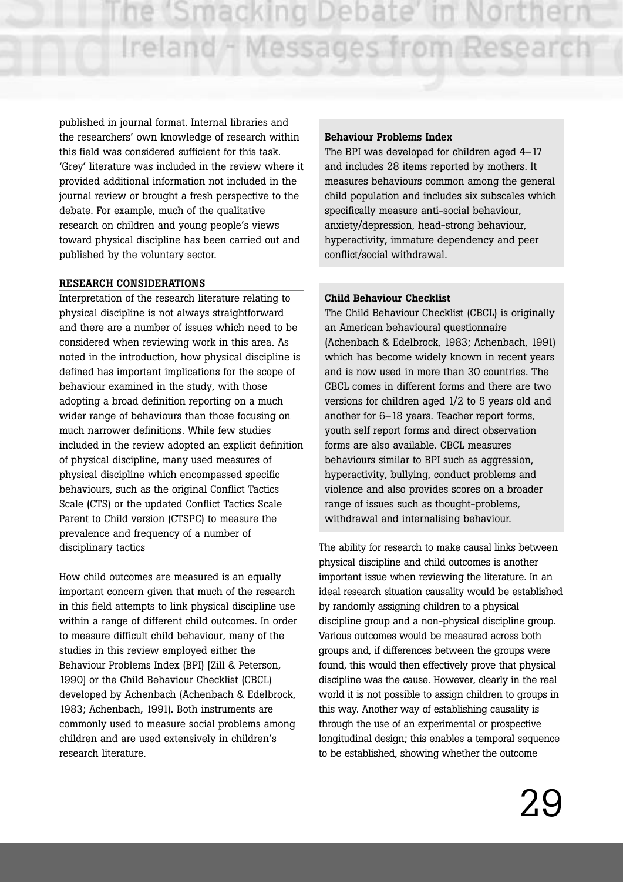published in journal format. Internal libraries and the researchers' own knowledge of research within this field was considered sufficient for this task. 'Grey' literature was included in the review where it provided additional information not included in the journal review or brought a fresh perspective to the debate. For example, much of the qualitative research on children and young people's views toward physical discipline has been carried out and published by the voluntary sector.

## RESEARCH CONSIDERATIONS

Interpretation of the research literature relating to physical discipline is not always straightforward and there are a number of issues which need to be considered when reviewing work in this area. As noted in the introduction, how physical discipline is defined has important implications for the scope of behaviour examined in the study, with those adopting a broad definition reporting on a much wider range of behaviours than those focusing on much narrower definitions. While few studies included in the review adopted an explicit definition of physical discipline, many used measures of physical discipline which encompassed specific behaviours, such as the original Conflict Tactics Scale (CTS) or the updated Conflict Tactics Scale Parent to Child version (CTSPC) to measure the prevalence and frequency of a number of disciplinary tactics

How child outcomes are measured is an equally important concern given that much of the research in this field attempts to link physical discipline use within a range of different child outcomes. In order to measure difficult child behaviour, many of the studies in this review employed either the Behaviour Problems Index (BPI) [Zill & Peterson, 1990] or the Child Behaviour Checklist (CBCL) developed by Achenbach (Achenbach & Edelbrock, 1983; Achenbach, 1991). Both instruments are commonly used to measure social problems among children and are used extensively in children's research literature.

**Behaviour Problems Index**

The BPI was developed for children aged 4–17 and includes 28 items reported by mothers. It measures behaviours common among the general child population and includes six subscales which specifically measure anti-social behaviour, anxiety/depression, head-strong behaviour, hyperactivity, immature dependency and peer conflict/social withdrawal.

**Child Behaviour Checklist**

The Child Behaviour Checklist (CBCL) is originally an American behavioural questionnaire (Achenbach & Edelbrock, 1983; Achenbach, 1991) which has become widely known in recent years and is now used in more than 30 countries. The CBCL comes in different forms and there are two versions for children aged 1/2 to 5 years old and another for 6–18 years. Teacher report forms, youth self report forms and direct observation forms are also available. CBCL measures behaviours similar to BPI such as aggression, hyperactivity, bullying, conduct problems and violence and also provides scores on a broader range of issues such as thought-problems, withdrawal and internalising behaviour.

The ability for research to make causal links between physical discipline and child outcomes is another important issue when reviewing the literature. In an ideal research situation causality would be established by randomly assigning children to a physical discipline group and a non-physical discipline group. Various outcomes would be measured across both groups and, if differences between the groups were found, this would then effectively prove that physical discipline was the cause. However, clearly in the real world it is not possible to assign children to groups in this way. Another way of establishing causality is through the use of an experimental or prospective longitudinal design; this enables a temporal sequence to be established, showing whether the outcome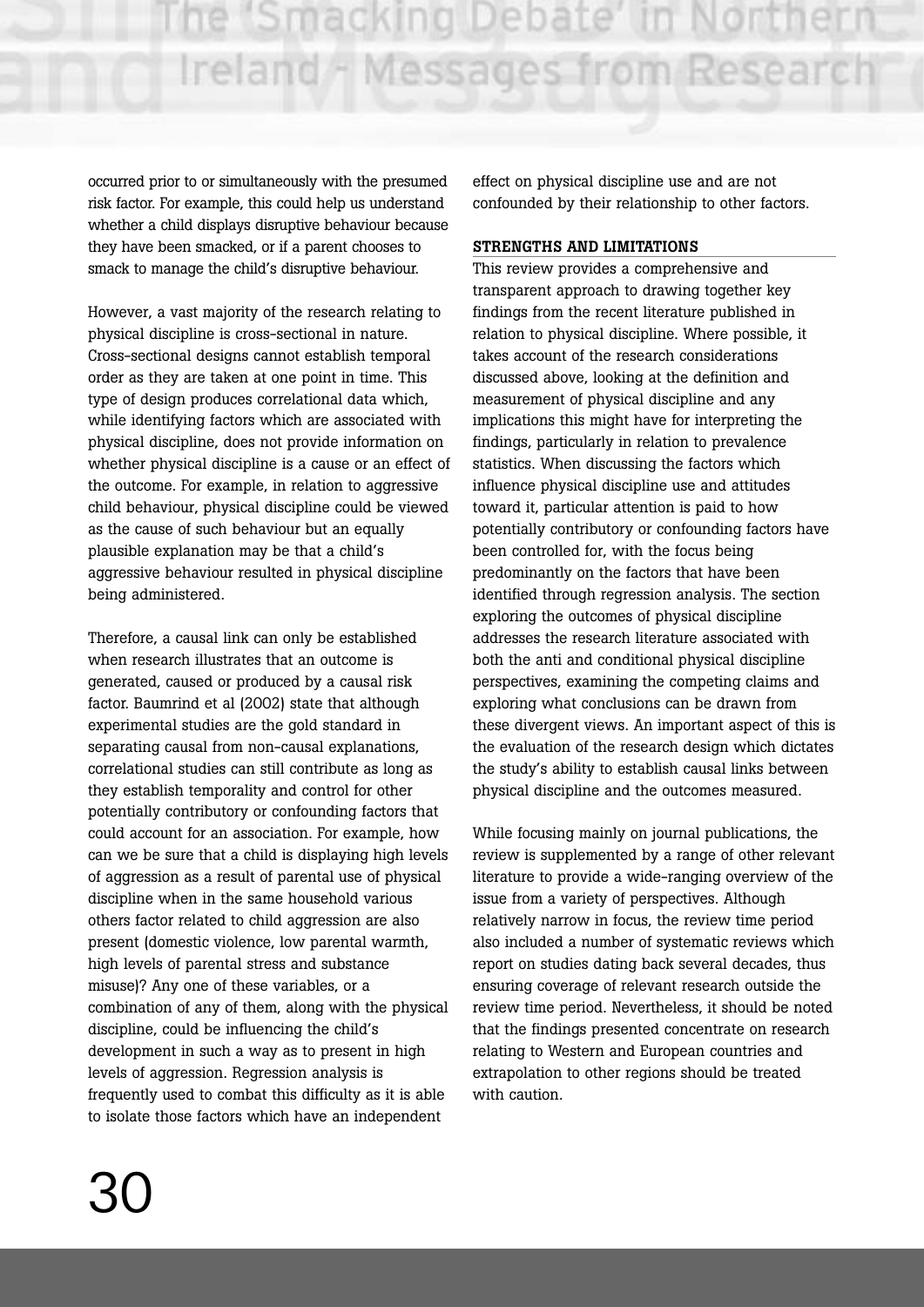occurred prior to or simultaneously with the presumed risk factor. For example, this could help us understand whether a child displays disruptive behaviour because they have been smacked, or if a parent chooses to smack to manage the child's disruptive behaviour.

However, a vast majority of the research relating to physical discipline is cross-sectional in nature. Cross-sectional designs cannot establish temporal order as they are taken at one point in time. This type of design produces correlational data which, while identifying factors which are associated with physical discipline, does not provide information on whether physical discipline is a cause or an effect of the outcome. For example, in relation to aggressive child behaviour, physical discipline could be viewed as the cause of such behaviour but an equally plausible explanation may be that a child's aggressive behaviour resulted in physical discipline being administered.

Therefore, a causal link can only be established when research illustrates that an outcome is generated, caused or produced by a causal risk factor. Baumrind et al (2002) state that although experimental studies are the gold standard in separating causal from non-causal explanations, correlational studies can still contribute as long as they establish temporality and control for other potentially contributory or confounding factors that could account for an association. For example, how can we be sure that a child is displaying high levels of aggression as a result of parental use of physical discipline when in the same household various others factor related to child aggression are also present (domestic violence, low parental warmth, high levels of parental stress and substance misuse)? Any one of these variables, or a combination of any of them, along with the physical discipline, could be influencing the child's development in such a way as to present in high levels of aggression. Regression analysis is frequently used to combat this difficulty as it is able to isolate those factors which have an independent effect on physical discipline use and are not confounded by their relationship to other factors.

### STRENGTHS AND LIMITATIONS

This review provides a comprehensive and transparent approach to drawing together key findings from the recent literature published in relation to physical discipline. Where possible, it takes account of the research considerations discussed above, looking at the definition and measurement of physical discipline and any implications this might have for interpreting the findings, particularly in relation to prevalence statistics. When discussing the factors which influence physical discipline use and attitudes toward it, particular attention is paid to how potentially contributory or confounding factors have been controlled for, with the focus being predominantly on the factors that have been identified through regression analysis. The section exploring the outcomes of physical discipline addresses the research literature associated with both the anti and conditional physical discipline perspectives, examining the competing claims and exploring what conclusions can be drawn from these divergent views. An important aspect of this is the evaluation of the research design which dictates the study's ability to establish causal links between physical discipline and the outcomes measured.

While focusing mainly on journal publications, the review is supplemented by a range of other relevant literature to provide a wide-ranging overview of the issue from a variety of perspectives. Although relatively narrow in focus, the review time period also included a number of systematic reviews which report on studies dating back several decades, thus ensuring coverage of relevant research outside the review time period. Nevertheless, it should be noted that the findings presented concentrate on research relating to Western and European countries and extrapolation to other regions should be treated with caution.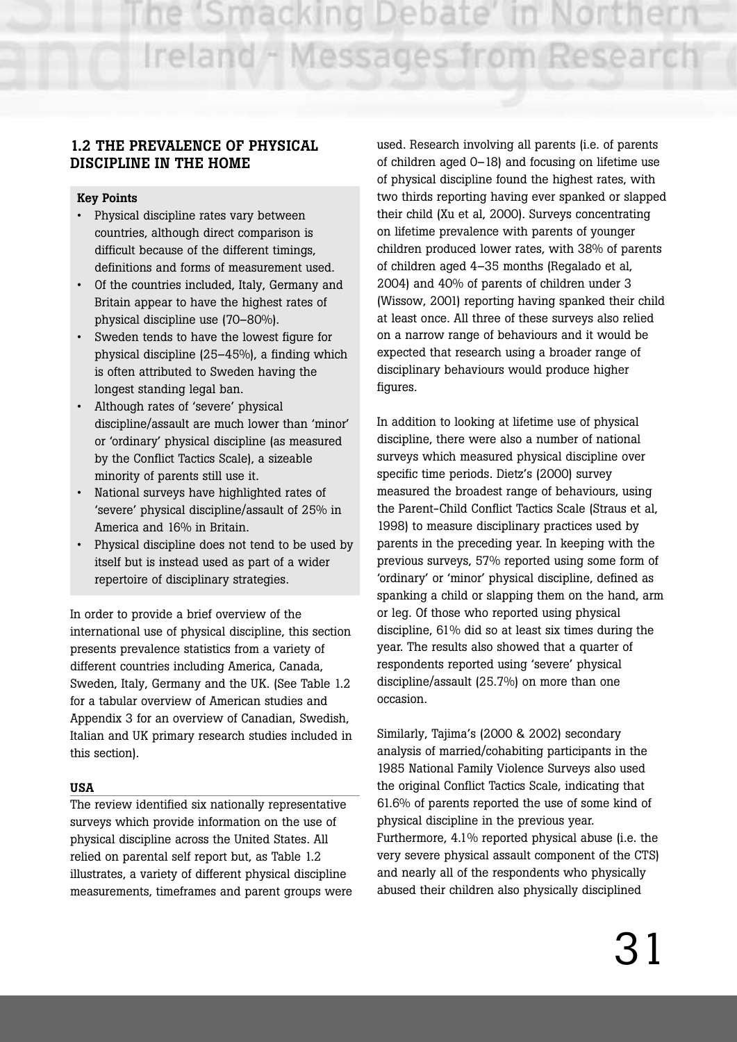## 1.2 THE PREVALENCE OF PHYSICAL DISCIPLINE IN THE HOME

**Key Points**

- Physical discipline rates vary between countries, although direct comparison is difficult because of the different timings, definitions and forms of measurement used.
- Of the countries included, Italy, Germany and Britain appear to have the highest rates of physical discipline use (70–80%).
- Sweden tends to have the lowest figure for physical discipline (25–45%), a finding which is often attributed to Sweden having the longest standing legal ban.
- Although rates of 'severe' physical discipline/assault are much lower than 'minor' or 'ordinary' physical discipline (as measured by the Conflict Tactics Scale), a sizeable minority of parents still use it.
- National surveys have highlighted rates of 'severe' physical discipline/assault of 25% in America and 16% in Britain.
- Physical discipline does not tend to be used by itself but is instead used as part of a wider repertoire of disciplinary strategies.

In order to provide a brief overview of the international use of physical discipline, this section presents prevalence statistics from a variety of different countries including America, Canada, Sweden, Italy, Germany and the UK. (See Table 1.2 for a tabular overview of American studies and Appendix 3 for an overview of Canadian, Swedish, Italian and UK primary research studies included in this section).

### USA

The review identified six nationally representative surveys which provide information on the use of physical discipline across the United States. All relied on parental self report but, as Table 1.2 illustrates, a variety of different physical discipline measurements, timeframes and parent groups were used. Research involving all parents (i.e. of parents of children aged 0–18) and focusing on lifetime use of physical discipline found the highest rates, with two thirds reporting having ever spanked or slapped their child (Xu et al, 2000). Surveys concentrating on lifetime prevalence with parents of younger children produced lower rates, with 38% of parents of children aged 4–35 months (Regalado et al, 2004) and 40% of parents of children under 3 (Wissow, 2001) reporting having spanked their child at least once. All three of these surveys also relied on a narrow range of behaviours and it would be expected that research using a broader range of disciplinary behaviours would produce higher figures.

In addition to looking at lifetime use of physical discipline, there were also a number of national surveys which measured physical discipline over specific time periods. Dietz's (2000) survey measured the broadest range of behaviours, using the Parent-Child Conflict Tactics Scale (Straus et al, 1998) to measure disciplinary practices used by parents in the preceding year. In keeping with the previous surveys, 57% reported using some form of 'ordinary' or 'minor' physical discipline, defined as spanking a child or slapping them on the hand, arm or leg. Of those who reported using physical discipline, 61% did so at least six times during the year. The results also showed that a quarter of respondents reported using 'severe' physical discipline/assault (25.7%) on more than one occasion.

Similarly, Tajima's (2000 & 2002) secondary analysis of married/cohabiting participants in the 1985 National Family Violence Surveys also used the original Conflict Tactics Scale, indicating that 61.6% of parents reported the use of some kind of physical discipline in the previous year. Furthermore, 4.1% reported physical abuse (i.e. the very severe physical assault component of the CTS) and nearly all of the respondents who physically abused their children also physically disciplined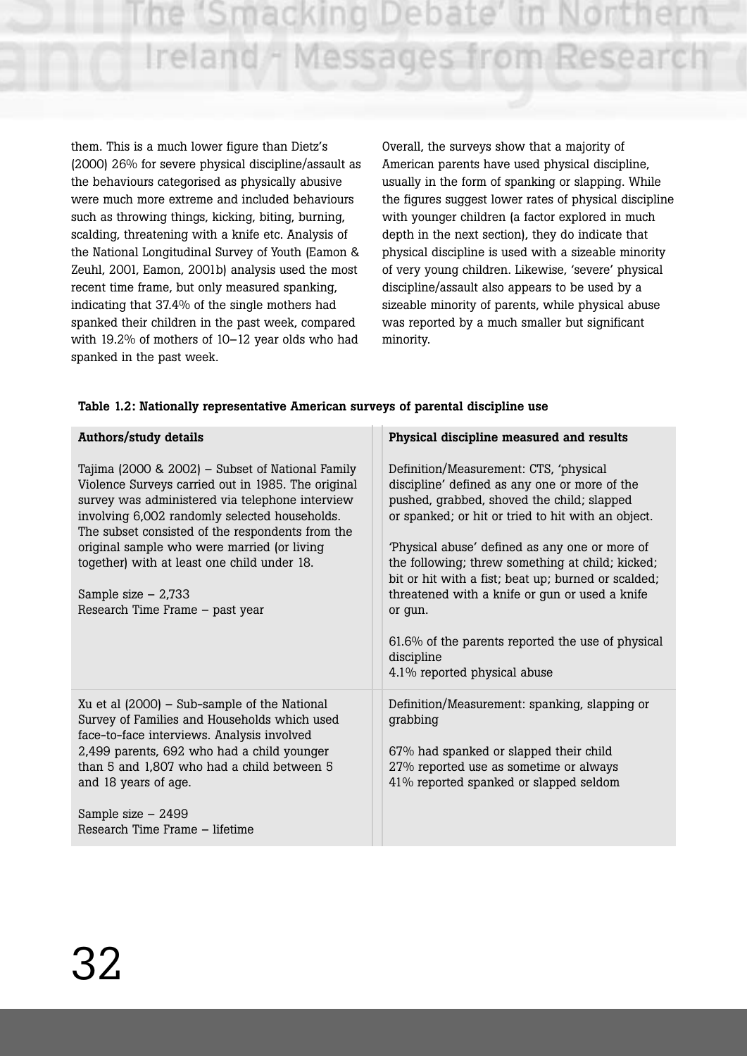them. This is a much lower figure than Dietz's (2000) 26% for severe physical discipline/assault as the behaviours categorised as physically abusive were much more extreme and included behaviours such as throwing things, kicking, biting, burning, scalding, threatening with a knife etc. Analysis of the National Longitudinal Survey of Youth (Eamon & Zeuhl, 2001, Eamon, 2001b) analysis used the most recent time frame, but only measured spanking, indicating that 37.4% of the single mothers had spanked their children in the past week, compared with 19.2% of mothers of 10–12 year olds who had spanked in the past week.

Overall, the surveys show that a majority of American parents have used physical discipline, usually in the form of spanking or slapping. While the figures suggest lower rates of physical discipline with younger children (a factor explored in much depth in the next section), they do indicate that physical discipline is used with a sizeable minority of very young children. Likewise, 'severe' physical discipline/assault also appears to be used by a sizeable minority of parents, while physical abuse was reported by a much smaller but significant minority.

**Table 1.2: Nationally representative American surveys of parental discipline use**

| Authors/study details | Physical discipline measured and results |
|---|---|
| Tajima (2000 & 2002) – Subset of National Family Violence Surveys carried out in 1985. The original survey was administered via telephone interview involving 6,002 randomly selected households. The subset consisted of the respondents from the original sample who were married (or living together) with at least one child under 18.<br><br>Sample size – 2,733<br>Research Time Frame – past year | Definition/Measurement: CTS, 'physical discipline' defined as any one or more of the pushed, grabbed, shoved the child; slapped or spanked; or hit or tried to hit with an object.<br><br>'Physical abuse' defined as any one or more of the following; threw something at child; kicked; bit or hit with a fist; beat up; burned or scalded; threatened with a knife or gun or used a knife or gun.<br><br>61.6% of the parents reported the use of physical discipline<br>4.1% reported physical abuse |
| Xu et al (2000) – Sub-sample of the National Survey of Families and Households which used face-to-face interviews. Analysis involved 2,499 parents, 692 who had a child younger than 5 and 1,807 who had a child between 5 and 18 years of age.<br><br>Sample size – 2499<br>Research Time Frame – lifetime | Definition/Measurement: spanking, slapping or grabbing<br><br>67% had spanked or slapped their child<br>27% reported use as sometime or always<br>41% reported spanked or slapped seldom |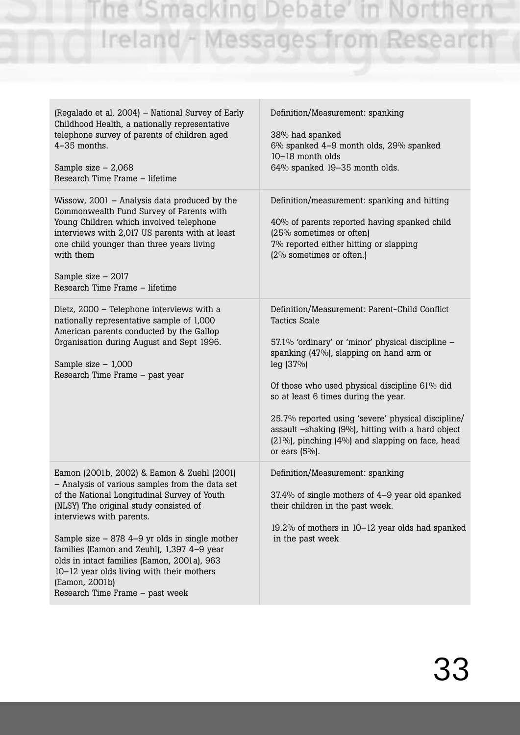| | |
|---|---|
| (Regalado et al, 2004) – National Survey of Early Childhood Health, a nationally representative telephone survey of parents of children aged 4–35 months.<br><br>Sample size – 2,068<br>Research Time Frame – lifetime | Definition/Measurement: spanking<br><br>38% had spanked<br>6% spanked 4–9 month olds, 29% spanked 10–18 month olds<br>64% spanked 19–35 month olds. |
| Wissow, 2001 – Analysis data produced by the Commonwealth Fund Survey of Parents with Young Children which involved telephone interviews with 2,017 US parents with at least one child younger than three years living with them<br><br>Sample size – 2017<br>Research Time Frame – lifetime | Definition/measurement: spanking and hitting<br><br>40% of parents reported having spanked child (25% sometimes or often)<br>7% reported either hitting or slapping (2% sometimes or often.) |
| Dietz, 2000 – Telephone interviews with a nationally representative sample of 1,000 American parents conducted by the Gallop Organisation during August and Sept 1996.<br><br>Sample size – 1,000<br>Research Time Frame – past year | Definition/Measurement: Parent-Child Conflict Tactics Scale<br><br>57.1% 'ordinary' or 'minor' physical discipline – spanking (47%), slapping on hand arm or leg (37%)<br><br>Of those who used physical discipline 61% did so at least 6 times during the year.<br><br>25.7% reported using 'severe' physical discipline/ assault –shaking (9%), hitting with a hard object (21%), pinching (4%) and slapping on face, head or ears (5%). |
| Eamon (2001b, 2002) & Eamon & Zuehl (2001) – Analysis of various samples from the data set of the National Longitudinal Survey of Youth (NLSY) The original study consisted of interviews with parents.<br><br>Sample size – 878 4–9 yr olds in single mother families (Eamon and Zeuhl), 1,397 4–9 year olds in intact families (Eamon, 2001a), 963 10–12 year olds living with their mothers (Eamon, 2001b)<br>Research Time Frame – past week | Definition/Measurement: spanking<br><br>37.4% of single mothers of 4–9 year old spanked their children in the past week.<br><br>19.2% of mothers in 10–12 year olds had spanked in the past week |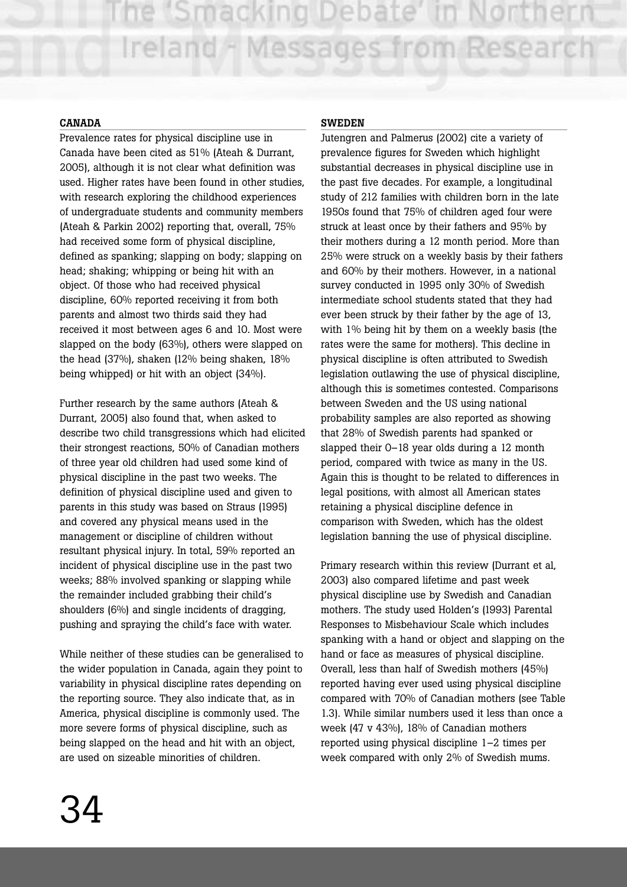### CANADA

Prevalence rates for physical discipline use in Canada have been cited as 51% (Ateah & Durrant, 2005), although it is not clear what definition was used. Higher rates have been found in other studies, with research exploring the childhood experiences of undergraduate students and community members (Ateah & Parkin 2002) reporting that, overall, 75% had received some form of physical discipline, defined as spanking; slapping on body; slapping on head; shaking; whipping or being hit with an object. Of those who had received physical discipline, 60% reported receiving it from both parents and almost two thirds said they had received it most between ages 6 and 10. Most were slapped on the body (63%), others were slapped on the head (37%), shaken (12% being shaken, 18% being whipped) or hit with an object (34%).

Further research by the same authors (Ateah & Durrant, 2005) also found that, when asked to describe two child transgressions which had elicited their strongest reactions, 50% of Canadian mothers of three year old children had used some kind of physical discipline in the past two weeks. The definition of physical discipline used and given to parents in this study was based on Straus (1995) and covered any physical means used in the management or discipline of children without resultant physical injury. In total, 59% reported an incident of physical discipline use in the past two weeks; 88% involved spanking or slapping while the remainder included grabbing their child's shoulders (6%) and single incidents of dragging, pushing and spraying the child's face with water.

While neither of these studies can be generalised to the wider population in Canada, again they point to variability in physical discipline rates depending on the reporting source. They also indicate that, as in America, physical discipline is commonly used. The more severe forms of physical discipline, such as being slapped on the head and hit with an object, are used on sizeable minorities of children.

### SWEDEN

Jutengren and Palmerus (2002) cite a variety of prevalence figures for Sweden which highlight substantial decreases in physical discipline use in the past five decades. For example, a longitudinal study of 212 families with children born in the late 1950s found that 75% of children aged four were struck at least once by their fathers and 95% by their mothers during a 12 month period. More than 25% were struck on a weekly basis by their fathers and 60% by their mothers. However, in a national survey conducted in 1995 only 30% of Swedish intermediate school students stated that they had ever been struck by their father by the age of 13, with 1% being hit by them on a weekly basis (the rates were the same for mothers). This decline in physical discipline is often attributed to Swedish legislation outlawing the use of physical discipline, although this is sometimes contested. Comparisons between Sweden and the US using national probability samples are also reported as showing that 28% of Swedish parents had spanked or slapped their 0–18 year olds during a 12 month period, compared with twice as many in the US. Again this is thought to be related to differences in legal positions, with almost all American states retaining a physical discipline defence in comparison with Sweden, which has the oldest legislation banning the use of physical discipline.

Primary research within this review (Durrant et al, 2003) also compared lifetime and past week physical discipline use by Swedish and Canadian mothers. The study used Holden's (1993) Parental Responses to Misbehaviour Scale which includes spanking with a hand or object and slapping on the hand or face as measures of physical discipline. Overall, less than half of Swedish mothers (45%) reported having ever used using physical discipline compared with 70% of Canadian mothers (see Table 1.3). While similar numbers used it less than once a week (47 v 43%), 18% of Canadian mothers reported using physical discipline 1–2 times per week compared with only 2% of Swedish mums.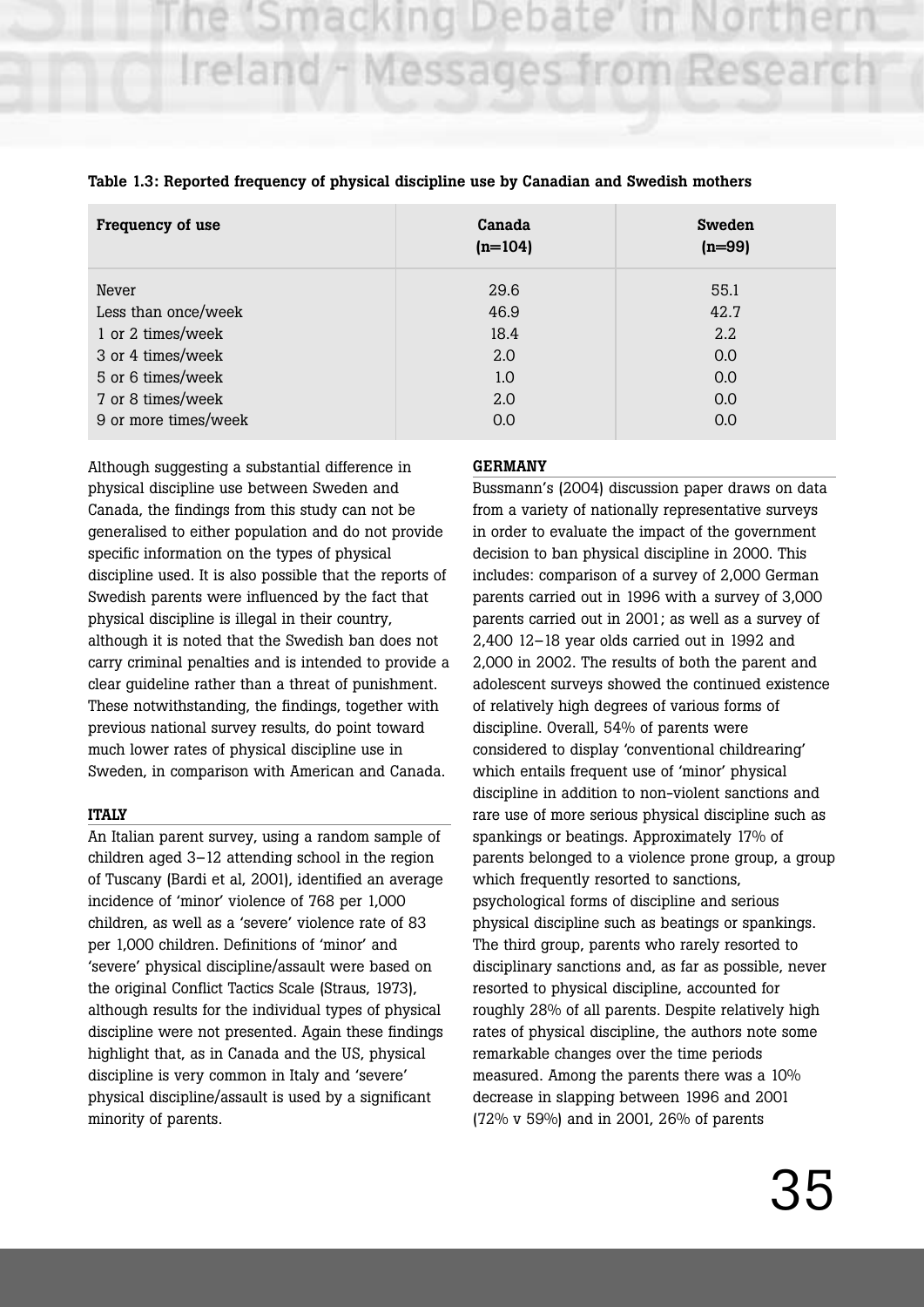**Table 1.3: Reported frequency of physical discipline use by Canadian and Swedish mothers**

| Frequency of use | Canada (n=104) | Sweden (n=99) |
|---|---|---|
| Never | 29.6 | 55.1 |
| Less than once/week | 46.9 | 42.7 |
| 1 or 2 times/week | 18.4 | 2.2 |
| 3 or 4 times/week | 2.0 | 0.0 |
| 5 or 6 times/week | 1.0 | 0.0 |
| 7 or 8 times/week | 2.0 | 0.0 |
| 9 or more times/week | 0.0 | 0.0 |

Although suggesting a substantial difference in physical discipline use between Sweden and Canada, the findings from this study can not be generalised to either population and do not provide specific information on the types of physical discipline used. It is also possible that the reports of Swedish parents were influenced by the fact that physical discipline is illegal in their country, although it is noted that the Swedish ban does not carry criminal penalties and is intended to provide a clear guideline rather than a threat of punishment. These notwithstanding, the findings, together with previous national survey results, do point toward much lower rates of physical discipline use in Sweden, in comparison with American and Canada.

#### ITALY

An Italian parent survey, using a random sample of children aged 3–12 attending school in the region of Tuscany (Bardi et al, 2001), identified an average incidence of 'minor' violence of 768 per 1,000 children, as well as a 'severe' violence rate of 83 per 1,000 children. Definitions of 'minor' and 'severe' physical discipline/assault were based on the original Conflict Tactics Scale (Straus, 1973), although results for the individual types of physical discipline were not presented. Again these findings highlight that, as in Canada and the US, physical discipline is very common in Italy and 'severe' physical discipline/assault is used by a significant minority of parents.

#### GERMANY

Bussmann's (2004) discussion paper draws on data from a variety of nationally representative surveys in order to evaluate the impact of the government decision to ban physical discipline in 2000. This includes: comparison of a survey of 2,000 German parents carried out in 1996 with a survey of 3,000 parents carried out in 2001; as well as a survey of 2,400 12–18 year olds carried out in 1992 and 2,000 in 2002. The results of both the parent and adolescent surveys showed the continued existence of relatively high degrees of various forms of discipline. Overall, 54% of parents were considered to display 'conventional childrearing' which entails frequent use of 'minor' physical discipline in addition to non-violent sanctions and rare use of more serious physical discipline such as spankings or beatings. Approximately 17% of parents belonged to a violence prone group, a group which frequently resorted to sanctions, psychological forms of discipline and serious physical discipline such as beatings or spankings. The third group, parents who rarely resorted to disciplinary sanctions and, as far as possible, never resorted to physical discipline, accounted for roughly 28% of all parents. Despite relatively high rates of physical discipline, the authors note some remarkable changes over the time periods measured. Among the parents there was a 10% decrease in slapping between 1996 and 2001 (72% v 59%) and in 2001, 26% of parents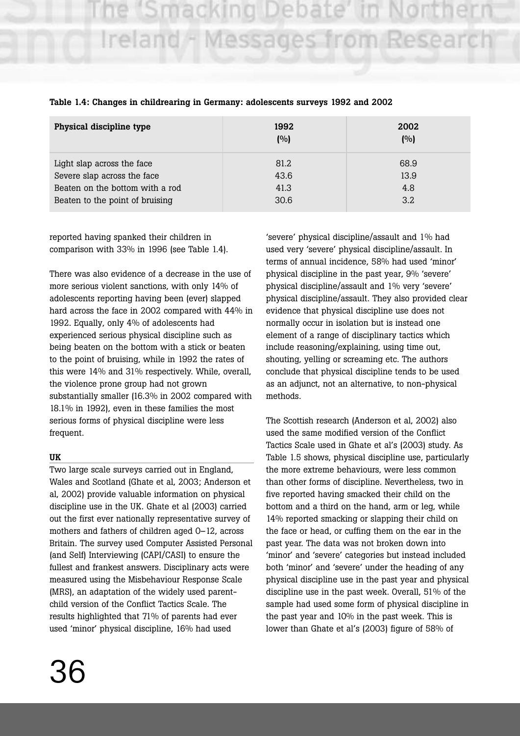**Table 1.4: Changes in childrearing in Germany: adolescents surveys 1992 and 2002**

| Physical discipline type | 1992 (%) | 2002 (%) |
|---|---|---|
| Light slap across the face | 81.2 | 68.9 |
| Severe slap across the face | 43.6 | 13.9 |
| Beaten on the bottom with a rod | 41.3 | 4.8 |
| Beaten to the point of bruising | 30.6 | 3.2 |

reported having spanked their children in comparison with 33% in 1996 (see Table 1.4).

There was also evidence of a decrease in the use of more serious violent sanctions, with only 14% of adolescents reporting having been (ever) slapped hard across the face in 2002 compared with 44% in 1992. Equally, only 4% of adolescents had experienced serious physical discipline such as being beaten on the bottom with a stick or beaten to the point of bruising, while in 1992 the rates of this were 14% and 31% respectively. While, overall, the violence prone group had not grown substantially smaller (16.3% in 2002 compared with 18.1% in 1992), even in these families the most serious forms of physical discipline were less frequent.

**UK**

Two large scale surveys carried out in England, Wales and Scotland (Ghate et al, 2003; Anderson et al, 2002) provide valuable information on physical discipline use in the UK. Ghate et al (2003) carried out the first ever nationally representative survey of mothers and fathers of children aged 0–12, across Britain. The survey used Computer Assisted Personal (and Self) Interviewing (CAPI/CASI) to ensure the fullest and frankest answers. Disciplinary acts were measured using the Misbehaviour Response Scale (MRS), an adaptation of the widely used parent-child version of the Conflict Tactics Scale. The results highlighted that 71% of parents had ever used 'minor' physical discipline, 16% had used 'severe' physical discipline/assault and 1% had used very 'severe' physical discipline/assault. In terms of annual incidence, 58% had used 'minor' physical discipline in the past year, 9% 'severe' physical discipline/assault and 1% very 'severe' physical discipline/assault. They also provided clear evidence that physical discipline use does not normally occur in isolation but is instead one element of a range of disciplinary tactics which include reasoning/explaining, using time out, shouting, yelling or screaming etc. The authors conclude that physical discipline tends to be used as an adjunct, not an alternative, to non-physical methods.

The Scottish research (Anderson et al, 2002) also used the same modified version of the Conflict Tactics Scale used in Ghate et al's (2003) study. As Table 1.5 shows, physical discipline use, particularly the more extreme behaviours, were less common than other forms of discipline. Nevertheless, two in five reported having smacked their child on the bottom and a third on the hand, arm or leg, while 14% reported smacking or slapping their child on the face or head, or cuffing them on the ear in the past year. The data was not broken down into 'minor' and 'severe' categories but instead included both 'minor' and 'severe' under the heading of any physical discipline use in the past year and physical discipline use in the past week. Overall, 51% of the sample had used some form of physical discipline in the past year and 10% in the past week. This is lower than Ghate et al's (2003) figure of 58% of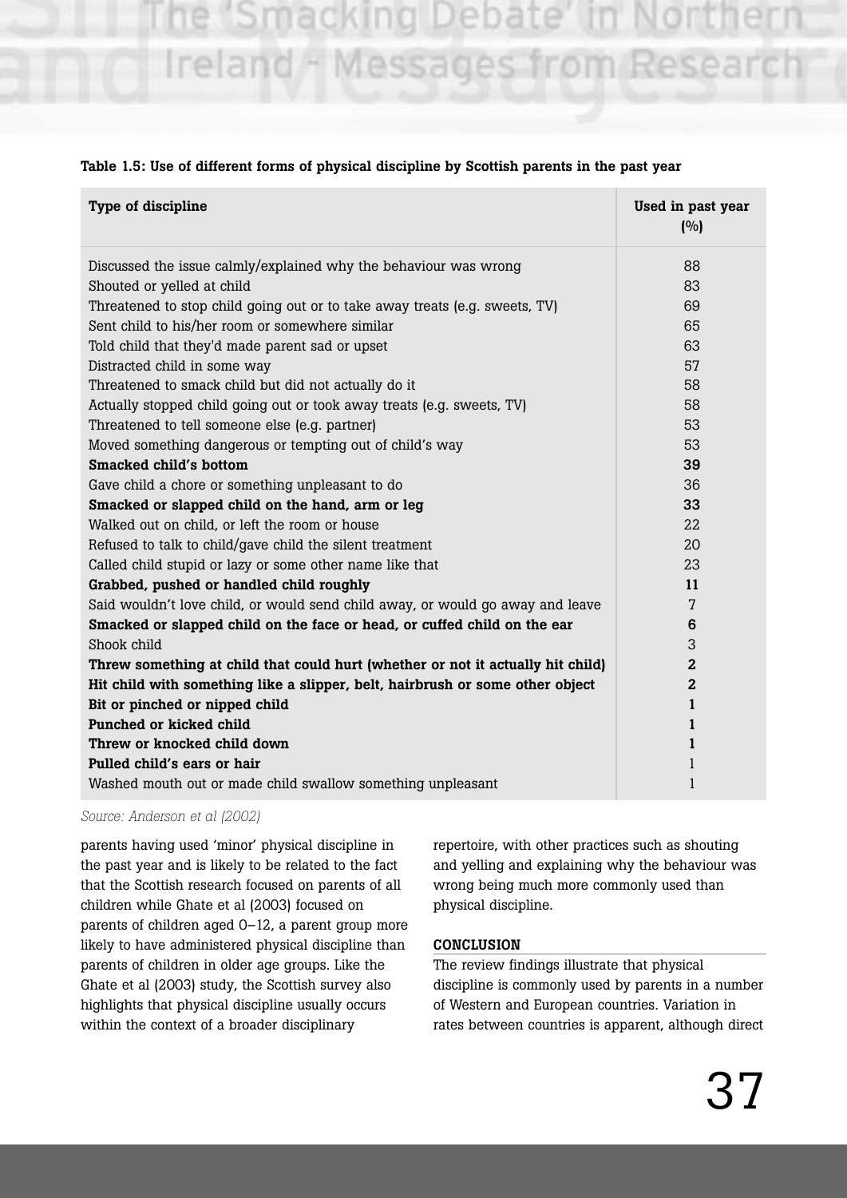**Table 1.5: Use of different forms of physical discipline by Scottish parents in the past year**

| Type of discipline | Used in past year (%) |
|---|---|
| Discussed the issue calmly/explained why the behaviour was wrong | 88 |
| Shouted or yelled at child | 83 |
| Threatened to stop child going out or to take away treats (e.g. sweets, TV) | 69 |
| Sent child to his/her room or somewhere similar | 65 |
| Told child that they'd made parent sad or upset | 63 |
| Distracted child in some way | 57 |
| Threatened to smack child but did not actually do it | 58 |
| Actually stopped child going out or took away treats (e.g. sweets, TV) | 58 |
| Threatened to tell someone else (e.g. partner) | 53 |
| Moved something dangerous or tempting out of child's way | 53 |
| **Smacked child's bottom** | **39** |
| Gave child a chore or something unpleasant to do | 36 |
| **Smacked or slapped child on the hand, arm or leg** | **33** |
| Walked out on child, or left the room or house | 22 |
| Refused to talk to child/gave child the silent treatment | 20 |
| Called child stupid or lazy or some other name like that | 23 |
| **Grabbed, pushed or handled child roughly** | **11** |
| Said wouldn't love child, or would send child away, or would go away and leave | 7 |
| **Smacked or slapped child on the face or head, or cuffed child on the ear** | **6** |
| Shook child | 3 |
| **Threw something at child that could hurt (whether or not it actually hit child)** | **2** |
| **Hit child with something like a slipper, belt, hairbrush or some other object** | **2** |
| **Bit or pinched or nipped child** | **1** |
| **Punched or kicked child** | **1** |
| **Threw or knocked child down** | **1** |
| **Pulled child's ears or hair** | 1 |
| Washed mouth out or made child swallow something unpleasant | 1 |

*Source: Anderson et al (2002)*

parents having used 'minor' physical discipline in the past year and is likely to be related to the fact that the Scottish research focused on parents of all children while Ghate et al (2003) focused on parents of children aged 0–12, a parent group more likely to have administered physical discipline than parents of children in older age groups. Like the Ghate et al (2003) study, the Scottish survey also highlights that physical discipline usually occurs within the context of a broader disciplinary repertoire, with other practices such as shouting and yelling and explaining why the behaviour was wrong being much more commonly used than physical discipline.

### CONCLUSION

The review findings illustrate that physical discipline is commonly used by parents in a number of Western and European countries. Variation in rates between countries is apparent, although direct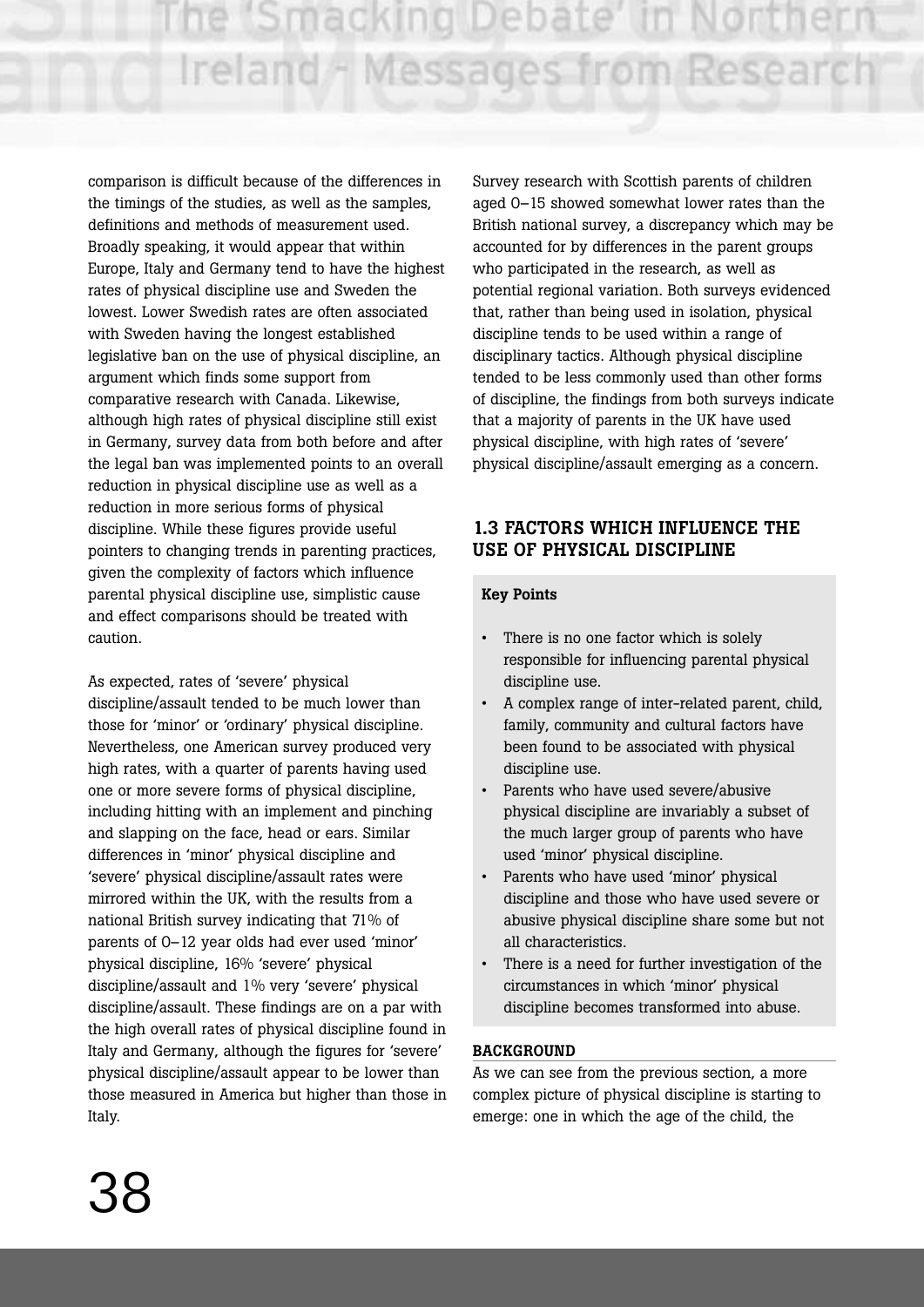comparison is difficult because of the differences in the timings of the studies, as well as the samples, definitions and methods of measurement used. Broadly speaking, it would appear that within Europe, Italy and Germany tend to have the highest rates of physical discipline use and Sweden the lowest. Lower Swedish rates are often associated with Sweden having the longest established legislative ban on the use of physical discipline, an argument which finds some support from comparative research with Canada. Likewise, although high rates of physical discipline still exist in Germany, survey data from both before and after the legal ban was implemented points to an overall reduction in physical discipline use as well as a reduction in more serious forms of physical discipline. While these figures provide useful pointers to changing trends in parenting practices, given the complexity of factors which influence parental physical discipline use, simplistic cause and effect comparisons should be treated with caution.

As expected, rates of 'severe' physical discipline/assault tended to be much lower than those for 'minor' or 'ordinary' physical discipline. Nevertheless, one American survey produced very high rates, with a quarter of parents having used one or more severe forms of physical discipline, including hitting with an implement and pinching and slapping on the face, head or ears. Similar differences in 'minor' physical discipline and 'severe' physical discipline/assault rates were mirrored within the UK, with the results from a national British survey indicating that 71% of parents of 0–12 year olds had ever used 'minor' physical discipline, 16% 'severe' physical discipline/assault and 1% very 'severe' physical discipline/assault. These findings are on a par with the high overall rates of physical discipline found in Italy and Germany, although the figures for 'severe' physical discipline/assault appear to be lower than those measured in America but higher than those in Italy.

Survey research with Scottish parents of children aged 0–15 showed somewhat lower rates than the British national survey, a discrepancy which may be accounted for by differences in the parent groups who participated in the research, as well as potential regional variation. Both surveys evidenced that, rather than being used in isolation, physical discipline tends to be used within a range of disciplinary tactics. Although physical discipline tended to be less commonly used than other forms of discipline, the findings from both surveys indicate that a majority of parents in the UK have used physical discipline, with high rates of 'severe' physical discipline/assault emerging as a concern.

## 1.3 FACTORS WHICH INFLUENCE THE USE OF PHYSICAL DISCIPLINE

**Key Points**

- There is no one factor which is solely responsible for influencing parental physical discipline use.
- A complex range of inter-related parent, child, family, community and cultural factors have been found to be associated with physical discipline use.
- Parents who have used severe/abusive physical discipline are invariably a subset of the much larger group of parents who have used 'minor' physical discipline.
- Parents who have used 'minor' physical discipline and those who have used severe or abusive physical discipline share some but not all characteristics.
- There is a need for further investigation of the circumstances in which 'minor' physical discipline becomes transformed into abuse.

### BACKGROUND

As we can see from the previous section, a more complex picture of physical discipline is starting to emerge: one in which the age of the child, the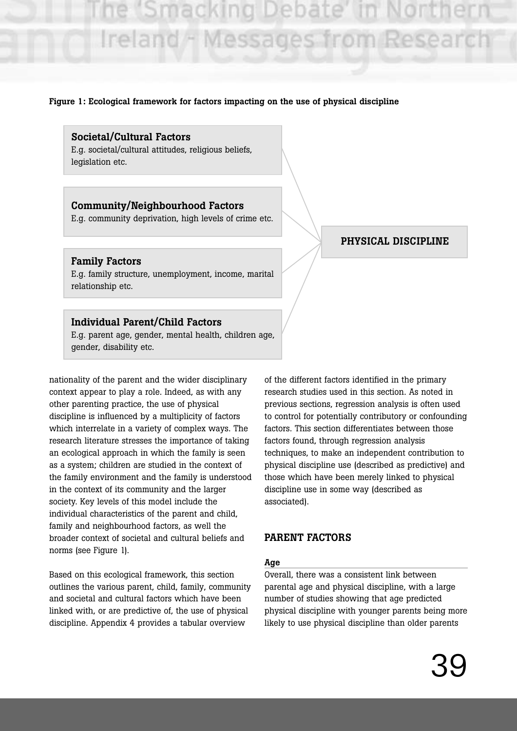**Figure 1: Ecological framework for factors impacting on the use of physical discipline**

**Societal/Cultural Factors**
E.g. societal/cultural attitudes, religious beliefs, legislation etc.

**Community/Neighbourhood Factors**
E.g. community deprivation, high levels of crime etc.

**Family Factors**
E.g. family structure, unemployment, income, marital relationship etc.

**Individual Parent/Child Factors**
E.g. parent age, gender, mental health, children age, gender, disability etc.

**PHYSICAL DISCIPLINE**

nationality of the parent and the wider disciplinary context appear to play a role. Indeed, as with any other parenting practice, the use of physical discipline is influenced by a multiplicity of factors which interrelate in a variety of complex ways. The research literature stresses the importance of taking an ecological approach in which the family is seen as a system; children are studied in the context of the family environment and the family is understood in the context of its community and the larger society. Key levels of this model include the individual characteristics of the parent and child, family and neighbourhood factors, as well the broader context of societal and cultural beliefs and norms (see Figure 1).

Based on this ecological framework, this section outlines the various parent, child, family, community and societal and cultural factors which have been linked with, or are predictive of, the use of physical discipline. Appendix 4 provides a tabular overview of the different factors identified in the primary research studies used in this section. As noted in previous sections, regression analysis is often used to control for potentially contributory or confounding factors. This section differentiates between those factors found, through regression analysis techniques, to make an independent contribution to physical discipline use (described as predictive) and those which have been merely linked to physical discipline use in some way (described as associated).

## PARENT FACTORS

### Age

Overall, there was a consistent link between parental age and physical discipline, with a large number of studies showing that age predicted physical discipline with younger parents being more likely to use physical discipline than older parents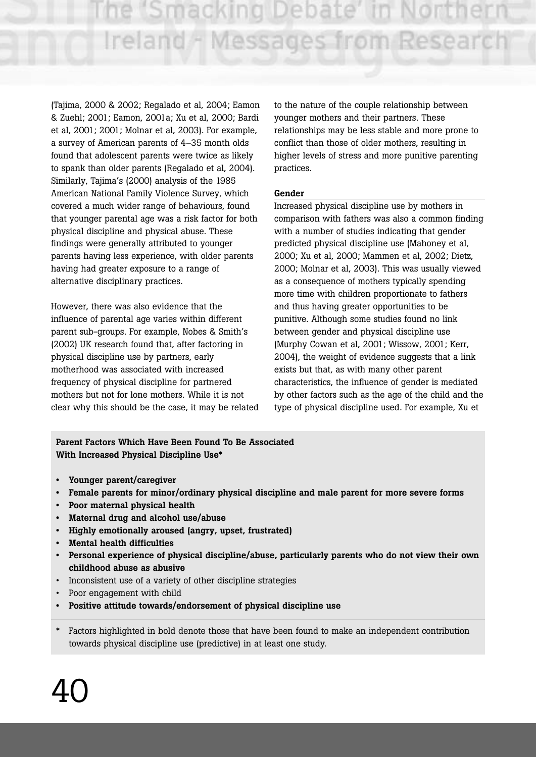(Tajima, 2000 & 2002; Regalado et al, 2004; Eamon & Zuehl; 2001; Eamon, 2001a; Xu et al, 2000; Bardi et al, 2001; 2001; Molnar et al, 2003). For example, a survey of American parents of 4–35 month olds found that adolescent parents were twice as likely to spank than older parents (Regalado et al, 2004). Similarly, Tajima's (2000) analysis of the 1985 American National Family Violence Survey, which covered a much wider range of behaviours, found that younger parental age was a risk factor for both physical discipline and physical abuse. These findings were generally attributed to younger parents having less experience, with older parents having had greater exposure to a range of alternative disciplinary practices.

However, there was also evidence that the influence of parental age varies within different parent sub-groups. For example, Nobes & Smith's (2002) UK research found that, after factoring in physical discipline use by partners, early motherhood was associated with increased frequency of physical discipline for partnered mothers but not for lone mothers. While it is not clear why this should be the case, it may be related to the nature of the couple relationship between younger mothers and their partners. These relationships may be less stable and more prone to conflict than those of older mothers, resulting in higher levels of stress and more punitive parenting practices.

#### Gender

Increased physical discipline use by mothers in comparison with fathers was also a common finding with a number of studies indicating that gender predicted physical discipline use (Mahoney et al, 2000; Xu et al, 2000; Mammen et al, 2002; Dietz, 2000; Molnar et al, 2003). This was usually viewed as a consequence of mothers typically spending more time with children proportionate to fathers and thus having greater opportunities to be punitive. Although some studies found no link between gender and physical discipline use (Murphy Cowan et al, 2001; Wissow, 2001; Kerr, 2004), the weight of evidence suggests that a link exists but that, as with many other parent characteristics, the influence of gender is mediated by other factors such as the age of the child and the type of physical discipline used. For example, Xu et

**Parent Factors Which Have Been Found To Be Associated With Increased Physical Discipline Use***

- **Younger parent/caregiver**
- **Female parents for minor/ordinary physical discipline and male parent for more severe forms**
- **Poor maternal physical health**
- **Maternal drug and alcohol use/abuse**
- **Highly emotionally aroused (angry, upset, frustrated)**
- **Mental health difficulties**
- **Personal experience of physical discipline/abuse, particularly parents who do not view their own childhood abuse as abusive**
- Inconsistent use of a variety of other discipline strategies
- Poor engagement with child
- **Positive attitude towards/endorsement of physical discipline use**

\* Factors highlighted in bold denote those that have been found to make an independent contribution towards physical discipline use (predictive) in at least one study.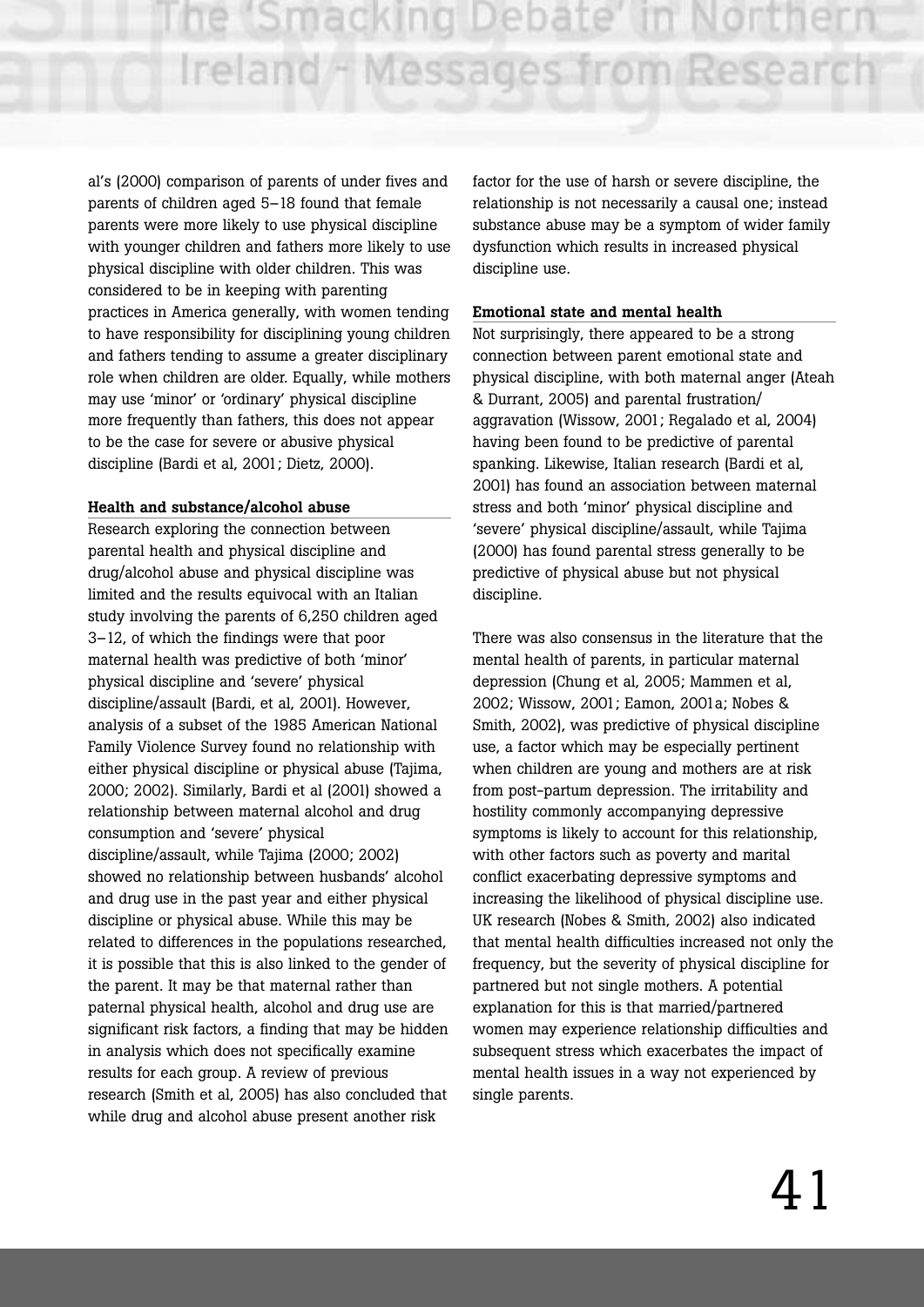al's (2000) comparison of parents of under fives and parents of children aged 5–18 found that female parents were more likely to use physical discipline with younger children and fathers more likely to use physical discipline with older children. This was considered to be in keeping with parenting practices in America generally, with women tending to have responsibility for disciplining young children and fathers tending to assume a greater disciplinary role when children are older. Equally, while mothers may use 'minor' or 'ordinary' physical discipline more frequently than fathers, this does not appear to be the case for severe or abusive physical discipline (Bardi et al, 2001; Dietz, 2000).

**Health and substance/alcohol abuse**

Research exploring the connection between parental health and physical discipline and drug/alcohol abuse and physical discipline was limited and the results equivocal with an Italian study involving the parents of 6,250 children aged 3–12, of which the findings were that poor maternal health was predictive of both 'minor' physical discipline and 'severe' physical discipline/assault (Bardi, et al, 2001). However, analysis of a subset of the 1985 American National Family Violence Survey found no relationship with either physical discipline or physical abuse (Tajima, 2000; 2002). Similarly, Bardi et al (2001) showed a relationship between maternal alcohol and drug consumption and 'severe' physical discipline/assault, while Tajima (2000; 2002) showed no relationship between husbands' alcohol and drug use in the past year and either physical discipline or physical abuse. While this may be related to differences in the populations researched, it is possible that this is also linked to the gender of the parent. It may be that maternal rather than paternal physical health, alcohol and drug use are significant risk factors, a finding that may be hidden in analysis which does not specifically examine results for each group. A review of previous research (Smith et al, 2005) has also concluded that while drug and alcohol abuse present another risk factor for the use of harsh or severe discipline, the relationship is not necessarily a causal one; instead substance abuse may be a symptom of wider family dysfunction which results in increased physical discipline use.

**Emotional state and mental health**

Not surprisingly, there appeared to be a strong connection between parent emotional state and physical discipline, with both maternal anger (Ateah & Durrant, 2005) and parental frustration/aggravation (Wissow, 2001; Regalado et al, 2004) having been found to be predictive of parental spanking. Likewise, Italian research (Bardi et al, 2001) has found an association between maternal stress and both 'minor' physical discipline and 'severe' physical discipline/assault, while Tajima (2000) has found parental stress generally to be predictive of physical abuse but not physical discipline.

There was also consensus in the literature that the mental health of parents, in particular maternal depression (Chung et al, 2005; Mammen et al, 2002; Wissow, 2001; Eamon, 2001a; Nobes & Smith, 2002), was predictive of physical discipline use, a factor which may be especially pertinent when children are young and mothers are at risk from post-partum depression. The irritability and hostility commonly accompanying depressive symptoms is likely to account for this relationship, with other factors such as poverty and marital conflict exacerbating depressive symptoms and increasing the likelihood of physical discipline use. UK research (Nobes & Smith, 2002) also indicated that mental health difficulties increased not only the frequency, but the severity of physical discipline for partnered but not single mothers. A potential explanation for this is that married/partnered women may experience relationship difficulties and subsequent stress which exacerbates the impact of mental health issues in a way not experienced by single parents.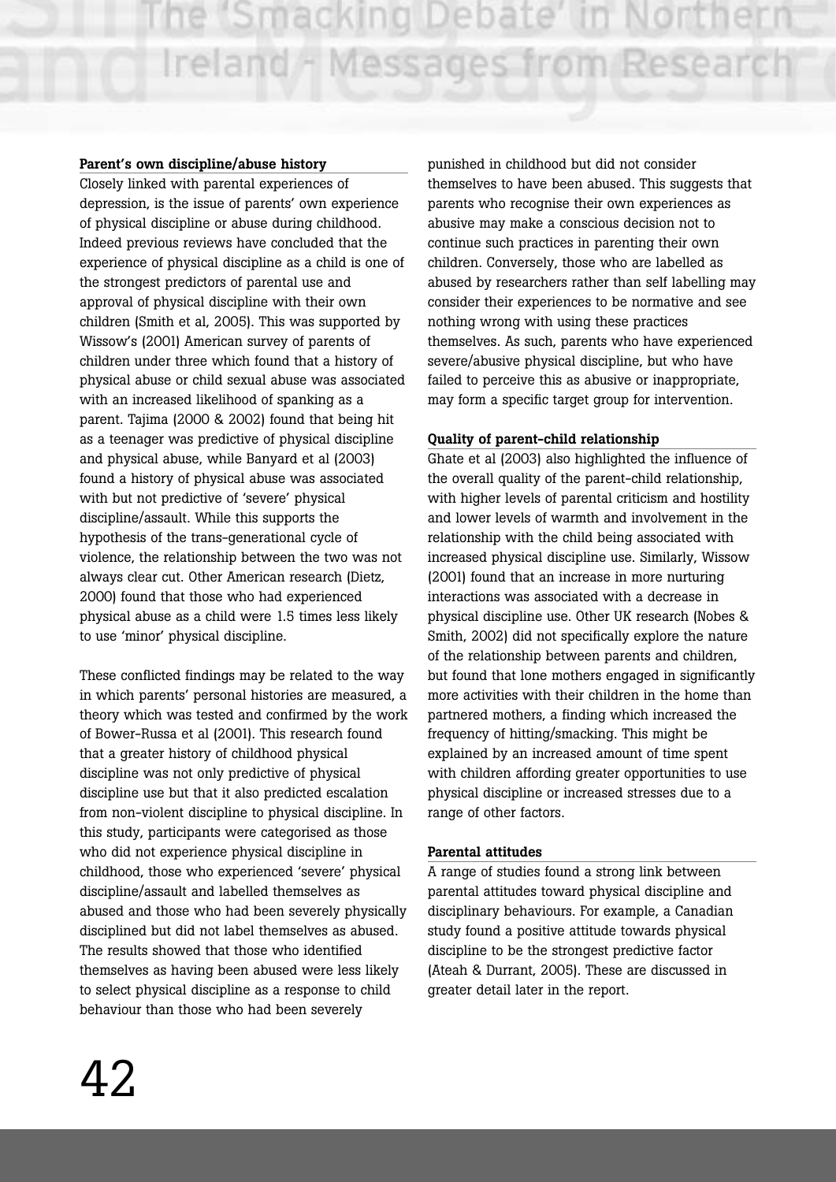#### Parent's own discipline/abuse history

Closely linked with parental experiences of depression, is the issue of parents' own experience of physical discipline or abuse during childhood. Indeed previous reviews have concluded that the experience of physical discipline as a child is one of the strongest predictors of parental use and approval of physical discipline with their own children (Smith et al, 2005). This was supported by Wissow's (2001) American survey of parents of children under three which found that a history of physical abuse or child sexual abuse was associated with an increased likelihood of spanking as a parent. Tajima (2000 & 2002) found that being hit as a teenager was predictive of physical discipline and physical abuse, while Banyard et al (2003) found a history of physical abuse was associated with but not predictive of 'severe' physical discipline/assault. While this supports the hypothesis of the trans-generational cycle of violence, the relationship between the two was not always clear cut. Other American research (Dietz, 2000) found that those who had experienced physical abuse as a child were 1.5 times less likely to use 'minor' physical discipline.

These conflicted findings may be related to the way in which parents' personal histories are measured, a theory which was tested and confirmed by the work of Bower-Russa et al (2001). This research found that a greater history of childhood physical discipline was not only predictive of physical discipline use but that it also predicted escalation from non-violent discipline to physical discipline. In this study, participants were categorised as those who did not experience physical discipline in childhood, those who experienced 'severe' physical discipline/assault and labelled themselves as abused and those who had been severely physically disciplined but did not label themselves as abused. The results showed that those who identified themselves as having been abused were less likely to select physical discipline as a response to child behaviour than those who had been severely punished in childhood but did not consider themselves to have been abused. This suggests that parents who recognise their own experiences as abusive may make a conscious decision not to continue such practices in parenting their own children. Conversely, those who are labelled as abused by researchers rather than self labelling may consider their experiences to be normative and see nothing wrong with using these practices themselves. As such, parents who have experienced severe/abusive physical discipline, but who have failed to perceive this as abusive or inappropriate, may form a specific target group for intervention.

#### Quality of parent-child relationship

Ghate et al (2003) also highlighted the influence of the overall quality of the parent-child relationship, with higher levels of parental criticism and hostility and lower levels of warmth and involvement in the relationship with the child being associated with increased physical discipline use. Similarly, Wissow (2001) found that an increase in more nurturing interactions was associated with a decrease in physical discipline use. Other UK research (Nobes & Smith, 2002) did not specifically explore the nature of the relationship between parents and children, but found that lone mothers engaged in significantly more activities with their children in the home than partnered mothers, a finding which increased the frequency of hitting/smacking. This might be explained by an increased amount of time spent with children affording greater opportunities to use physical discipline or increased stresses due to a range of other factors.

#### Parental attitudes

A range of studies found a strong link between parental attitudes toward physical discipline and disciplinary behaviours. For example, a Canadian study found a positive attitude towards physical discipline to be the strongest predictive factor (Ateah & Durrant, 2005). These are discussed in greater detail later in the report.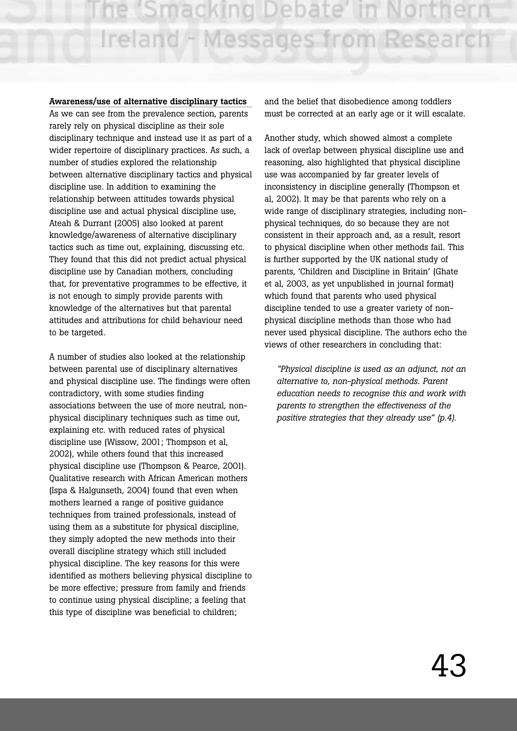**Awareness/use of alternative disciplinary tactics**

As we can see from the prevalence section, parents rarely rely on physical discipline as their sole disciplinary technique and instead use it as part of a wider repertoire of disciplinary practices. As such, a number of studies explored the relationship between alternative disciplinary tactics and physical discipline use. In addition to examining the relationship between attitudes towards physical discipline use and actual physical discipline use, Ateah & Durrant (2005) also looked at parent knowledge/awareness of alternative disciplinary tactics such as time out, explaining, discussing etc. They found that this did not predict actual physical discipline use by Canadian mothers, concluding that, for preventative programmes to be effective, it is not enough to simply provide parents with knowledge of the alternatives but that parental attitudes and attributions for child behaviour need to be targeted.

A number of studies also looked at the relationship between parental use of disciplinary alternatives and physical discipline use. The findings were often contradictory, with some studies finding associations between the use of more neutral, non-physical disciplinary techniques such as time out, explaining etc. with reduced rates of physical discipline use (Wissow, 2001; Thompson et al, 2002), while others found that this increased physical discipline use (Thompson & Pearce, 2001). Qualitative research with African American mothers (Ispa & Halgunseth, 2004) found that even when mothers learned a range of positive guidance techniques from trained professionals, instead of using them as a substitute for physical discipline, they simply adopted the new methods into their overall discipline strategy which still included physical discipline. The key reasons for this were identified as mothers believing physical discipline to be more effective; pressure from family and friends to continue using physical discipline; a feeling that this type of discipline was beneficial to children; and the belief that disobedience among toddlers must be corrected at an early age or it will escalate.

Another study, which showed almost a complete lack of overlap between physical discipline use and reasoning, also highlighted that physical discipline use was accompanied by far greater levels of inconsistency in discipline generally (Thompson et al, 2002). It may be that parents who rely on a wide range of disciplinary strategies, including non-physical techniques, do so because they are not consistent in their approach and, as a result, resort to physical discipline when other methods fail. This is further supported by the UK national study of parents, 'Children and Discipline in Britain' (Ghate et al, 2003, as yet unpublished in journal format) which found that parents who used physical discipline tended to use a greater variety of non-physical discipline methods than those who had never used physical discipline. The authors echo the views of other researchers in concluding that:

> *"Physical discipline is used as an adjunct, not an alternative to, non-physical methods. Parent education needs to recognise this and work with parents to strengthen the effectiveness of the positive strategies that they already use" (p.4).*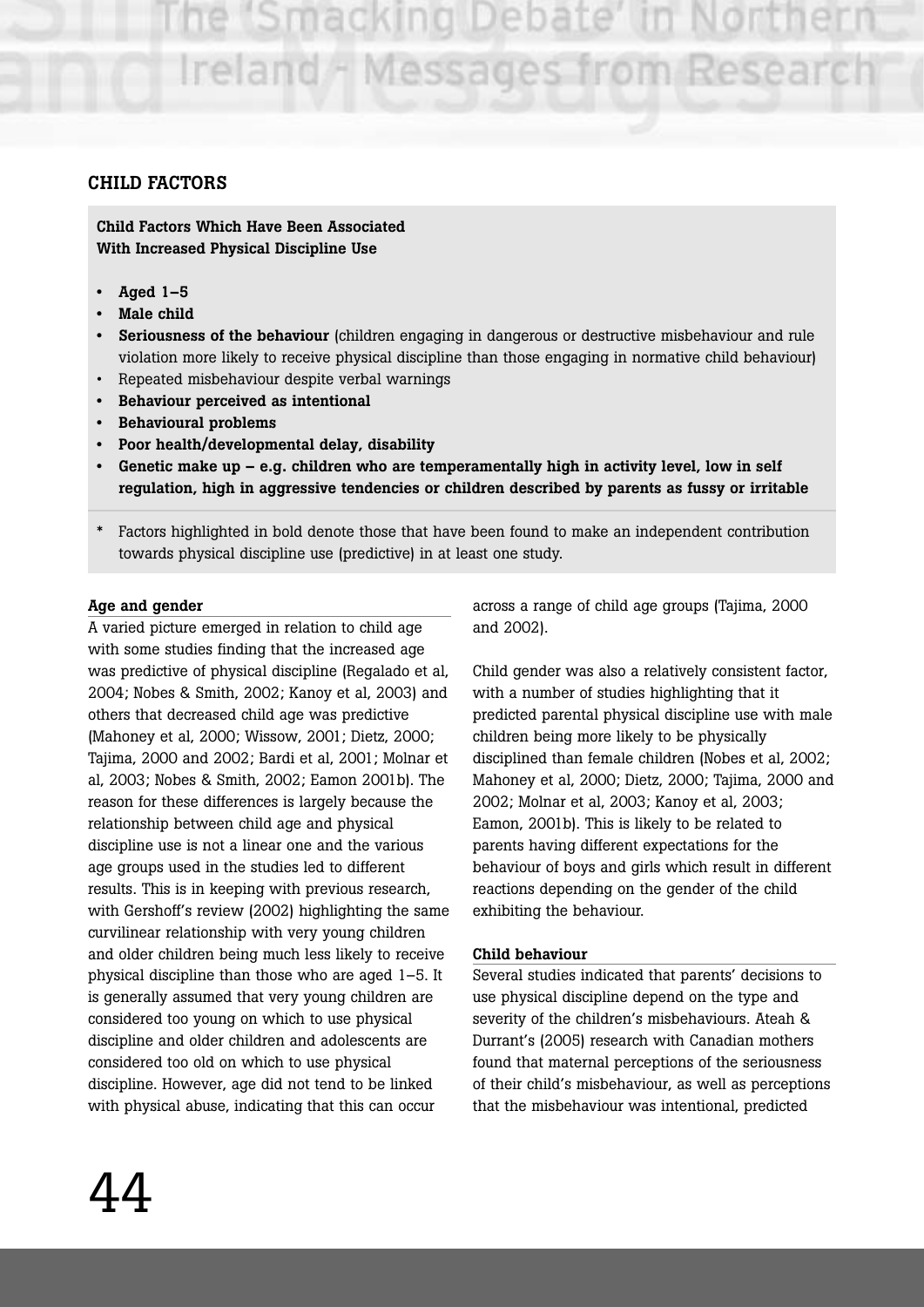## CHILD FACTORS

**Child Factors Which Have Been Associated With Increased Physical Discipline Use**

- **Aged 1–5**
- **Male child**
- **Seriousness of the behaviour** (children engaging in dangerous or destructive misbehaviour and rule violation more likely to receive physical discipline than those engaging in normative child behaviour)
- Repeated misbehaviour despite verbal warnings
- **Behaviour perceived as intentional**
- **Behavioural problems**
- **Poor health/developmental delay, disability**
- **Genetic make up – e.g. children who are temperamentally high in activity level, low in self regulation, high in aggressive tendencies or children described by parents as fussy or irritable**

\* Factors highlighted in bold denote those that have been found to make an independent contribution towards physical discipline use (predictive) in at least one study.

### Age and gender

A varied picture emerged in relation to child age with some studies finding that the increased age was predictive of physical discipline (Regalado et al, 2004; Nobes & Smith, 2002; Kanoy et al, 2003) and others that decreased child age was predictive (Mahoney et al, 2000; Wissow, 2001; Dietz, 2000; Tajima, 2000 and 2002; Bardi et al, 2001; Molnar et al, 2003; Nobes & Smith, 2002; Eamon 2001b). The reason for these differences is largely because the relationship between child age and physical discipline use is not a linear one and the various age groups used in the studies led to different results. This is in keeping with previous research, with Gershoff's review (2002) highlighting the same curvilinear relationship with very young children and older children being much less likely to receive physical discipline than those who are aged 1–5. It is generally assumed that very young children are considered too young on which to use physical discipline and older children and adolescents are considered too old on which to use physical discipline. However, age did not tend to be linked with physical abuse, indicating that this can occur across a range of child age groups (Tajima, 2000 and 2002).

Child gender was also a relatively consistent factor, with a number of studies highlighting that it predicted parental physical discipline use with male children being more likely to be physically disciplined than female children (Nobes et al, 2002; Mahoney et al, 2000; Dietz, 2000; Tajima, 2000 and 2002; Molnar et al, 2003; Kanoy et al, 2003; Eamon, 2001b). This is likely to be related to parents having different expectations for the behaviour of boys and girls which result in different reactions depending on the gender of the child exhibiting the behaviour.

### Child behaviour

Several studies indicated that parents' decisions to use physical discipline depend on the type and severity of the children's misbehaviours. Ateah & Durrant's (2005) research with Canadian mothers found that maternal perceptions of the seriousness of their child's misbehaviour, as well as perceptions that the misbehaviour was intentional, predicted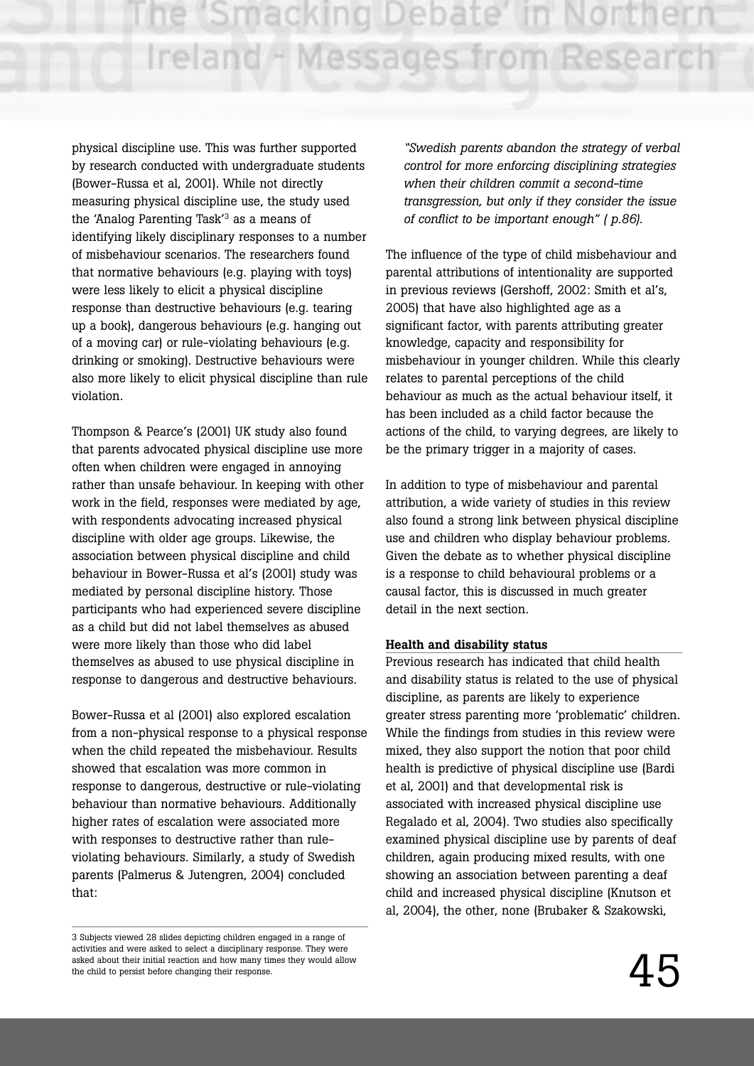physical discipline use. This was further supported by research conducted with undergraduate students (Bower-Russa et al, 2001). While not directly measuring physical discipline use, the study used the 'Analog Parenting Task'[3] as a means of identifying likely disciplinary responses to a number of misbehaviour scenarios. The researchers found that normative behaviours (e.g. playing with toys) were less likely to elicit a physical discipline response than destructive behaviours (e.g. tearing up a book), dangerous behaviours (e.g. hanging out of a moving car) or rule-violating behaviours (e.g. drinking or smoking). Destructive behaviours were also more likely to elicit physical discipline than rule violation.

Thompson & Pearce's (2001) UK study also found that parents advocated physical discipline use more often when children were engaged in annoying rather than unsafe behaviour. In keeping with other work in the field, responses were mediated by age, with respondents advocating increased physical discipline with older age groups. Likewise, the association between physical discipline and child behaviour in Bower-Russa et al's (2001) study was mediated by personal discipline history. Those participants who had experienced severe discipline as a child but did not label themselves as abused were more likely than those who did label themselves as abused to use physical discipline in response to dangerous and destructive behaviours.

Bower-Russa et al (2001) also explored escalation from a non-physical response to a physical response when the child repeated the misbehaviour. Results showed that escalation was more common in response to dangerous, destructive or rule-violating behaviour than normative behaviours. Additionally higher rates of escalation were associated more with responses to destructive rather than rule-violating behaviours. Similarly, a study of Swedish parents (Palmerus & Jutengren, 2004) concluded that:

> *"Swedish parents abandon the strategy of verbal control for more enforcing disciplining strategies when their children commit a second-time transgression, but only if they consider the issue of conflict to be important enough" ( p.86).*

The influence of the type of child misbehaviour and parental attributions of intentionality are supported in previous reviews (Gershoff, 2002: Smith et al's, 2005) that have also highlighted age as a significant factor, with parents attributing greater knowledge, capacity and responsibility for misbehaviour in younger children. While this clearly relates to parental perceptions of the child behaviour as much as the actual behaviour itself, it has been included as a child factor because the actions of the child, to varying degrees, are likely to be the primary trigger in a majority of cases.

In addition to type of misbehaviour and parental attribution, a wide variety of studies in this review also found a strong link between physical discipline use and children who display behaviour problems. Given the debate as to whether physical discipline is a response to child behavioural problems or a causal factor, this is discussed in much greater detail in the next section.

**Health and disability status**

Previous research has indicated that child health and disability status is related to the use of physical discipline, as parents are likely to experience greater stress parenting more 'problematic' children. While the findings from studies in this review were mixed, they also support the notion that poor child health is predictive of physical discipline use (Bardi et al, 2001) and that developmental risk is associated with increased physical discipline use Regalado et al, 2004). Two studies also specifically examined physical discipline use by parents of deaf children, again producing mixed results, with one showing an association between parenting a deaf child and increased physical discipline (Knutson et al, 2004), the other, none (Brubaker & Szakowski,

3 Subjects viewed 28 slides depicting children engaged in a range of activities and were asked to select a disciplinary response. They were asked about their initial reaction and how many times they would allow the child to persist before changing their response.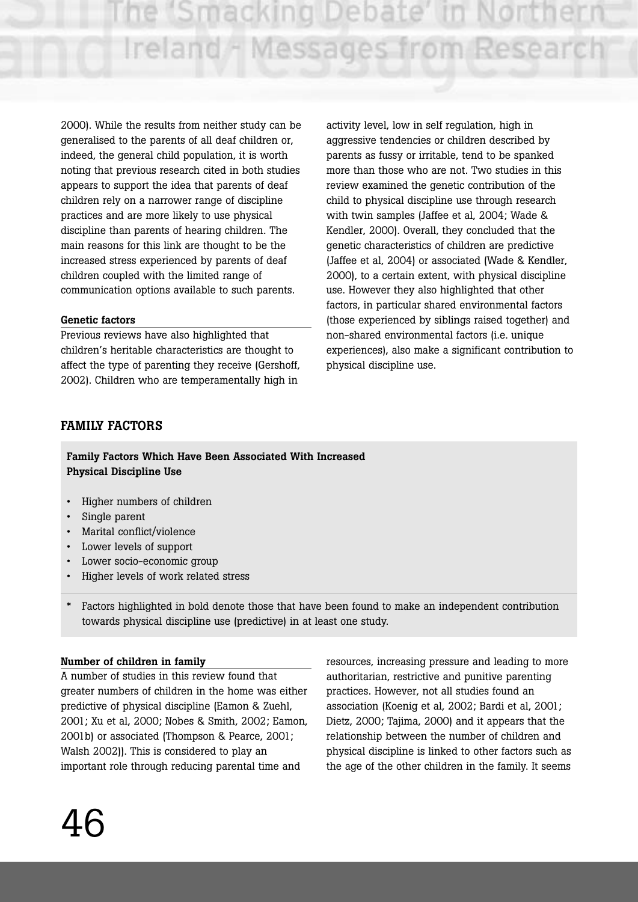2000). While the results from neither study can be generalised to the parents of all deaf children or, indeed, the general child population, it is worth noting that previous research cited in both studies appears to support the idea that parents of deaf children rely on a narrower range of discipline practices and are more likely to use physical discipline than parents of hearing children. The main reasons for this link are thought to be the increased stress experienced by parents of deaf children coupled with the limited range of communication options available to such parents.

**Genetic factors**

Previous reviews have also highlighted that children's heritable characteristics are thought to affect the type of parenting they receive (Gershoff, 2002). Children who are temperamentally high in activity level, low in self regulation, high in aggressive tendencies or children described by parents as fussy or irritable, tend to be spanked more than those who are not. Two studies in this review examined the genetic contribution of the child to physical discipline use through research with twin samples (Jaffee et al, 2004; Wade & Kendler, 2000). Overall, they concluded that the genetic characteristics of children are predictive (Jaffee et al, 2004) or associated (Wade & Kendler, 2000), to a certain extent, with physical discipline use. However they also highlighted that other factors, in particular shared environmental factors (those experienced by siblings raised together) and non-shared environmental factors (i.e. unique experiences), also make a significant contribution to physical discipline use.

## FAMILY FACTORS

**Family Factors Which Have Been Associated With Increased Physical Discipline Use**

- Higher numbers of children
- Single parent
- Marital conflict/violence
- Lower levels of support
- Lower socio-economic group
- Higher levels of work related stress

* Factors highlighted in bold denote those that have been found to make an independent contribution towards physical discipline use (predictive) in at least one study.

**Number of children in family**

A number of studies in this review found that greater numbers of children in the home was either predictive of physical discipline (Eamon & Zuehl, 2001; Xu et al, 2000; Nobes & Smith, 2002; Eamon, 2001b) or associated (Thompson & Pearce, 2001; Walsh 2002)). This is considered to play an important role through reducing parental time and resources, increasing pressure and leading to more authoritarian, restrictive and punitive parenting practices. However, not all studies found an association (Koenig et al, 2002; Bardi et al, 2001; Dietz, 2000; Tajima, 2000) and it appears that the relationship between the number of children and physical discipline is linked to other factors such as the age of the other children in the family. It seems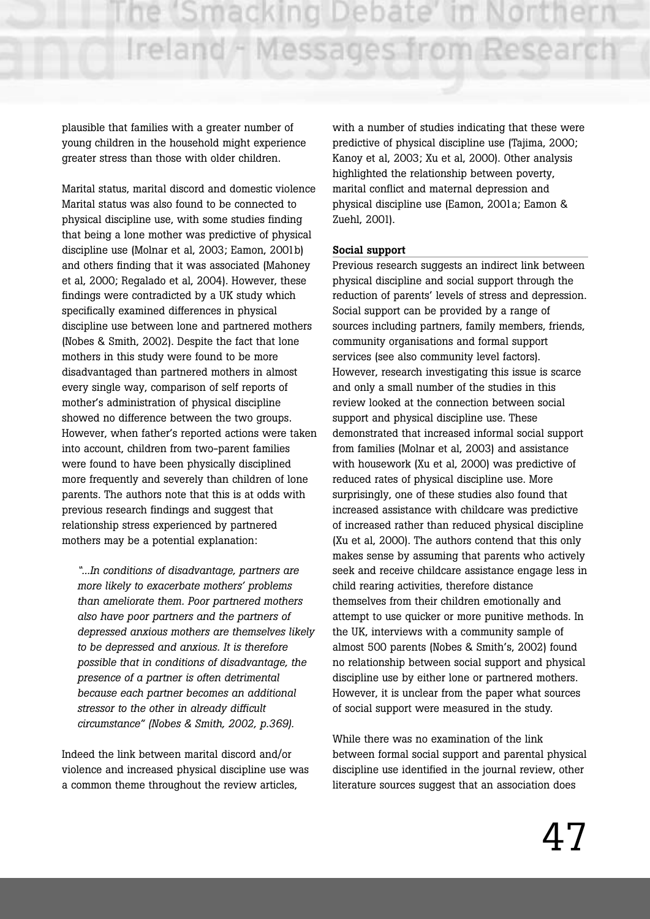plausible that families with a greater number of young children in the household might experience greater stress than those with older children.

Marital status, marital discord and domestic violence
Marital status was also found to be connected to physical discipline use, with some studies finding that being a lone mother was predictive of physical discipline use (Molnar et al, 2003; Eamon, 2001b) and others finding that it was associated (Mahoney et al, 2000; Regalado et al, 2004). However, these findings were contradicted by a UK study which specifically examined differences in physical discipline use between lone and partnered mothers (Nobes & Smith, 2002). Despite the fact that lone mothers in this study were found to be more disadvantaged than partnered mothers in almost every single way, comparison of self reports of mother's administration of physical discipline showed no difference between the two groups. However, when father's reported actions were taken into account, children from two-parent families were found to have been physically disciplined more frequently and severely than children of lone parents. The authors note that this is at odds with previous research findings and suggest that relationship stress experienced by partnered mothers may be a potential explanation:

> *"...In conditions of disadvantage, partners are more likely to exacerbate mothers' problems than ameliorate them. Poor partnered mothers also have poor partners and the partners of depressed anxious mothers are themselves likely to be depressed and anxious. It is therefore possible that in conditions of disadvantage, the presence of a partner is often detrimental because each partner becomes an additional stressor to the other in already difficult circumstance" (Nobes & Smith, 2002, p.369).*

Indeed the link between marital discord and/or violence and increased physical discipline use was a common theme throughout the review articles, with a number of studies indicating that these were predictive of physical discipline use (Tajima, 2000; Kanoy et al, 2003; Xu et al, 2000). Other analysis highlighted the relationship between poverty, marital conflict and maternal depression and physical discipline use (Eamon, 2001a; Eamon & Zuehl, 2001).

**Social support**

Previous research suggests an indirect link between physical discipline and social support through the reduction of parents' levels of stress and depression. Social support can be provided by a range of sources including partners, family members, friends, community organisations and formal support services (see also community level factors). However, research investigating this issue is scarce and only a small number of the studies in this review looked at the connection between social support and physical discipline use. These demonstrated that increased informal social support from families (Molnar et al, 2003) and assistance with housework (Xu et al, 2000) was predictive of reduced rates of physical discipline use. More surprisingly, one of these studies also found that increased assistance with childcare was predictive of increased rather than reduced physical discipline (Xu et al, 2000). The authors contend that this only makes sense by assuming that parents who actively seek and receive childcare assistance engage less in child rearing activities, therefore distance themselves from their children emotionally and attempt to use quicker or more punitive methods. In the UK, interviews with a community sample of almost 500 parents (Nobes & Smith's, 2002) found no relationship between social support and physical discipline use by either lone or partnered mothers. However, it is unclear from the paper what sources of social support were measured in the study.

While there was no examination of the link between formal social support and parental physical discipline use identified in the journal review, other literature sources suggest that an association does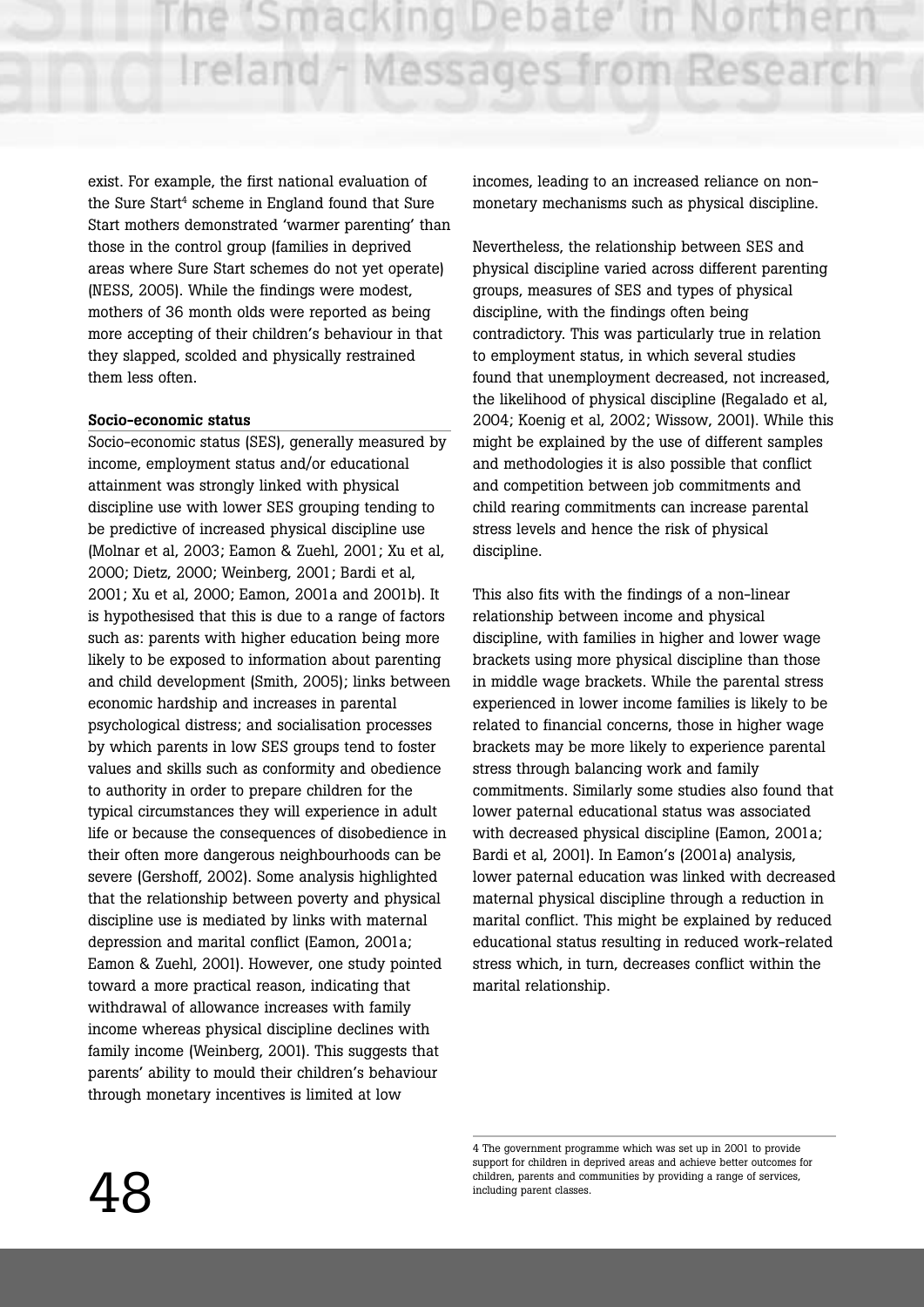exist. For example, the first national evaluation of the Sure Start[4] scheme in England found that Sure Start mothers demonstrated 'warmer parenting' than those in the control group (families in deprived areas where Sure Start schemes do not yet operate) (NESS, 2005). While the findings were modest, mothers of 36 month olds were reported as being more accepting of their children's behaviour in that they slapped, scolded and physically restrained them less often.

**Socio-economic status**

Socio-economic status (SES), generally measured by income, employment status and/or educational attainment was strongly linked with physical discipline use with lower SES grouping tending to be predictive of increased physical discipline use (Molnar et al, 2003; Eamon & Zuehl, 2001; Xu et al, 2000; Dietz, 2000; Weinberg, 2001; Bardi et al, 2001; Xu et al, 2000; Eamon, 2001a and 2001b). It is hypothesised that this is due to a range of factors such as: parents with higher education being more likely to be exposed to information about parenting and child development (Smith, 2005); links between economic hardship and increases in parental psychological distress; and socialisation processes by which parents in low SES groups tend to foster values and skills such as conformity and obedience to authority in order to prepare children for the typical circumstances they will experience in adult life or because the consequences of disobedience in their often more dangerous neighbourhoods can be severe (Gershoff, 2002). Some analysis highlighted that the relationship between poverty and physical discipline use is mediated by links with maternal depression and marital conflict (Eamon, 2001a; Eamon & Zuehl, 2001). However, one study pointed toward a more practical reason, indicating that withdrawal of allowance increases with family income whereas physical discipline declines with family income (Weinberg, 2001). This suggests that parents' ability to mould their children's behaviour through monetary incentives is limited at low incomes, leading to an increased reliance on non-monetary mechanisms such as physical discipline.

Nevertheless, the relationship between SES and physical discipline varied across different parenting groups, measures of SES and types of physical discipline, with the findings often being contradictory. This was particularly true in relation to employment status, in which several studies found that unemployment decreased, not increased, the likelihood of physical discipline (Regalado et al, 2004; Koenig et al, 2002; Wissow, 2001). While this might be explained by the use of different samples and methodologies it is also possible that conflict and competition between job commitments and child rearing commitments can increase parental stress levels and hence the risk of physical discipline.

This also fits with the findings of a non-linear relationship between income and physical discipline, with families in higher and lower wage brackets using more physical discipline than those in middle wage brackets. While the parental stress experienced in lower income families is likely to be related to financial concerns, those in higher wage brackets may be more likely to experience parental stress through balancing work and family commitments. Similarly some studies also found that lower paternal educational status was associated with decreased physical discipline (Eamon, 2001a; Bardi et al, 2001). In Eamon's (2001a) analysis, lower paternal education was linked with decreased maternal physical discipline through a reduction in marital conflict. This might be explained by reduced educational status resulting in reduced work-related stress which, in turn, decreases conflict within the marital relationship.

---

4 The government programme which was set up in 2001 to provide support for children in deprived areas and achieve better outcomes for children, parents and communities by providing a range of services, including parent classes.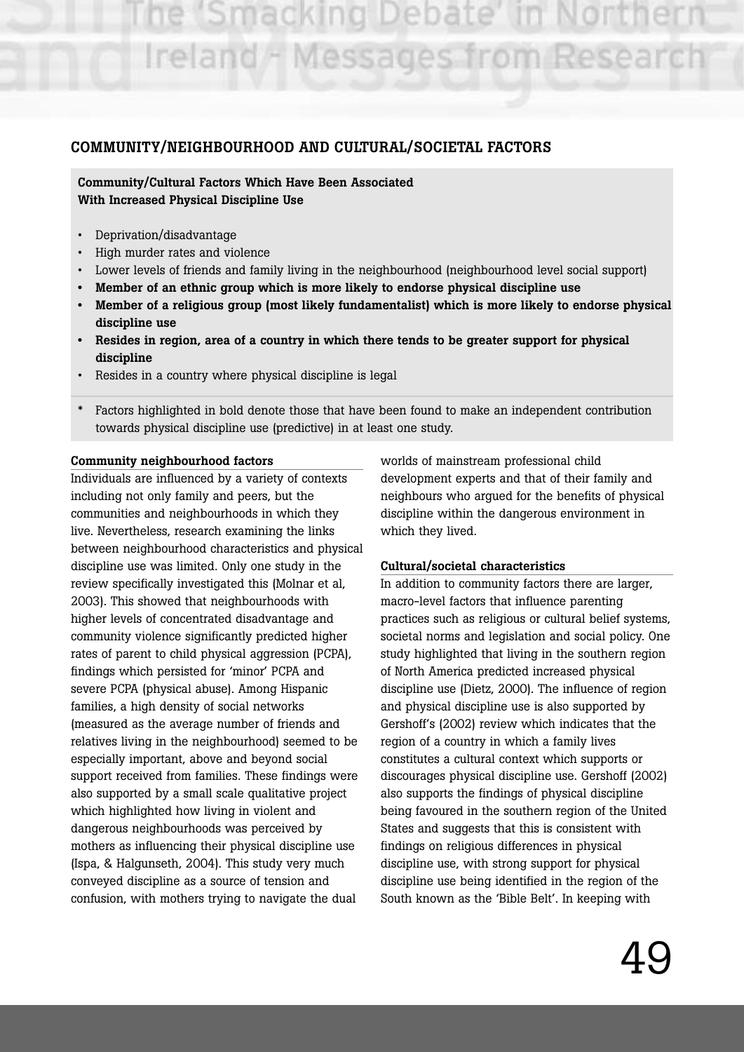## COMMUNITY/NEIGHBOURHOOD AND CULTURAL/SOCIETAL FACTORS

**Community/Cultural Factors Which Have Been Associated With Increased Physical Discipline Use**

- Deprivation/disadvantage
- High murder rates and violence
- Lower levels of friends and family living in the neighbourhood (neighbourhood level social support)
- **Member of an ethnic group which is more likely to endorse physical discipline use**
- **Member of a religious group (most likely fundamentalist) which is more likely to endorse physical discipline use**
- **Resides in region, area of a country in which there tends to be greater support for physical discipline**
- Resides in a country where physical discipline is legal

\* Factors highlighted in bold denote those that have been found to make an independent contribution towards physical discipline use (predictive) in at least one study.

### Community neighbourhood factors

Individuals are influenced by a variety of contexts including not only family and peers, but the communities and neighbourhoods in which they live. Nevertheless, research examining the links between neighbourhood characteristics and physical discipline use was limited. Only one study in the review specifically investigated this (Molnar et al, 2003). This showed that neighbourhoods with higher levels of concentrated disadvantage and community violence significantly predicted higher rates of parent to child physical aggression (PCPA), findings which persisted for 'minor' PCPA and severe PCPA (physical abuse). Among Hispanic families, a high density of social networks (measured as the average number of friends and relatives living in the neighbourhood) seemed to be especially important, above and beyond social support received from families. These findings were also supported by a small scale qualitative project which highlighted how living in violent and dangerous neighbourhoods was perceived by mothers as influencing their physical discipline use (Ispa, & Halgunseth, 2004). This study very much conveyed discipline as a source of tension and confusion, with mothers trying to navigate the dual worlds of mainstream professional child development experts and that of their family and neighbours who argued for the benefits of physical discipline within the dangerous environment in which they lived.

### Cultural/societal characteristics

In addition to community factors there are larger, macro-level factors that influence parenting practices such as religious or cultural belief systems, societal norms and legislation and social policy. One study highlighted that living in the southern region of North America predicted increased physical discipline use (Dietz, 2000). The influence of region and physical discipline use is also supported by Gershoff's (2002) review which indicates that the region of a country in which a family lives constitutes a cultural context which supports or discourages physical discipline use. Gershoff (2002) also supports the findings of physical discipline being favoured in the southern region of the United States and suggests that this is consistent with findings on religious differences in physical discipline use, with strong support for physical discipline use being identified in the region of the South known as the 'Bible Belt'. In keeping with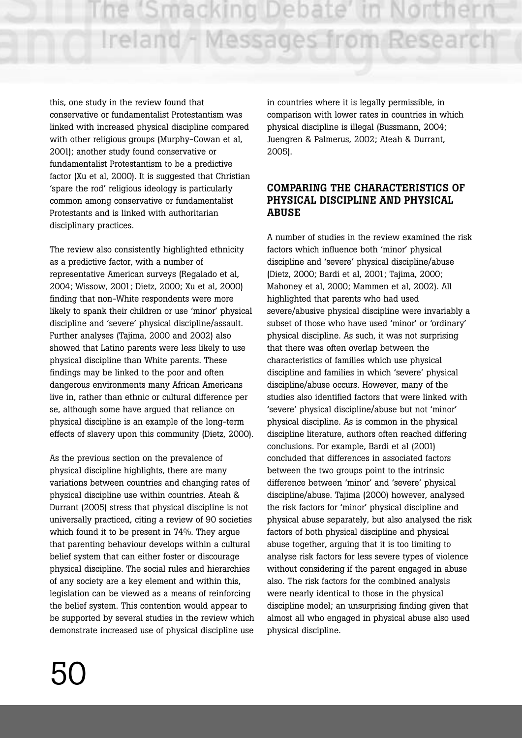this, one study in the review found that conservative or fundamentalist Protestantism was linked with increased physical discipline compared with other religious groups (Murphy-Cowan et al, 2001); another study found conservative or fundamentalist Protestantism to be a predictive factor (Xu et al, 2000). It is suggested that Christian 'spare the rod' religious ideology is particularly common among conservative or fundamentalist Protestants and is linked with authoritarian disciplinary practices.

The review also consistently highlighted ethnicity as a predictive factor, with a number of representative American surveys (Regalado et al, 2004; Wissow, 2001; Dietz, 2000; Xu et al, 2000) finding that non-White respondents were more likely to spank their children or use 'minor' physical discipline and 'severe' physical discipline/assault. Further analyses (Tajima, 2000 and 2002) also showed that Latino parents were less likely to use physical discipline than White parents. These findings may be linked to the poor and often dangerous environments many African Americans live in, rather than ethnic or cultural difference per se, although some have argued that reliance on physical discipline is an example of the long-term effects of slavery upon this community (Dietz, 2000).

As the previous section on the prevalence of physical discipline highlights, there are many variations between countries and changing rates of physical discipline use within countries. Ateah & Durrant (2005) stress that physical discipline is not universally practiced, citing a review of 90 societies which found it to be present in 74%. They argue that parenting behaviour develops within a cultural belief system that can either foster or discourage physical discipline. The social rules and hierarchies of any society are a key element and within this, legislation can be viewed as a means of reinforcing the belief system. This contention would appear to be supported by several studies in the review which demonstrate increased use of physical discipline use in countries where it is legally permissible, in comparison with lower rates in countries in which physical discipline is illegal (Bussmann, 2004; Juengren & Palmerus, 2002; Ateah & Durrant, 2005).

## COMPARING THE CHARACTERISTICS OF PHYSICAL DISCIPLINE AND PHYSICAL ABUSE

A number of studies in the review examined the risk factors which influence both 'minor' physical discipline and 'severe' physical discipline/abuse (Dietz, 2000; Bardi et al, 2001; Tajima, 2000; Mahoney et al, 2000; Mammen et al, 2002). All highlighted that parents who had used severe/abusive physical discipline were invariably a subset of those who have used 'minor' or 'ordinary' physical discipline. As such, it was not surprising that there was often overlap between the characteristics of families which use physical discipline and families in which 'severe' physical discipline/abuse occurs. However, many of the studies also identified factors that were linked with 'severe' physical discipline/abuse but not 'minor' physical discipline. As is common in the physical discipline literature, authors often reached differing conclusions. For example, Bardi et al (2001) concluded that differences in associated factors between the two groups point to the intrinsic difference between 'minor' and 'severe' physical discipline/abuse. Tajima (2000) however, analysed the risk factors for 'minor' physical discipline and physical abuse separately, but also analysed the risk factors of both physical discipline and physical abuse together, arguing that it is too limiting to analyse risk factors for less severe types of violence without considering if the parent engaged in abuse also. The risk factors for the combined analysis were nearly identical to those in the physical discipline model; an unsurprising finding given that almost all who engaged in physical abuse also used physical discipline.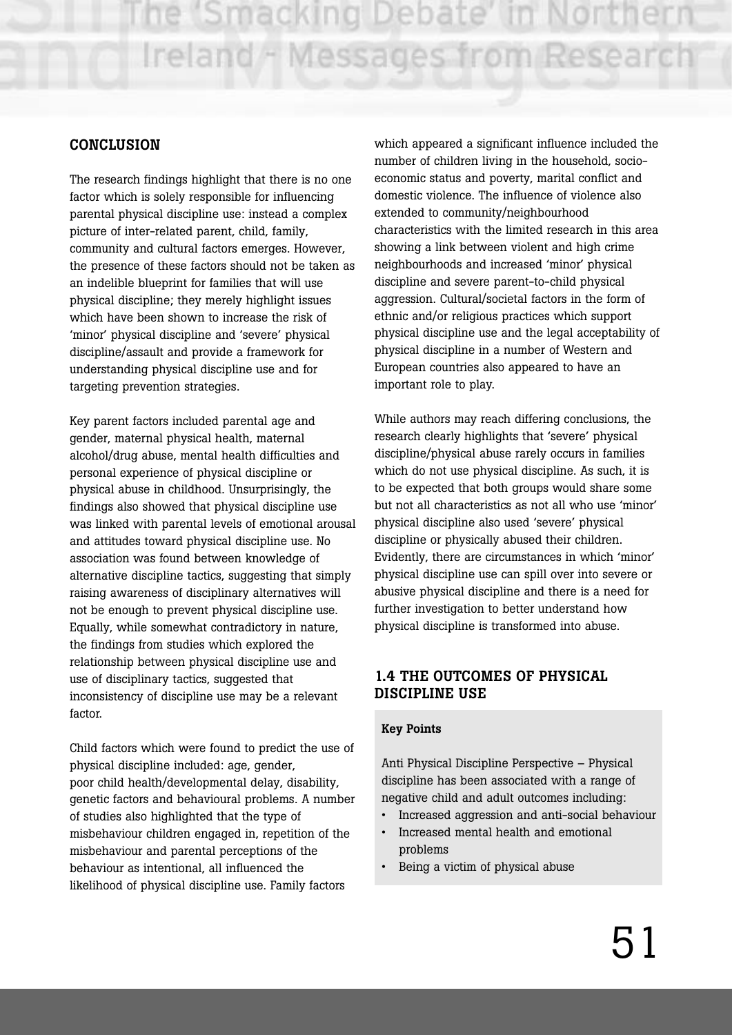## CONCLUSION

The research findings highlight that there is no one factor which is solely responsible for influencing parental physical discipline use: instead a complex picture of inter-related parent, child, family, community and cultural factors emerges. However, the presence of these factors should not be taken as an indelible blueprint for families that will use physical discipline; they merely highlight issues which have been shown to increase the risk of 'minor' physical discipline and 'severe' physical discipline/assault and provide a framework for understanding physical discipline use and for targeting prevention strategies.

Key parent factors included parental age and gender, maternal physical health, maternal alcohol/drug abuse, mental health difficulties and personal experience of physical discipline or physical abuse in childhood. Unsurprisingly, the findings also showed that physical discipline use was linked with parental levels of emotional arousal and attitudes toward physical discipline use. No association was found between knowledge of alternative discipline tactics, suggesting that simply raising awareness of disciplinary alternatives will not be enough to prevent physical discipline use. Equally, while somewhat contradictory in nature, the findings from studies which explored the relationship between physical discipline use and use of disciplinary tactics, suggested that inconsistency of discipline use may be a relevant factor.

Child factors which were found to predict the use of physical discipline included: age, gender, poor child health/developmental delay, disability, genetic factors and behavioural problems. A number of studies also highlighted that the type of misbehaviour children engaged in, repetition of the misbehaviour and parental perceptions of the behaviour as intentional, all influenced the likelihood of physical discipline use. Family factors which appeared a significant influence included the number of children living in the household, socio-economic status and poverty, marital conflict and domestic violence. The influence of violence also extended to community/neighbourhood characteristics with the limited research in this area showing a link between violent and high crime neighbourhoods and increased 'minor' physical discipline and severe parent-to-child physical aggression. Cultural/societal factors in the form of ethnic and/or religious practices which support physical discipline use and the legal acceptability of physical discipline in a number of Western and European countries also appeared to have an important role to play.

While authors may reach differing conclusions, the research clearly highlights that 'severe' physical discipline/physical abuse rarely occurs in families which do not use physical discipline. As such, it is to be expected that both groups would share some but not all characteristics as not all who use 'minor' physical discipline also used 'severe' physical discipline or physically abused their children. Evidently, there are circumstances in which 'minor' physical discipline use can spill over into severe or abusive physical discipline and there is a need for further investigation to better understand how physical discipline is transformed into abuse.

## 1.4 THE OUTCOMES OF PHYSICAL DISCIPLINE USE

**Key Points**

Anti Physical Discipline Perspective – Physical discipline has been associated with a range of negative child and adult outcomes including:

- Increased aggression and anti-social behaviour
- Increased mental health and emotional problems
- Being a victim of physical abuse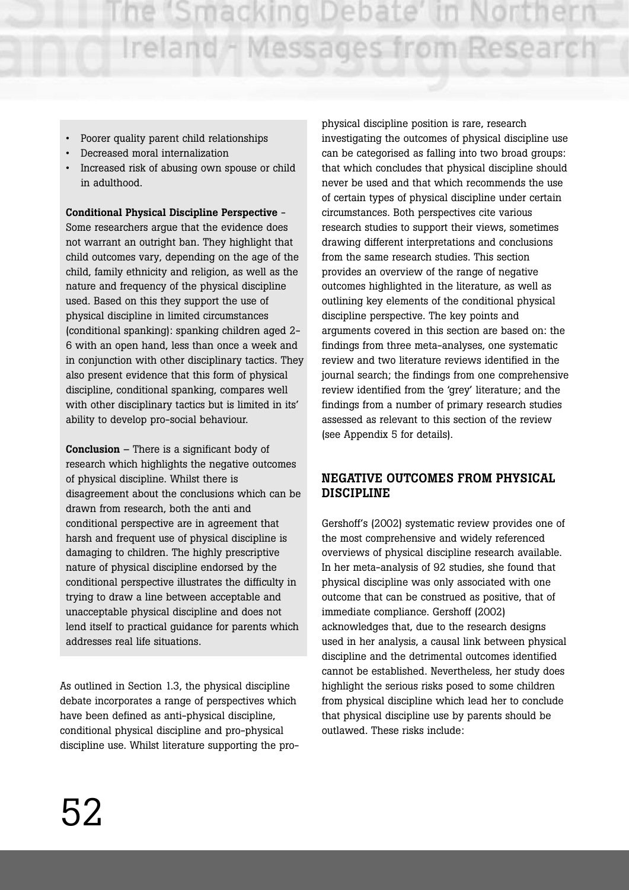- Poorer quality parent child relationships
- Decreased moral internalization
- Increased risk of abusing own spouse or child in adulthood.

**Conditional Physical Discipline Perspective** - Some researchers argue that the evidence does not warrant an outright ban. They highlight that child outcomes vary, depending on the age of the child, family ethnicity and religion, as well as the nature and frequency of the physical discipline used. Based on this they support the use of physical discipline in limited circumstances (conditional spanking): spanking children aged 2-6 with an open hand, less than once a week and in conjunction with other disciplinary tactics. They also present evidence that this form of physical discipline, conditional spanking, compares well with other disciplinary tactics but is limited in its' ability to develop pro-social behaviour.

**Conclusion** – There is a significant body of research which highlights the negative outcomes of physical discipline. Whilst there is disagreement about the conclusions which can be drawn from research, both the anti and conditional perspective are in agreement that harsh and frequent use of physical discipline is damaging to children. The highly prescriptive nature of physical discipline endorsed by the conditional perspective illustrates the difficulty in trying to draw a line between acceptable and unacceptable physical discipline and does not lend itself to practical guidance for parents which addresses real life situations.

As outlined in Section 1.3, the physical discipline debate incorporates a range of perspectives which have been defined as anti-physical discipline, conditional physical discipline and pro-physical discipline use. Whilst literature supporting the pro-physical discipline position is rare, research investigating the outcomes of physical discipline use can be categorised as falling into two broad groups: that which concludes that physical discipline should never be used and that which recommends the use of certain types of physical discipline under certain circumstances. Both perspectives cite various research studies to support their views, sometimes drawing different interpretations and conclusions from the same research studies. This section provides an overview of the range of negative outcomes highlighted in the literature, as well as outlining key elements of the conditional physical discipline perspective. The key points and arguments covered in this section are based on: the findings from three meta-analyses, one systematic review and two literature reviews identified in the journal search; the findings from one comprehensive review identified from the 'grey' literature; and the findings from a number of primary research studies assessed as relevant to this section of the review (see Appendix 5 for details).

## NEGATIVE OUTCOMES FROM PHYSICAL DISCIPLINE

Gershoff's (2002) systematic review provides one of the most comprehensive and widely referenced overviews of physical discipline research available. In her meta-analysis of 92 studies, she found that physical discipline was only associated with one outcome that can be construed as positive, that of immediate compliance. Gershoff (2002) acknowledges that, due to the research designs used in her analysis, a causal link between physical discipline and the detrimental outcomes identified cannot be established. Nevertheless, her study does highlight the serious risks posed to some children from physical discipline which lead her to conclude that physical discipline use by parents should be outlawed. These risks include: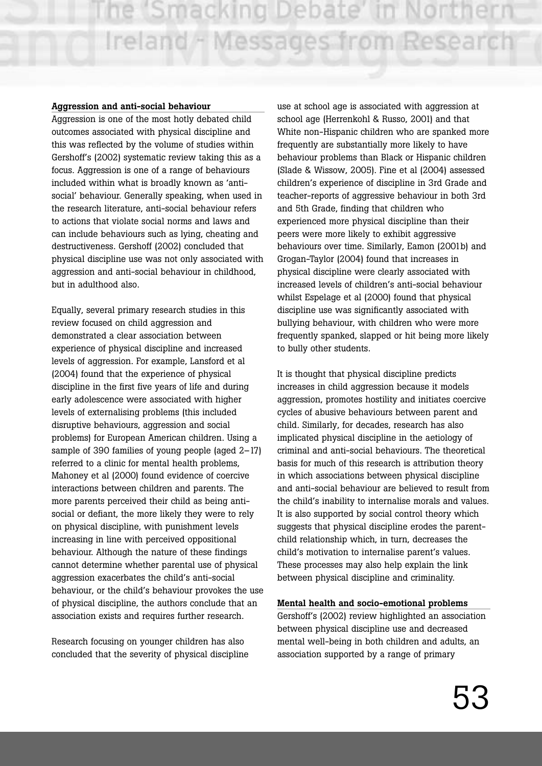**Aggression and anti-social behaviour**

Aggression is one of the most hotly debated child outcomes associated with physical discipline and this was reflected by the volume of studies within Gershoff's (2002) systematic review taking this as a focus. Aggression is one of a range of behaviours included within what is broadly known as 'anti-social' behaviour. Generally speaking, when used in the research literature, anti-social behaviour refers to actions that violate social norms and laws and can include behaviours such as lying, cheating and destructiveness. Gershoff (2002) concluded that physical discipline use was not only associated with aggression and anti-social behaviour in childhood, but in adulthood also.

Equally, several primary research studies in this review focused on child aggression and demonstrated a clear association between experience of physical discipline and increased levels of aggression. For example, Lansford et al (2004) found that the experience of physical discipline in the first five years of life and during early adolescence were associated with higher levels of externalising problems (this included disruptive behaviours, aggression and social problems) for European American children. Using a sample of 390 families of young people (aged 2–17) referred to a clinic for mental health problems, Mahoney et al (2000) found evidence of coercive interactions between children and parents. The more parents perceived their child as being anti-social or defiant, the more likely they were to rely on physical discipline, with punishment levels increasing in line with perceived oppositional behaviour. Although the nature of these findings cannot determine whether parental use of physical aggression exacerbates the child's anti-social behaviour, or the child's behaviour provokes the use of physical discipline, the authors conclude that an association exists and requires further research.

Research focusing on younger children has also concluded that the severity of physical discipline use at school age is associated with aggression at school age (Herrenkohl & Russo, 2001) and that White non-Hispanic children who are spanked more frequently are substantially more likely to have behaviour problems than Black or Hispanic children (Slade & Wissow, 2005). Fine et al (2004) assessed children's experience of discipline in 3rd Grade and teacher-reports of aggressive behaviour in both 3rd and 5th Grade, finding that children who experienced more physical discipline than their peers were more likely to exhibit aggressive behaviours over time. Similarly, Eamon (2001b) and Grogan-Taylor (2004) found that increases in physical discipline were clearly associated with increased levels of children's anti-social behaviour whilst Espelage et al (2000) found that physical discipline use was significantly associated with bullying behaviour, with children who were more frequently spanked, slapped or hit being more likely to bully other students.

It is thought that physical discipline predicts increases in child aggression because it models aggression, promotes hostility and initiates coercive cycles of abusive behaviours between parent and child. Similarly, for decades, research has also implicated physical discipline in the aetiology of criminal and anti-social behaviours. The theoretical basis for much of this research is attribution theory in which associations between physical discipline and anti-social behaviour are believed to result from the child's inability to internalise morals and values. It is also supported by social control theory which suggests that physical discipline erodes the parent-child relationship which, in turn, decreases the child's motivation to internalise parent's values. These processes may also help explain the link between physical discipline and criminality.

**Mental health and socio-emotional problems**

Gershoff's (2002) review highlighted an association between physical discipline use and decreased mental well-being in both children and adults, an association supported by a range of primary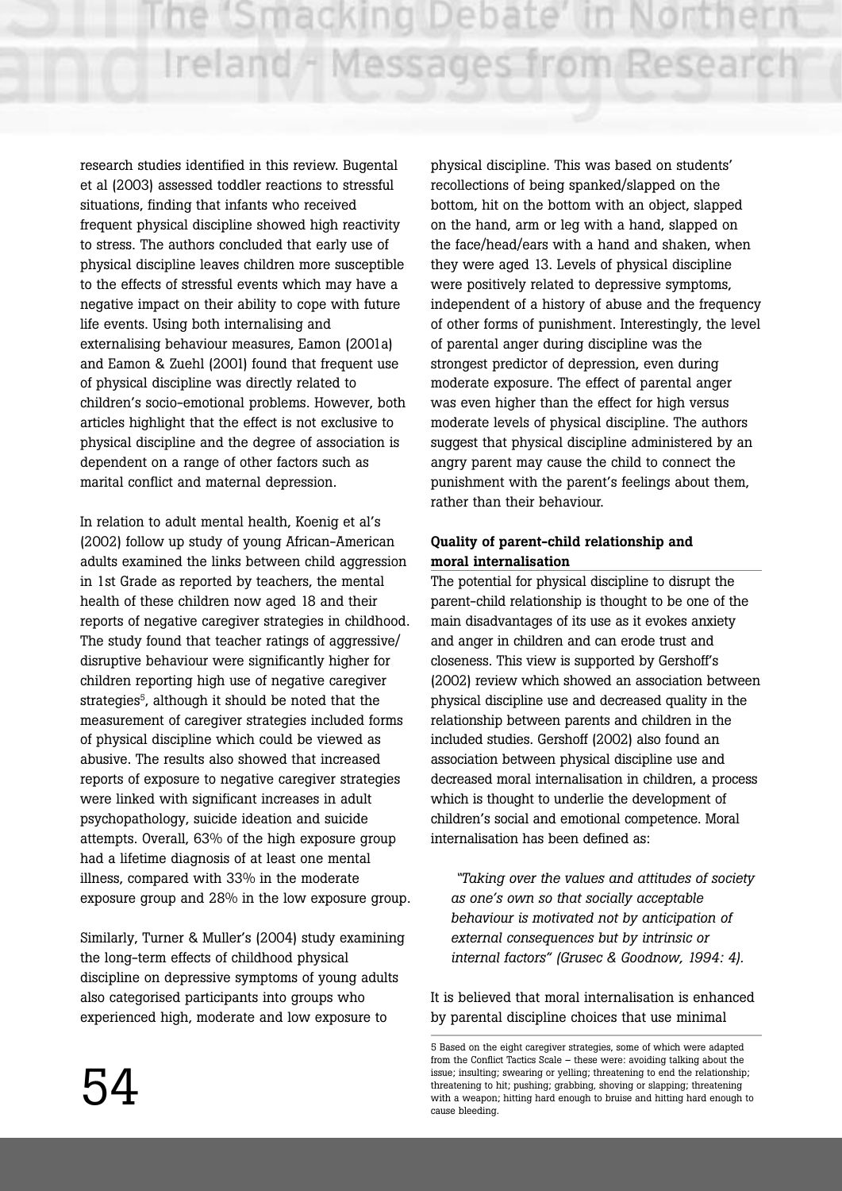research studies identified in this review. Bugental et al (2003) assessed toddler reactions to stressful situations, finding that infants who received frequent physical discipline showed high reactivity to stress. The authors concluded that early use of physical discipline leaves children more susceptible to the effects of stressful events which may have a negative impact on their ability to cope with future life events. Using both internalising and externalising behaviour measures, Eamon (2001a) and Eamon & Zuehl (2001) found that frequent use of physical discipline was directly related to children's socio-emotional problems. However, both articles highlight that the effect is not exclusive to physical discipline and the degree of association is dependent on a range of other factors such as marital conflict and maternal depression.

In relation to adult mental health, Koenig et al's (2002) follow up study of young African-American adults examined the links between child aggression in 1st Grade as reported by teachers, the mental health of these children now aged 18 and their reports of negative caregiver strategies in childhood. The study found that teacher ratings of aggressive/ disruptive behaviour were significantly higher for children reporting high use of negative caregiver strategies[5], although it should be noted that the measurement of caregiver strategies included forms of physical discipline which could be viewed as abusive. The results also showed that increased reports of exposure to negative caregiver strategies were linked with significant increases in adult psychopathology, suicide ideation and suicide attempts. Overall, 63% of the high exposure group had a lifetime diagnosis of at least one mental illness, compared with 33% in the moderate exposure group and 28% in the low exposure group.

Similarly, Turner & Muller's (2004) study examining the long-term effects of childhood physical discipline on depressive symptoms of young adults also categorised participants into groups who experienced high, moderate and low exposure to physical discipline. This was based on students' recollections of being spanked/slapped on the bottom, hit on the bottom with an object, slapped on the hand, arm or leg with a hand, slapped on the face/head/ears with a hand and shaken, when they were aged 13. Levels of physical discipline were positively related to depressive symptoms, independent of a history of abuse and the frequency of other forms of punishment. Interestingly, the level of parental anger during discipline was the strongest predictor of depression, even during moderate exposure. The effect of parental anger was even higher than the effect for high versus moderate levels of physical discipline. The authors suggest that physical discipline administered by an angry parent may cause the child to connect the punishment with the parent's feelings about them, rather than their behaviour.

**Quality of parent-child relationship and moral internalisation**

The potential for physical discipline to disrupt the parent-child relationship is thought to be one of the main disadvantages of its use as it evokes anxiety and anger in children and can erode trust and closeness. This view is supported by Gershoff's (2002) review which showed an association between physical discipline use and decreased quality in the relationship between parents and children in the included studies. Gershoff (2002) also found an association between physical discipline use and decreased moral internalisation in children, a process which is thought to underlie the development of children's social and emotional competence. Moral internalisation has been defined as:

> *"Taking over the values and attitudes of society as one's own so that socially acceptable behaviour is motivated not by anticipation of external consequences but by intrinsic or internal factors" (Grusec & Goodnow, 1994: 4).*

It is believed that moral internalisation is enhanced by parental discipline choices that use minimal

5 Based on the eight caregiver strategies, some of which were adapted from the Conflict Tactics Scale – these were: avoiding talking about the issue; insulting; swearing or yelling; threatening to end the relationship; threatening to hit; pushing; grabbing, shoving or slapping; threatening with a weapon; hitting hard enough to bruise and hitting hard enough to cause bleeding.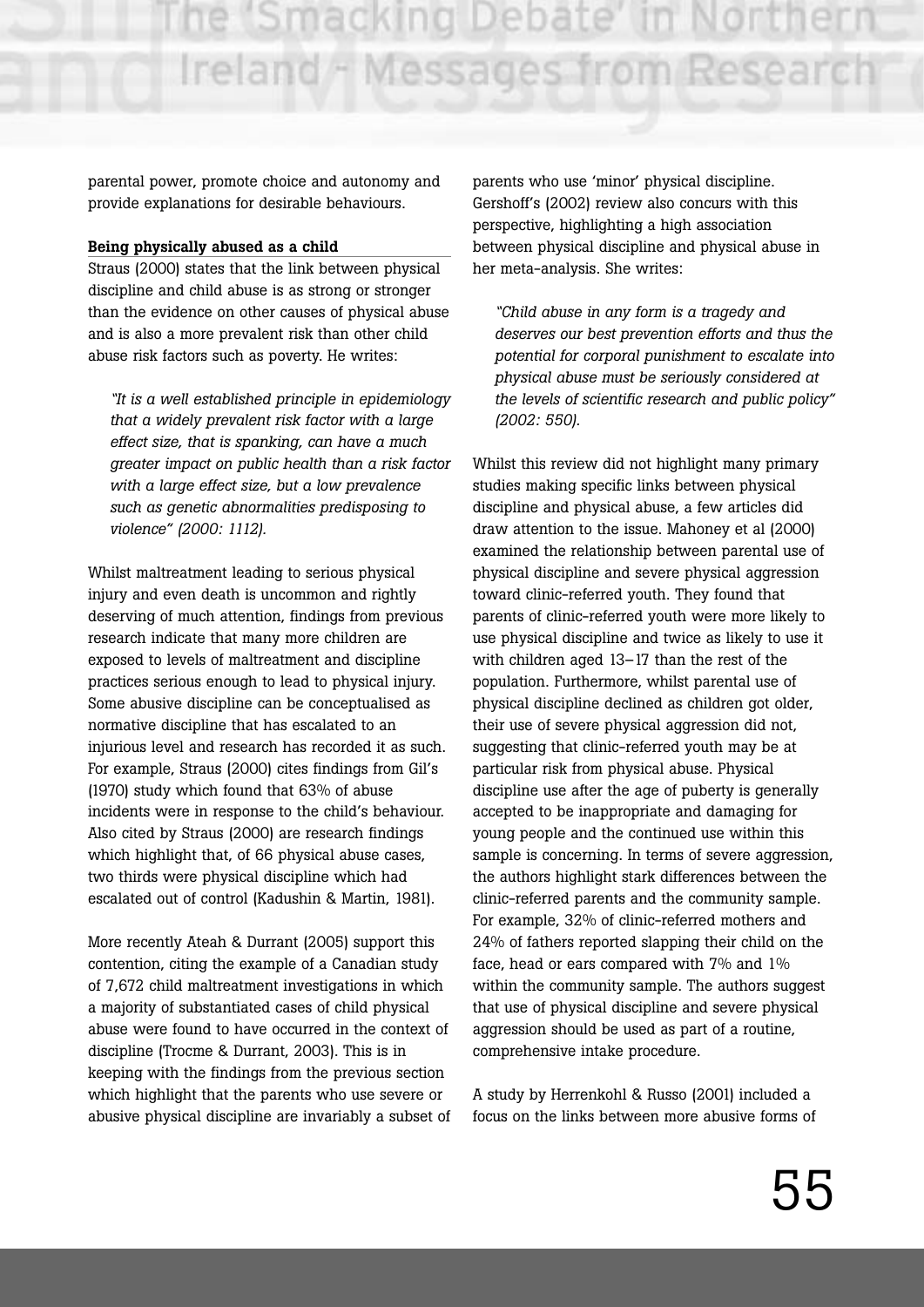parental power, promote choice and autonomy and provide explanations for desirable behaviours.

**Being physically abused as a child**

Straus (2000) states that the link between physical discipline and child abuse is as strong or stronger than the evidence on other causes of physical abuse and is also a more prevalent risk than other child abuse risk factors such as poverty. He writes:

> *"It is a well established principle in epidemiology that a widely prevalent risk factor with a large effect size, that is spanking, can have a much greater impact on public health than a risk factor with a large effect size, but a low prevalence such as genetic abnormalities predisposing to violence" (2000: 1112).*

Whilst maltreatment leading to serious physical injury and even death is uncommon and rightly deserving of much attention, findings from previous research indicate that many more children are exposed to levels of maltreatment and discipline practices serious enough to lead to physical injury. Some abusive discipline can be conceptualised as normative discipline that has escalated to an injurious level and research has recorded it as such. For example, Straus (2000) cites findings from Gil's (1970) study which found that 63% of abuse incidents were in response to the child's behaviour. Also cited by Straus (2000) are research findings which highlight that, of 66 physical abuse cases, two thirds were physical discipline which had escalated out of control (Kadushin & Martin, 1981).

More recently Ateah & Durrant (2005) support this contention, citing the example of a Canadian study of 7,672 child maltreatment investigations in which a majority of substantiated cases of child physical abuse were found to have occurred in the context of discipline (Trocme & Durrant, 2003). This is in keeping with the findings from the previous section which highlight that the parents who use severe or abusive physical discipline are invariably a subset of parents who use 'minor' physical discipline. Gershoff's (2002) review also concurs with this perspective, highlighting a high association between physical discipline and physical abuse in her meta-analysis. She writes:

> *"Child abuse in any form is a tragedy and deserves our best prevention efforts and thus the potential for corporal punishment to escalate into physical abuse must be seriously considered at the levels of scientific research and public policy" (2002: 550).*

Whilst this review did not highlight many primary studies making specific links between physical discipline and physical abuse, a few articles did draw attention to the issue. Mahoney et al (2000) examined the relationship between parental use of physical discipline and severe physical aggression toward clinic-referred youth. They found that parents of clinic-referred youth were more likely to use physical discipline and twice as likely to use it with children aged 13–17 than the rest of the population. Furthermore, whilst parental use of physical discipline declined as children got older, their use of severe physical aggression did not, suggesting that clinic-referred youth may be at particular risk from physical abuse. Physical discipline use after the age of puberty is generally accepted to be inappropriate and damaging for young people and the continued use within this sample is concerning. In terms of severe aggression, the authors highlight stark differences between the clinic-referred parents and the community sample. For example, 32% of clinic-referred mothers and 24% of fathers reported slapping their child on the face, head or ears compared with 7% and 1% within the community sample. The authors suggest that use of physical discipline and severe physical aggression should be used as part of a routine, comprehensive intake procedure.

A study by Herrenkohl & Russo (2001) included a focus on the links between more abusive forms of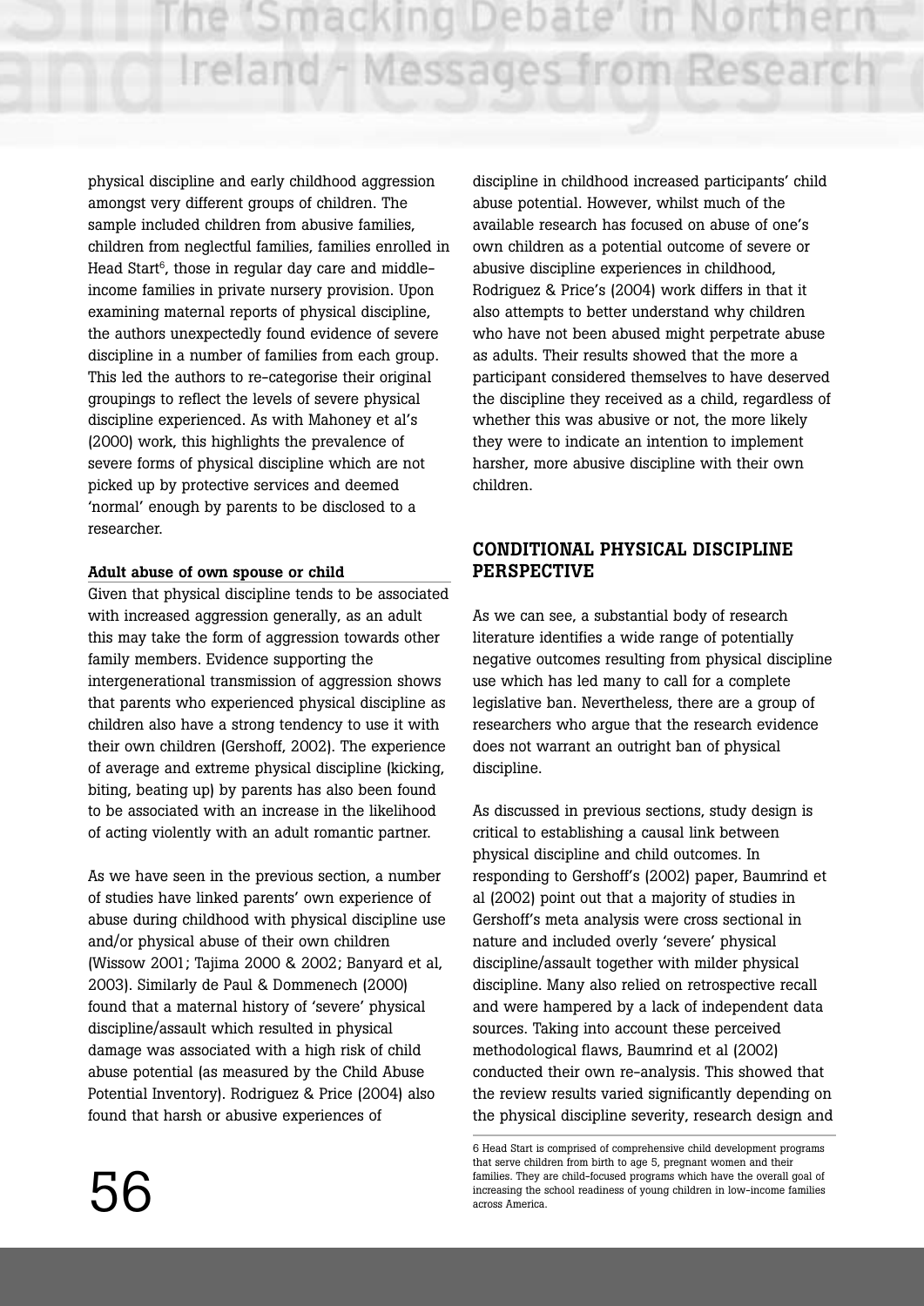physical discipline and early childhood aggression amongst very different groups of children. The sample included children from abusive families, children from neglectful families, families enrolled in Head Start[6], those in regular day care and middle-income families in private nursery provision. Upon examining maternal reports of physical discipline, the authors unexpectedly found evidence of severe discipline in a number of families from each group. This led the authors to re-categorise their original groupings to reflect the levels of severe physical discipline experienced. As with Mahoney et al's (2000) work, this highlights the prevalence of severe forms of physical discipline which are not picked up by protective services and deemed 'normal' enough by parents to be disclosed to a researcher.

**Adult abuse of own spouse or child**

Given that physical discipline tends to be associated with increased aggression generally, as an adult this may take the form of aggression towards other family members. Evidence supporting the intergenerational transmission of aggression shows that parents who experienced physical discipline as children also have a strong tendency to use it with their own children (Gershoff, 2002). The experience of average and extreme physical discipline (kicking, biting, beating up) by parents has also been found to be associated with an increase in the likelihood of acting violently with an adult romantic partner.

As we have seen in the previous section, a number of studies have linked parents' own experience of abuse during childhood with physical discipline use and/or physical abuse of their own children (Wissow 2001; Tajima 2000 & 2002; Banyard et al, 2003). Similarly de Paul & Dommenech (2000) found that a maternal history of 'severe' physical discipline/assault which resulted in physical damage was associated with a high risk of child abuse potential (as measured by the Child Abuse Potential Inventory). Rodriguez & Price (2004) also found that harsh or abusive experiences of discipline in childhood increased participants' child abuse potential. However, whilst much of the available research has focused on abuse of one's own children as a potential outcome of severe or abusive discipline experiences in childhood, Rodriguez & Price's (2004) work differs in that it also attempts to better understand why children who have not been abused might perpetrate abuse as adults. Their results showed that the more a participant considered themselves to have deserved the discipline they received as a child, regardless of whether this was abusive or not, the more likely they were to indicate an intention to implement harsher, more abusive discipline with their own children.

## CONDITIONAL PHYSICAL DISCIPLINE PERSPECTIVE

As we can see, a substantial body of research literature identifies a wide range of potentially negative outcomes resulting from physical discipline use which has led many to call for a complete legislative ban. Nevertheless, there are a group of researchers who argue that the research evidence does not warrant an outright ban of physical discipline.

As discussed in previous sections, study design is critical to establishing a causal link between physical discipline and child outcomes. In responding to Gershoff's (2002) paper, Baumrind et al (2002) point out that a majority of studies in Gershoff's meta analysis were cross sectional in nature and included overly 'severe' physical discipline/assault together with milder physical discipline. Many also relied on retrospective recall and were hampered by a lack of independent data sources. Taking into account these perceived methodological flaws, Baumrind et al (2002) conducted their own re-analysis. This showed that the review results varied significantly depending on the physical discipline severity, research design and

6 Head Start is comprised of comprehensive child development programs that serve children from birth to age 5, pregnant women and their families. They are child-focused programs which have the overall goal of increasing the school readiness of young children in low-income families across America.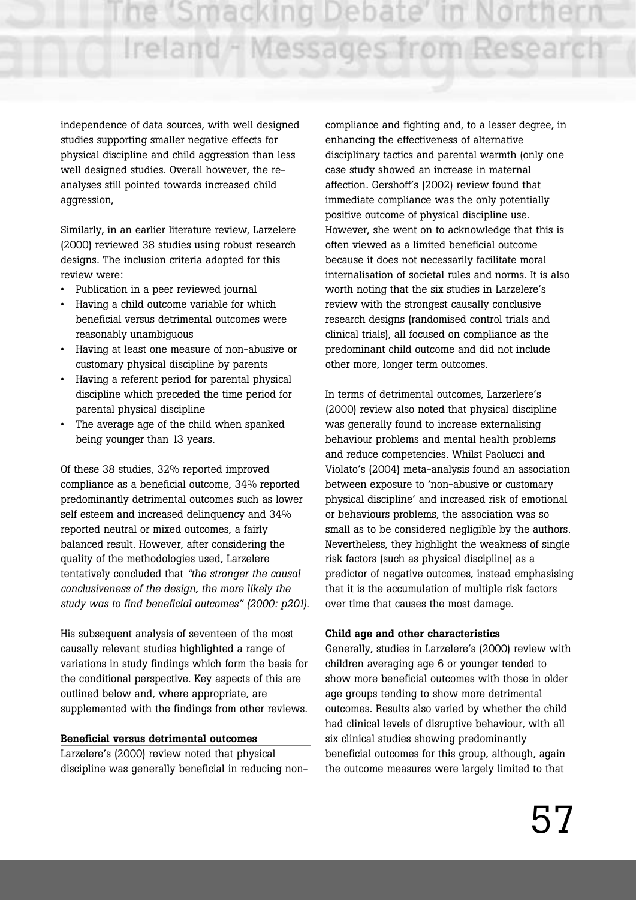independence of data sources, with well designed studies supporting smaller negative effects for physical discipline and child aggression than less well designed studies. Overall however, the re-analyses still pointed towards increased child aggression,

Similarly, in an earlier literature review, Larzelere (2000) reviewed 38 studies using robust research designs. The inclusion criteria adopted for this review were:

- Publication in a peer reviewed journal
- Having a child outcome variable for which beneficial versus detrimental outcomes were reasonably unambiguous
- Having at least one measure of non-abusive or customary physical discipline by parents
- Having a referent period for parental physical discipline which preceded the time period for parental physical discipline
- The average age of the child when spanked being younger than 13 years.

Of these 38 studies, 32% reported improved compliance as a beneficial outcome, 34% reported predominantly detrimental outcomes such as lower self esteem and increased delinquency and 34% reported neutral or mixed outcomes, a fairly balanced result. However, after considering the quality of the methodologies used, Larzelere tentatively concluded that *"the stronger the causal conclusiveness of the design, the more likely the study was to find beneficial outcomes" (2000: p201).*

His subsequent analysis of seventeen of the most causally relevant studies highlighted a range of variations in study findings which form the basis for the conditional perspective. Key aspects of this are outlined below and, where appropriate, are supplemented with the findings from other reviews.

**Beneficial versus detrimental outcomes**

Larzelere's (2000) review noted that physical discipline was generally beneficial in reducing non-compliance and fighting and, to a lesser degree, in enhancing the effectiveness of alternative disciplinary tactics and parental warmth (only one case study showed an increase in maternal affection. Gershoff's (2002) review found that immediate compliance was the only potentially positive outcome of physical discipline use. However, she went on to acknowledge that this is often viewed as a limited beneficial outcome because it does not necessarily facilitate moral internalisation of societal rules and norms. It is also worth noting that the six studies in Larzelere's review with the strongest causally conclusive research designs (randomised control trials and clinical trials), all focused on compliance as the predominant child outcome and did not include other more, longer term outcomes.

In terms of detrimental outcomes, Larzerlere's (2000) review also noted that physical discipline was generally found to increase externalising behaviour problems and mental health problems and reduce competencies. Whilst Paolucci and Violato's (2004) meta-analysis found an association between exposure to 'non-abusive or customary physical discipline' and increased risk of emotional or behaviours problems, the association was so small as to be considered negligible by the authors. Nevertheless, they highlight the weakness of single risk factors (such as physical discipline) as a predictor of negative outcomes, instead emphasising that it is the accumulation of multiple risk factors over time that causes the most damage.

**Child age and other characteristics**

Generally, studies in Larzelere's (2000) review with children averaging age 6 or younger tended to show more beneficial outcomes with those in older age groups tending to show more detrimental outcomes. Results also varied by whether the child had clinical levels of disruptive behaviour, with all six clinical studies showing predominantly beneficial outcomes for this group, although, again the outcome measures were largely limited to that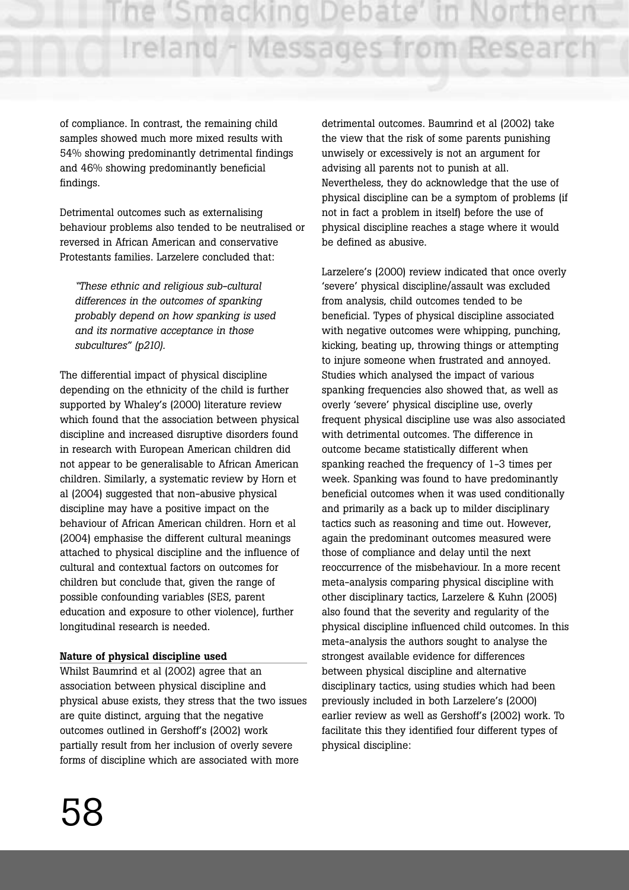of compliance. In contrast, the remaining child samples showed much more mixed results with 54% showing predominantly detrimental findings and 46% showing predominantly beneficial findings.

Detrimental outcomes such as externalising behaviour problems also tended to be neutralised or reversed in African American and conservative Protestants families. Larzelere concluded that:

> *"These ethnic and religious sub-cultural differences in the outcomes of spanking probably depend on how spanking is used and its normative acceptance in those subcultures" (p210).*

The differential impact of physical discipline depending on the ethnicity of the child is further supported by Whaley's (2000) literature review which found that the association between physical discipline and increased disruptive disorders found in research with European American children did not appear to be generalisable to African American children. Similarly, a systematic review by Horn et al (2004) suggested that non-abusive physical discipline may have a positive impact on the behaviour of African American children. Horn et al (2004) emphasise the different cultural meanings attached to physical discipline and the influence of cultural and contextual factors on outcomes for children but conclude that, given the range of possible confounding variables (SES, parent education and exposure to other violence), further longitudinal research is needed.

**Nature of physical discipline used**

Whilst Baumrind et al (2002) agree that an association between physical discipline and physical abuse exists, they stress that the two issues are quite distinct, arguing that the negative outcomes outlined in Gershoff's (2002) work partially result from her inclusion of overly severe forms of discipline which are associated with more detrimental outcomes. Baumrind et al (2002) take the view that the risk of some parents punishing unwisely or excessively is not an argument for advising all parents not to punish at all. Nevertheless, they do acknowledge that the use of physical discipline can be a symptom of problems (if not in fact a problem in itself) before the use of physical discipline reaches a stage where it would be defined as abusive.

Larzelere's (2000) review indicated that once overly 'severe' physical discipline/assault was excluded from analysis, child outcomes tended to be beneficial. Types of physical discipline associated with negative outcomes were whipping, punching, kicking, beating up, throwing things or attempting to injure someone when frustrated and annoyed. Studies which analysed the impact of various spanking frequencies also showed that, as well as overly 'severe' physical discipline use, overly frequent physical discipline use was also associated with detrimental outcomes. The difference in outcome became statistically different when spanking reached the frequency of 1-3 times per week. Spanking was found to have predominantly beneficial outcomes when it was used conditionally and primarily as a back up to milder disciplinary tactics such as reasoning and time out. However, again the predominant outcomes measured were those of compliance and delay until the next reoccurrence of the misbehaviour. In a more recent meta-analysis comparing physical discipline with other disciplinary tactics, Larzelere & Kuhn (2005) also found that the severity and regularity of the physical discipline influenced child outcomes. In this meta-analysis the authors sought to analyse the strongest available evidence for differences between physical discipline and alternative disciplinary tactics, using studies which had been previously included in both Larzelere's (2000) earlier review as well as Gershoff's (2002) work. To facilitate this they identified four different types of physical discipline: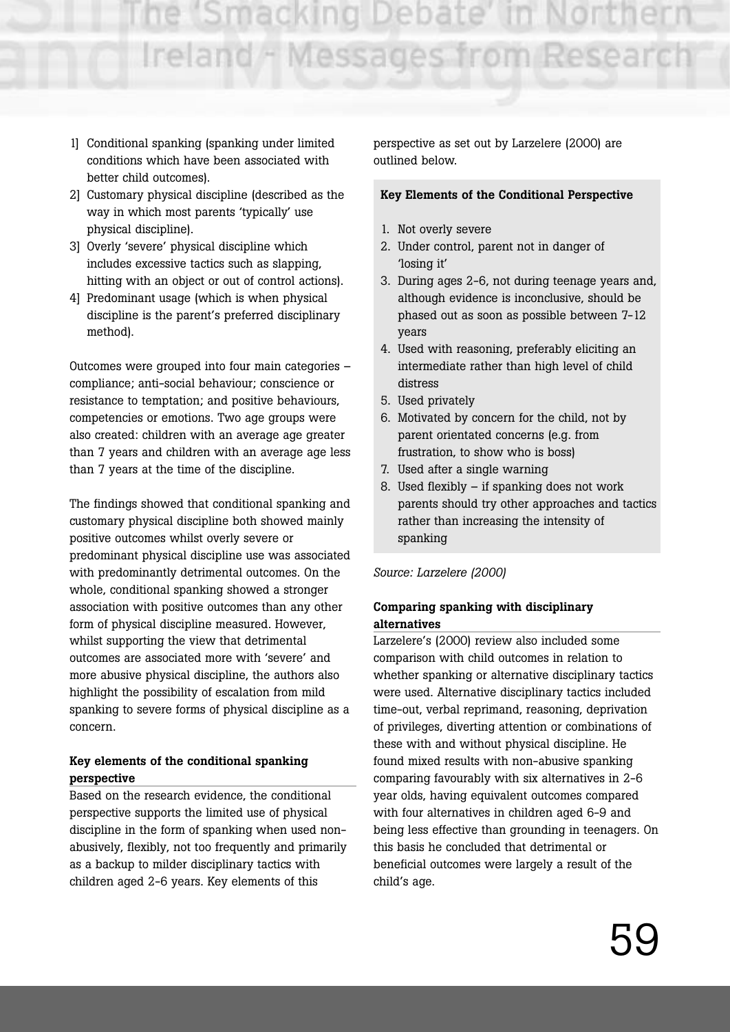1] Conditional spanking (spanking under limited conditions which have been associated with better child outcomes).
2] Customary physical discipline (described as the way in which most parents 'typically' use physical discipline).
3] Overly 'severe' physical discipline which includes excessive tactics such as slapping, hitting with an object or out of control actions).
4] Predominant usage (which is when physical discipline is the parent's preferred disciplinary method).

Outcomes were grouped into four main categories – compliance; anti-social behaviour; conscience or resistance to temptation; and positive behaviours, competencies or emotions. Two age groups were also created: children with an average age greater than 7 years and children with an average age less than 7 years at the time of the discipline.

The findings showed that conditional spanking and customary physical discipline both showed mainly positive outcomes whilst overly severe or predominant physical discipline use was associated with predominantly detrimental outcomes. On the whole, conditional spanking showed a stronger association with positive outcomes than any other form of physical discipline measured. However, whilst supporting the view that detrimental outcomes are associated more with 'severe' and more abusive physical discipline, the authors also highlight the possibility of escalation from mild spanking to severe forms of physical discipline as a concern.

**Key elements of the conditional spanking perspective**

Based on the research evidence, the conditional perspective supports the limited use of physical discipline in the form of spanking when used non-abusively, flexibly, not too frequently and primarily as a backup to milder disciplinary tactics with children aged 2-6 years. Key elements of this perspective as set out by Larzelere (2000) are outlined below.

**Key Elements of the Conditional Perspective**

1. Not overly severe
2. Under control, parent not in danger of 'losing it'
3. During ages 2-6, not during teenage years and, although evidence is inconclusive, should be phased out as soon as possible between 7-12 years
4. Used with reasoning, preferably eliciting an intermediate rather than high level of child distress
5. Used privately
6. Motivated by concern for the child, not by parent orientated concerns (e.g. from frustration, to show who is boss)
7. Used after a single warning
8. Used flexibly – if spanking does not work parents should try other approaches and tactics rather than increasing the intensity of spanking

*Source: Larzelere (2000)*

**Comparing spanking with disciplinary alternatives**

Larzelere's (2000) review also included some comparison with child outcomes in relation to whether spanking or alternative disciplinary tactics were used. Alternative disciplinary tactics included time-out, verbal reprimand, reasoning, deprivation of privileges, diverting attention or combinations of these with and without physical discipline. He found mixed results with non-abusive spanking comparing favourably with six alternatives in 2-6 year olds, having equivalent outcomes compared with four alternatives in children aged 6-9 and being less effective than grounding in teenagers. On this basis he concluded that detrimental or beneficial outcomes were largely a result of the child's age.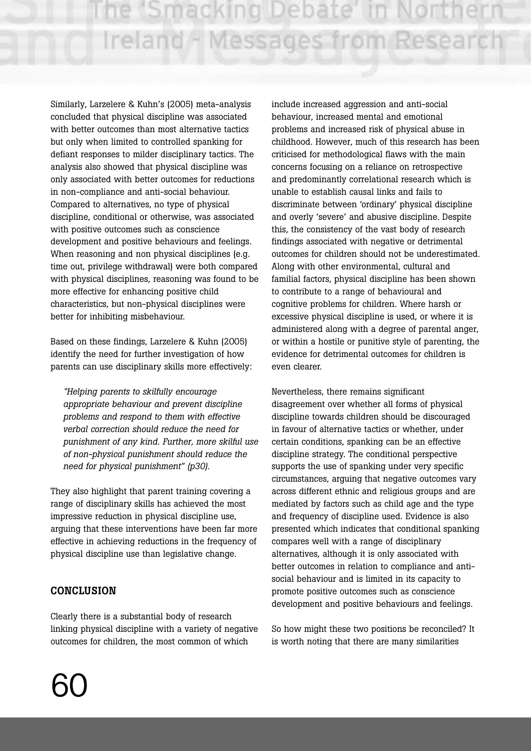Similarly, Larzelere & Kuhn's (2005) meta-analysis concluded that physical discipline was associated with better outcomes than most alternative tactics but only when limited to controlled spanking for defiant responses to milder disciplinary tactics. The analysis also showed that physical discipline was only associated with better outcomes for reductions in non-compliance and anti-social behaviour. Compared to alternatives, no type of physical discipline, conditional or otherwise, was associated with positive outcomes such as conscience development and positive behaviours and feelings. When reasoning and non physical disciplines (e.g. time out, privilege withdrawal) were both compared with physical disciplines, reasoning was found to be more effective for enhancing positive child characteristics, but non-physical disciplines were better for inhibiting misbehaviour.

Based on these findings, Larzelere & Kuhn (2005) identify the need for further investigation of how parents can use disciplinary skills more effectively:

> *"Helping parents to skilfully encourage appropriate behaviour and prevent discipline problems and respond to them with effective verbal correction should reduce the need for punishment of any kind. Further, more skilful use of non-physical punishment should reduce the need for physical punishment" (p30).*

They also highlight that parent training covering a range of disciplinary skills has achieved the most impressive reduction in physical discipline use, arguing that these interventions have been far more effective in achieving reductions in the frequency of physical discipline use than legislative change.

## CONCLUSION

Clearly there is a substantial body of research linking physical discipline with a variety of negative outcomes for children, the most common of which include increased aggression and anti-social behaviour, increased mental and emotional problems and increased risk of physical abuse in childhood. However, much of this research has been criticised for methodological flaws with the main concerns focusing on a reliance on retrospective and predominantly correlational research which is unable to establish causal links and fails to discriminate between 'ordinary' physical discipline and overly 'severe' and abusive discipline. Despite this, the consistency of the vast body of research findings associated with negative or detrimental outcomes for children should not be underestimated. Along with other environmental, cultural and familial factors, physical discipline has been shown to contribute to a range of behavioural and cognitive problems for children. Where harsh or excessive physical discipline is used, or where it is administered along with a degree of parental anger, or within a hostile or punitive style of parenting, the evidence for detrimental outcomes for children is even clearer.

Nevertheless, there remains significant disagreement over whether all forms of physical discipline towards children should be discouraged in favour of alternative tactics or whether, under certain conditions, spanking can be an effective discipline strategy. The conditional perspective supports the use of spanking under very specific circumstances, arguing that negative outcomes vary across different ethnic and religious groups and are mediated by factors such as child age and the type and frequency of discipline used. Evidence is also presented which indicates that conditional spanking compares well with a range of disciplinary alternatives, although it is only associated with better outcomes in relation to compliance and anti-social behaviour and is limited in its capacity to promote positive outcomes such as conscience development and positive behaviours and feelings.

So how might these two positions be reconciled? It is worth noting that there are many similarities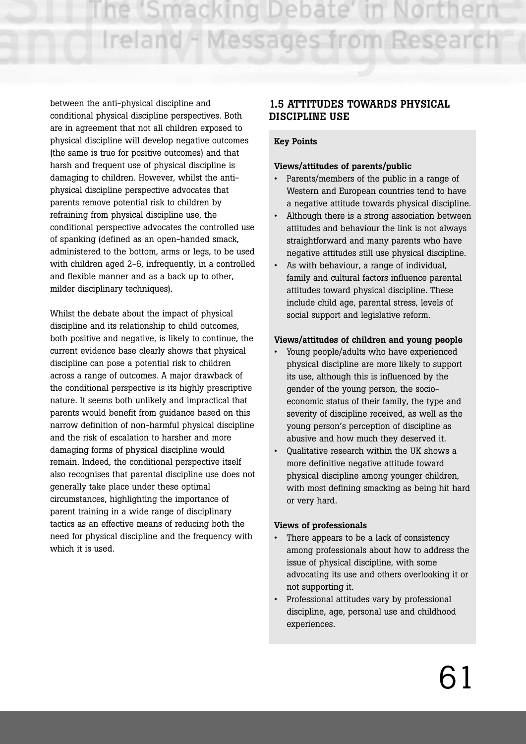between the anti-physical discipline and conditional physical discipline perspectives. Both are in agreement that not all children exposed to physical discipline will develop negative outcomes (the same is true for positive outcomes) and that harsh and frequent use of physical discipline is damaging to children. However, whilst the anti-physical discipline perspective advocates that parents remove potential risk to children by refraining from physical discipline use, the conditional perspective advocates the controlled use of spanking (defined as an open-handed smack, administered to the bottom, arms or legs, to be used with children aged 2-6, infrequently, in a controlled and flexible manner and as a back up to other, milder disciplinary techniques).

Whilst the debate about the impact of physical discipline and its relationship to child outcomes, both positive and negative, is likely to continue, the current evidence base clearly shows that physical discipline can pose a potential risk to children across a range of outcomes. A major drawback of the conditional perspective is its highly prescriptive nature. It seems both unlikely and impractical that parents would benefit from guidance based on this narrow definition of non-harmful physical discipline and the risk of escalation to harsher and more damaging forms of physical discipline would remain. Indeed, the conditional perspective itself also recognises that parental discipline use does not generally take place under these optimal circumstances, highlighting the importance of parent training in a wide range of disciplinary tactics as an effective means of reducing both the need for physical discipline and the frequency with which it is used.

## 1.5 ATTITUDES TOWARDS PHYSICAL DISCIPLINE USE

**Key Points**

**Views/attitudes of parents/public**

- Parents/members of the public in a range of Western and European countries tend to have a negative attitude towards physical discipline.
- Although there is a strong association between attitudes and behaviour the link is not always straightforward and many parents who have negative attitudes still use physical discipline.
- As with behaviour, a range of individual, family and cultural factors influence parental attitudes toward physical discipline. These include child age, parental stress, levels of social support and legislative reform.

**Views/attitudes of children and young people**

- Young people/adults who have experienced physical discipline are more likely to support its use, although this is influenced by the gender of the young person, the socio-economic status of their family, the type and severity of discipline received, as well as the young person's perception of discipline as abusive and how much they deserved it.
- Qualitative research within the UK shows a more definitive negative attitude toward physical discipline among younger children, with most defining smacking as being hit hard or very hard.

**Views of professionals**

- There appears to be a lack of consistency among professionals about how to address the issue of physical discipline, with some advocating its use and others overlooking it or not supporting it.
- Professional attitudes vary by professional discipline, age, personal use and childhood experiences.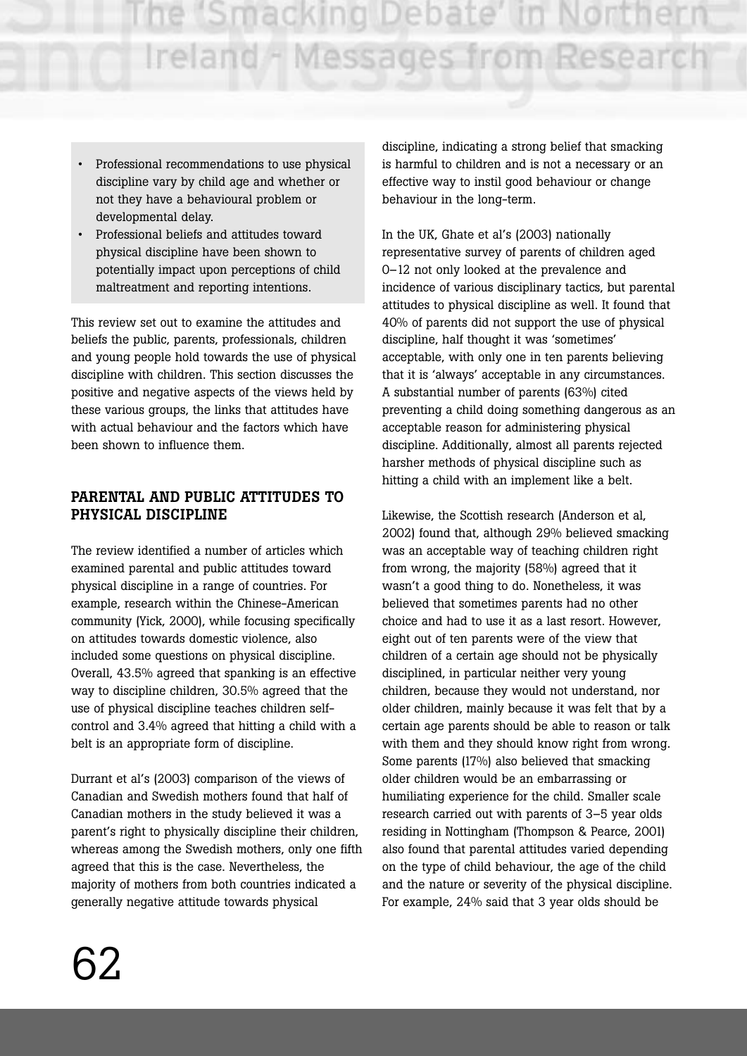- Professional recommendations to use physical discipline vary by child age and whether or not they have a behavioural problem or developmental delay.
- Professional beliefs and attitudes toward physical discipline have been shown to potentially impact upon perceptions of child maltreatment and reporting intentions.

This review set out to examine the attitudes and beliefs the public, parents, professionals, children and young people hold towards the use of physical discipline with children. This section discusses the positive and negative aspects of the views held by these various groups, the links that attitudes have with actual behaviour and the factors which have been shown to influence them.

## PARENTAL AND PUBLIC ATTITUDES TO PHYSICAL DISCIPLINE

The review identified a number of articles which examined parental and public attitudes toward physical discipline in a range of countries. For example, research within the Chinese-American community (Yick, 2000), while focusing specifically on attitudes towards domestic violence, also included some questions on physical discipline. Overall, 43.5% agreed that spanking is an effective way to discipline children, 30.5% agreed that the use of physical discipline teaches children self-control and 3.4% agreed that hitting a child with a belt is an appropriate form of discipline.

Durrant et al's (2003) comparison of the views of Canadian and Swedish mothers found that half of Canadian mothers in the study believed it was a parent's right to physically discipline their children, whereas among the Swedish mothers, only one fifth agreed that this is the case. Nevertheless, the majority of mothers from both countries indicated a generally negative attitude towards physical discipline, indicating a strong belief that smacking is harmful to children and is not a necessary or an effective way to instil good behaviour or change behaviour in the long-term.

In the UK, Ghate et al's (2003) nationally representative survey of parents of children aged 0–12 not only looked at the prevalence and incidence of various disciplinary tactics, but parental attitudes to physical discipline as well. It found that 40% of parents did not support the use of physical discipline, half thought it was 'sometimes' acceptable, with only one in ten parents believing that it is 'always' acceptable in any circumstances. A substantial number of parents (63%) cited preventing a child doing something dangerous as an acceptable reason for administering physical discipline. Additionally, almost all parents rejected harsher methods of physical discipline such as hitting a child with an implement like a belt.

Likewise, the Scottish research (Anderson et al, 2002) found that, although 29% believed smacking was an acceptable way of teaching children right from wrong, the majority (58%) agreed that it wasn't a good thing to do. Nonetheless, it was believed that sometimes parents had no other choice and had to use it as a last resort. However, eight out of ten parents were of the view that children of a certain age should not be physically disciplined, in particular neither very young children, because they would not understand, nor older children, mainly because it was felt that by a certain age parents should be able to reason or talk with them and they should know right from wrong. Some parents (17%) also believed that smacking older children would be an embarrassing or humiliating experience for the child. Smaller scale research carried out with parents of 3–5 year olds residing in Nottingham (Thompson & Pearce, 2001) also found that parental attitudes varied depending on the type of child behaviour, the age of the child and the nature or severity of the physical discipline. For example, 24% said that 3 year olds should be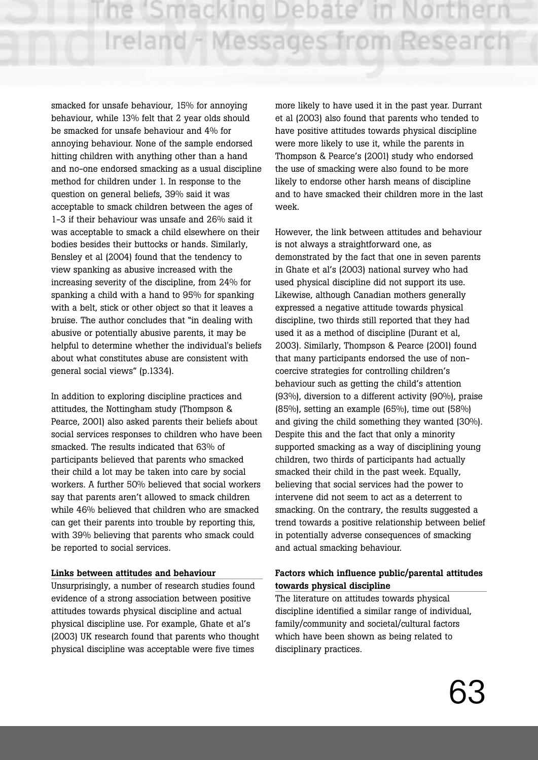smacked for unsafe behaviour, 15% for annoying behaviour, while 13% felt that 2 year olds should be smacked for unsafe behaviour and 4% for annoying behaviour. None of the sample endorsed hitting children with anything other than a hand and no-one endorsed smacking as a usual discipline method for children under 1. In response to the question on general beliefs, 39% said it was acceptable to smack children between the ages of 1-3 if their behaviour was unsafe and 26% said it was acceptable to smack a child elsewhere on their bodies besides their buttocks or hands. Similarly, Bensley et al (2004) found that the tendency to view spanking as abusive increased with the increasing severity of the discipline, from 24% for spanking a child with a hand to 95% for spanking with a belt, stick or other object so that it leaves a bruise. The author concludes that "in dealing with abusive or potentially abusive parents, it may be helpful to determine whether the individual's beliefs about what constitutes abuse are consistent with general social views" (p.1334).

In addition to exploring discipline practices and attitudes, the Nottingham study (Thompson & Pearce, 2001) also asked parents their beliefs about social services responses to children who have been smacked. The results indicated that 63% of participants believed that parents who smacked their child a lot may be taken into care by social workers. A further 50% believed that social workers say that parents aren't allowed to smack children while 46% believed that children who are smacked can get their parents into trouble by reporting this, with 39% believing that parents who smack could be reported to social services.

**Links between attitudes and behaviour**

Unsurprisingly, a number of research studies found evidence of a strong association between positive attitudes towards physical discipline and actual physical discipline use. For example, Ghate et al's (2003) UK research found that parents who thought physical discipline was acceptable were five times more likely to have used it in the past year. Durrant et al (2003) also found that parents who tended to have positive attitudes towards physical discipline were more likely to use it, while the parents in Thompson & Pearce's (2001) study who endorsed the use of smacking were also found to be more likely to endorse other harsh means of discipline and to have smacked their children more in the last week.

However, the link between attitudes and behaviour is not always a straightforward one, as demonstrated by the fact that one in seven parents in Ghate et al's (2003) national survey who had used physical discipline did not support its use. Likewise, although Canadian mothers generally expressed a negative attitude towards physical discipline, two thirds still reported that they had used it as a method of discipline (Durant et al, 2003). Similarly, Thompson & Pearce (2001) found that many participants endorsed the use of non-coercive strategies for controlling children's behaviour such as getting the child's attention (93%), diversion to a different activity (90%), praise (85%), setting an example (65%), time out (58%) and giving the child something they wanted (30%). Despite this and the fact that only a minority supported smacking as a way of disciplining young children, two thirds of participants had actually smacked their child in the past week. Equally, believing that social services had the power to intervene did not seem to act as a deterrent to smacking. On the contrary, the results suggested a trend towards a positive relationship between belief in potentially adverse consequences of smacking and actual smacking behaviour.

**Factors which influence public/parental attitudes towards physical discipline**

The literature on attitudes towards physical discipline identified a similar range of individual, family/community and societal/cultural factors which have been shown as being related to disciplinary practices.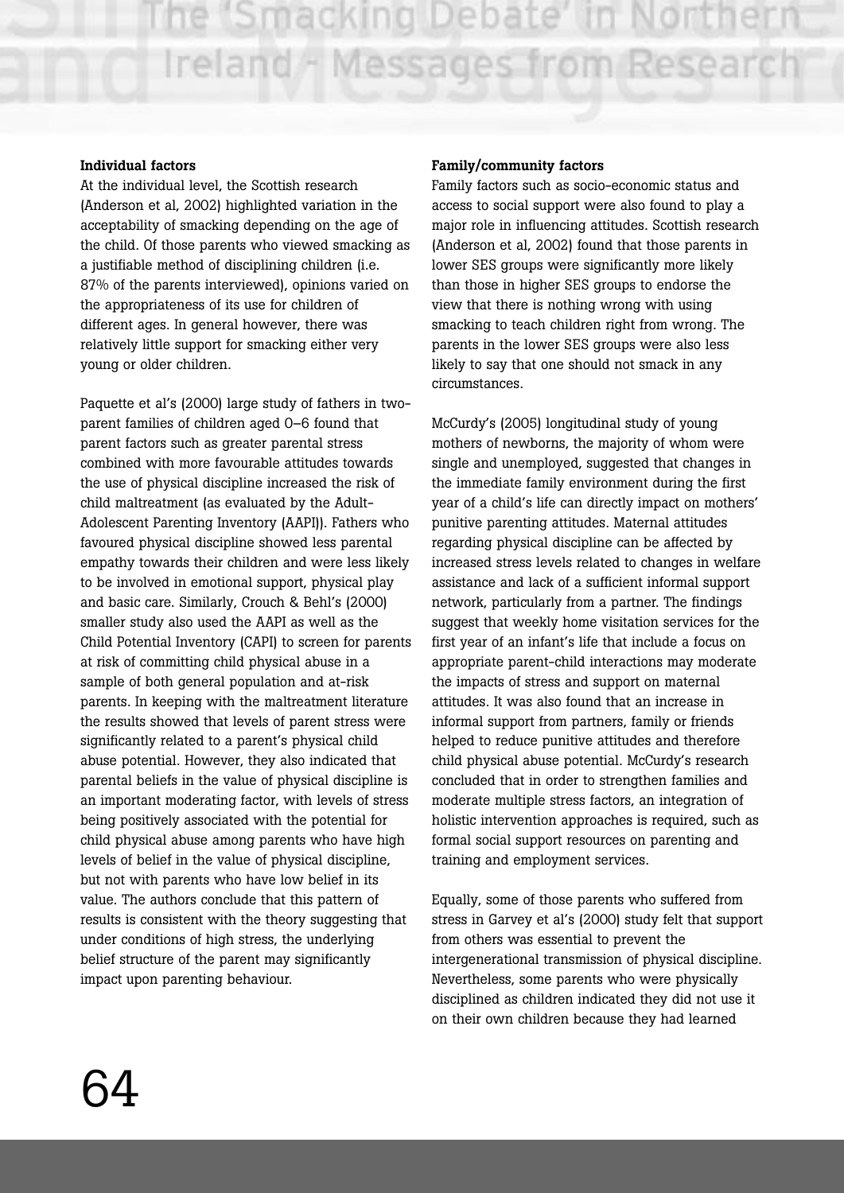#### Individual factors

At the individual level, the Scottish research (Anderson et al, 2002) highlighted variation in the acceptability of smacking depending on the age of the child. Of those parents who viewed smacking as a justifiable method of disciplining children (i.e. 87% of the parents interviewed), opinions varied on the appropriateness of its use for children of different ages. In general however, there was relatively little support for smacking either very young or older children.

Paquette et al's (2000) large study of fathers in two-parent families of children aged 0–6 found that parent factors such as greater parental stress combined with more favourable attitudes towards the use of physical discipline increased the risk of child maltreatment (as evaluated by the Adult-Adolescent Parenting Inventory (AAPI)). Fathers who favoured physical discipline showed less parental empathy towards their children and were less likely to be involved in emotional support, physical play and basic care. Similarly, Crouch & Behl's (2000) smaller study also used the AAPI as well as the Child Potential Inventory (CAPI) to screen for parents at risk of committing child physical abuse in a sample of both general population and at-risk parents. In keeping with the maltreatment literature the results showed that levels of parent stress were significantly related to a parent's physical child abuse potential. However, they also indicated that parental beliefs in the value of physical discipline is an important moderating factor, with levels of stress being positively associated with the potential for child physical abuse among parents who have high levels of belief in the value of physical discipline, but not with parents who have low belief in its value. The authors conclude that this pattern of results is consistent with the theory suggesting that under conditions of high stress, the underlying belief structure of the parent may significantly impact upon parenting behaviour.

#### Family/community factors

Family factors such as socio-economic status and access to social support were also found to play a major role in influencing attitudes. Scottish research (Anderson et al, 2002) found that those parents in lower SES groups were significantly more likely than those in higher SES groups to endorse the view that there is nothing wrong with using smacking to teach children right from wrong. The parents in the lower SES groups were also less likely to say that one should not smack in any circumstances.

McCurdy's (2005) longitudinal study of young mothers of newborns, the majority of whom were single and unemployed, suggested that changes in the immediate family environment during the first year of a child's life can directly impact on mothers' punitive parenting attitudes. Maternal attitudes regarding physical discipline can be affected by increased stress levels related to changes in welfare assistance and lack of a sufficient informal support network, particularly from a partner. The findings suggest that weekly home visitation services for the first year of an infant's life that include a focus on appropriate parent-child interactions may moderate the impacts of stress and support on maternal attitudes. It was also found that an increase in informal support from partners, family or friends helped to reduce punitive attitudes and therefore child physical abuse potential. McCurdy's research concluded that in order to strengthen families and moderate multiple stress factors, an integration of holistic intervention approaches is required, such as formal social support resources on parenting and training and employment services.

Equally, some of those parents who suffered from stress in Garvey et al's (2000) study felt that support from others was essential to prevent the intergenerational transmission of physical discipline. Nevertheless, some parents who were physically disciplined as children indicated they did not use it on their own children because they had learned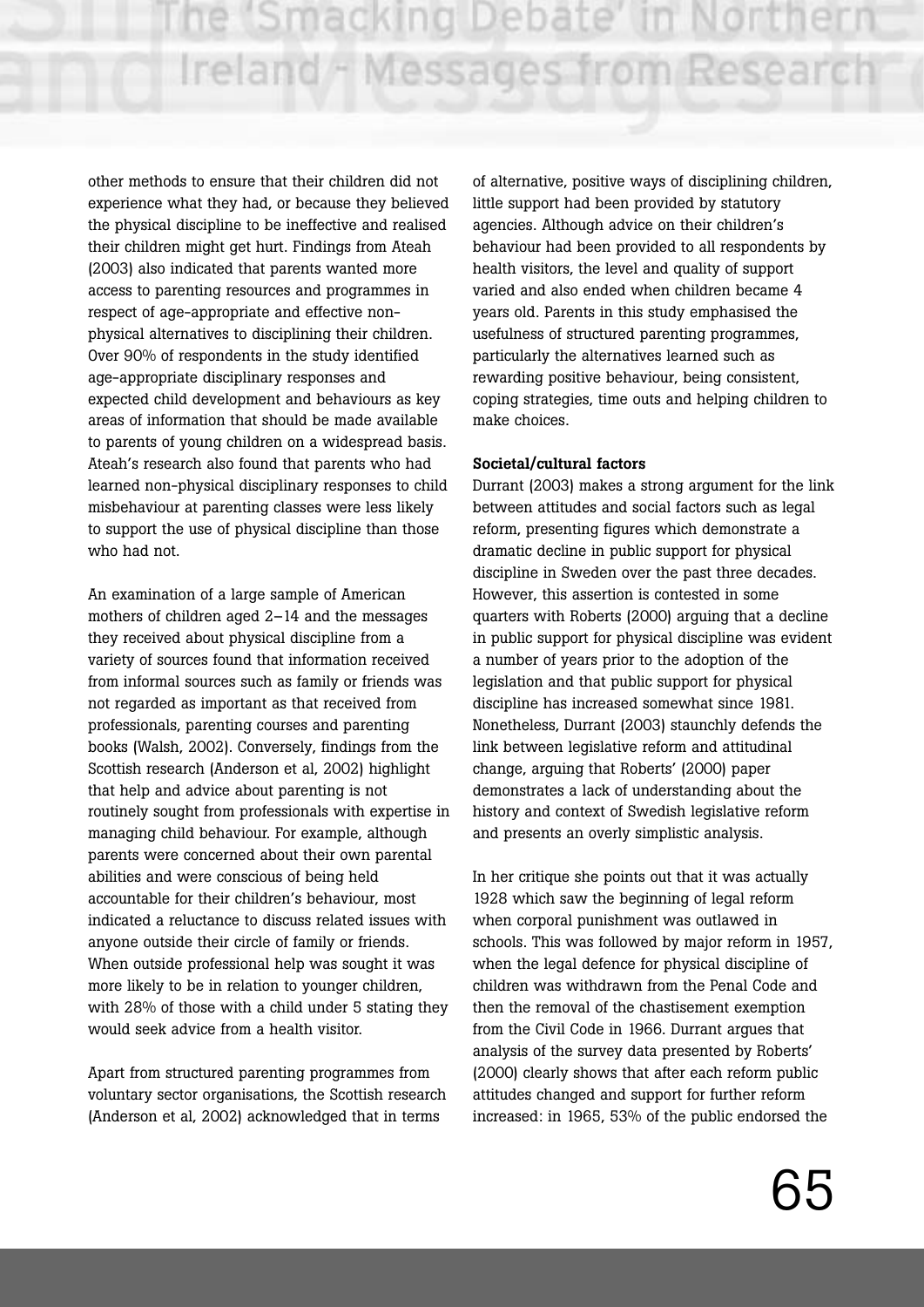other methods to ensure that their children did not experience what they had, or because they believed the physical discipline to be ineffective and realised their children might get hurt. Findings from Ateah (2003) also indicated that parents wanted more access to parenting resources and programmes in respect of age-appropriate and effective non-physical alternatives to disciplining their children. Over 90% of respondents in the study identified age-appropriate disciplinary responses and expected child development and behaviours as key areas of information that should be made available to parents of young children on a widespread basis. Ateah's research also found that parents who had learned non-physical disciplinary responses to child misbehaviour at parenting classes were less likely to support the use of physical discipline than those who had not.

An examination of a large sample of American mothers of children aged 2–14 and the messages they received about physical discipline from a variety of sources found that information received from informal sources such as family or friends was not regarded as important as that received from professionals, parenting courses and parenting books (Walsh, 2002). Conversely, findings from the Scottish research (Anderson et al, 2002) highlight that help and advice about parenting is not routinely sought from professionals with expertise in managing child behaviour. For example, although parents were concerned about their own parental abilities and were conscious of being held accountable for their children's behaviour, most indicated a reluctance to discuss related issues with anyone outside their circle of family or friends. When outside professional help was sought it was more likely to be in relation to younger children, with 28% of those with a child under 5 stating they would seek advice from a health visitor.

Apart from structured parenting programmes from voluntary sector organisations, the Scottish research (Anderson et al, 2002) acknowledged that in terms of alternative, positive ways of disciplining children, little support had been provided by statutory agencies. Although advice on their children's behaviour had been provided to all respondents by health visitors, the level and quality of support varied and also ended when children became 4 years old. Parents in this study emphasised the usefulness of structured parenting programmes, particularly the alternatives learned such as rewarding positive behaviour, being consistent, coping strategies, time outs and helping children to make choices.

**Societal/cultural factors**

Durrant (2003) makes a strong argument for the link between attitudes and social factors such as legal reform, presenting figures which demonstrate a dramatic decline in public support for physical discipline in Sweden over the past three decades. However, this assertion is contested in some quarters with Roberts (2000) arguing that a decline in public support for physical discipline was evident a number of years prior to the adoption of the legislation and that public support for physical discipline has increased somewhat since 1981. Nonetheless, Durrant (2003) staunchly defends the link between legislative reform and attitudinal change, arguing that Roberts' (2000) paper demonstrates a lack of understanding about the history and context of Swedish legislative reform and presents an overly simplistic analysis.

In her critique she points out that it was actually 1928 which saw the beginning of legal reform when corporal punishment was outlawed in schools. This was followed by major reform in 1957, when the legal defence for physical discipline of children was withdrawn from the Penal Code and then the removal of the chastisement exemption from the Civil Code in 1966. Durrant argues that analysis of the survey data presented by Roberts' (2000) clearly shows that after each reform public attitudes changed and support for further reform increased: in 1965, 53% of the public endorsed the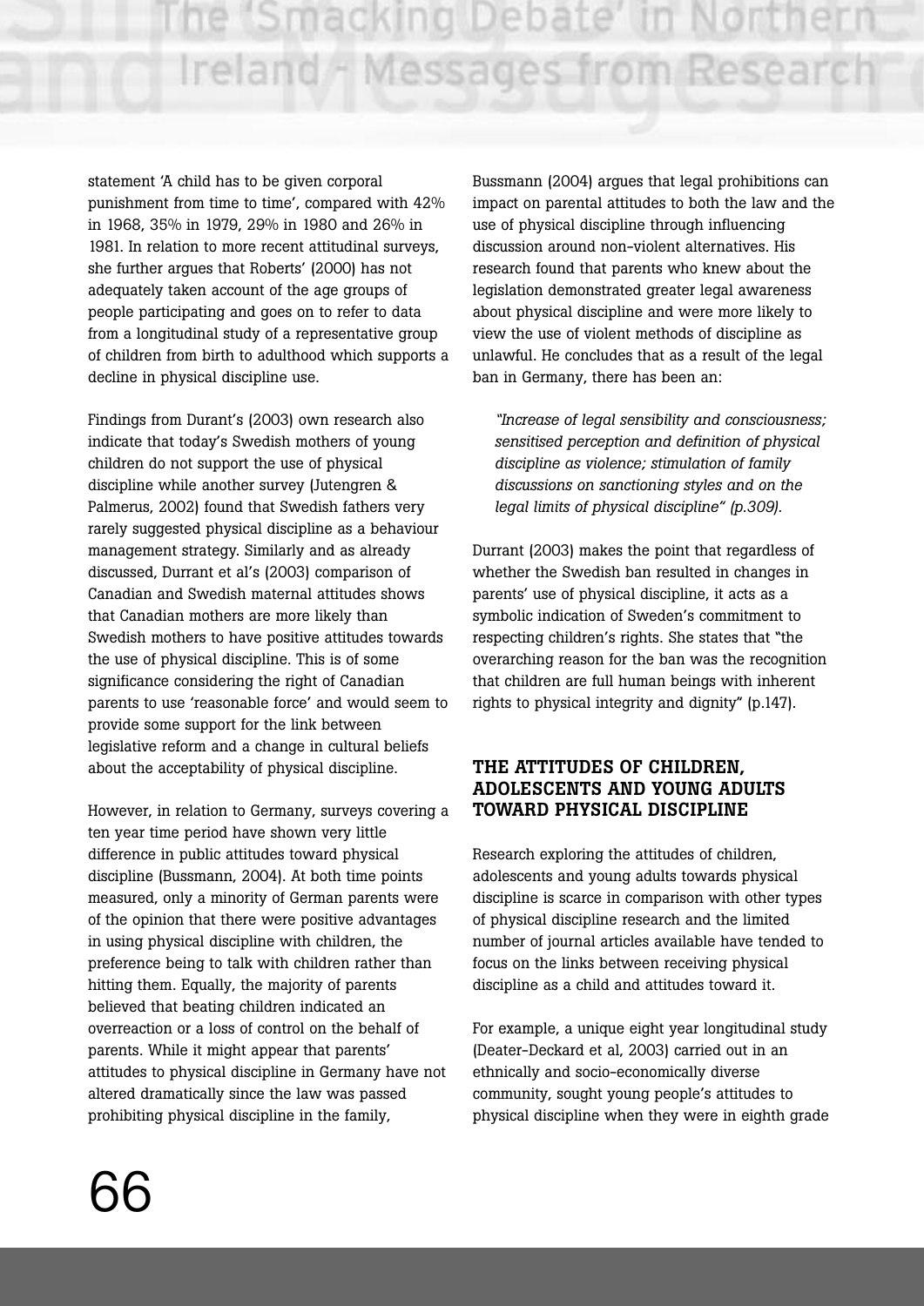statement 'A child has to be given corporal punishment from time to time', compared with 42% in 1968, 35% in 1979, 29% in 1980 and 26% in 1981. In relation to more recent attitudinal surveys, she further argues that Roberts' (2000) has not adequately taken account of the age groups of people participating and goes on to refer to data from a longitudinal study of a representative group of children from birth to adulthood which supports a decline in physical discipline use.

Findings from Durant's (2003) own research also indicate that today's Swedish mothers of young children do not support the use of physical discipline while another survey (Jutengren & Palmerus, 2002) found that Swedish fathers very rarely suggested physical discipline as a behaviour management strategy. Similarly and as already discussed, Durrant et al's (2003) comparison of Canadian and Swedish maternal attitudes shows that Canadian mothers are more likely than Swedish mothers to have positive attitudes towards the use of physical discipline. This is of some significance considering the right of Canadian parents to use 'reasonable force' and would seem to provide some support for the link between legislative reform and a change in cultural beliefs about the acceptability of physical discipline.

However, in relation to Germany, surveys covering a ten year time period have shown very little difference in public attitudes toward physical discipline (Bussmann, 2004). At both time points measured, only a minority of German parents were of the opinion that there were positive advantages in using physical discipline with children, the preference being to talk with children rather than hitting them. Equally, the majority of parents believed that beating children indicated an overreaction or a loss of control on the behalf of parents. While it might appear that parents' attitudes to physical discipline in Germany have not altered dramatically since the law was passed prohibiting physical discipline in the family, Bussmann (2004) argues that legal prohibitions can impact on parental attitudes to both the law and the use of physical discipline through influencing discussion around non-violent alternatives. His research found that parents who knew about the legislation demonstrated greater legal awareness about physical discipline and were more likely to view the use of violent methods of discipline as unlawful. He concludes that as a result of the legal ban in Germany, there has been an:

> *"Increase of legal sensibility and consciousness; sensitised perception and definition of physical discipline as violence; stimulation of family discussions on sanctioning styles and on the legal limits of physical discipline" (p.309).*

Durrant (2003) makes the point that regardless of whether the Swedish ban resulted in changes in parents' use of physical discipline, it acts as a symbolic indication of Sweden's commitment to respecting children's rights. She states that "the overarching reason for the ban was the recognition that children are full human beings with inherent rights to physical integrity and dignity" (p.147).

## THE ATTITUDES OF CHILDREN, ADOLESCENTS AND YOUNG ADULTS TOWARD PHYSICAL DISCIPLINE

Research exploring the attitudes of children, adolescents and young adults towards physical discipline is scarce in comparison with other types of physical discipline research and the limited number of journal articles available have tended to focus on the links between receiving physical discipline as a child and attitudes toward it.

For example, a unique eight year longitudinal study (Deater-Deckard et al, 2003) carried out in an ethnically and socio-economically diverse community, sought young people's attitudes to physical discipline when they were in eighth grade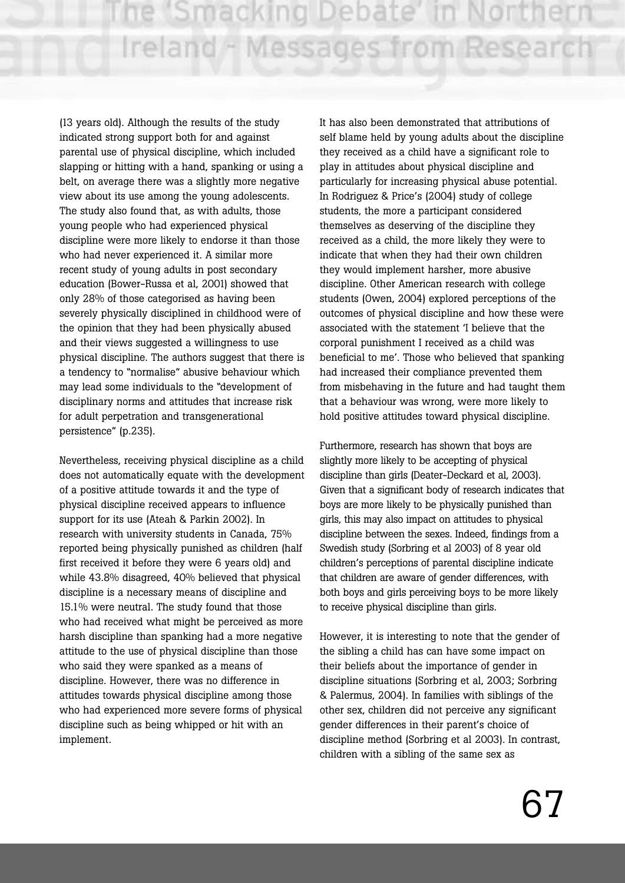(13 years old). Although the results of the study indicated strong support both for and against parental use of physical discipline, which included slapping or hitting with a hand, spanking or using a belt, on average there was a slightly more negative view about its use among the young adolescents. The study also found that, as with adults, those young people who had experienced physical discipline were more likely to endorse it than those who had never experienced it. A similar more recent study of young adults in post secondary education (Bower-Russa et al, 2001) showed that only 28% of those categorised as having been severely physically disciplined in childhood were of the opinion that they had been physically abused and their views suggested a willingness to use physical discipline. The authors suggest that there is a tendency to "normalise" abusive behaviour which may lead some individuals to the "development of disciplinary norms and attitudes that increase risk for adult perpetration and transgenerational persistence" (p.235).

Nevertheless, receiving physical discipline as a child does not automatically equate with the development of a positive attitude towards it and the type of physical discipline received appears to influence support for its use (Ateah & Parkin 2002). In research with university students in Canada, 75% reported being physically punished as children (half first received it before they were 6 years old) and while 43.8% disagreed, 40% believed that physical discipline is a necessary means of discipline and 15.1% were neutral. The study found that those who had received what might be perceived as more harsh discipline than spanking had a more negative attitude to the use of physical discipline than those who said they were spanked as a means of discipline. However, there was no difference in attitudes towards physical discipline among those who had experienced more severe forms of physical discipline such as being whipped or hit with an implement.

It has also been demonstrated that attributions of self blame held by young adults about the discipline they received as a child have a significant role to play in attitudes about physical discipline and particularly for increasing physical abuse potential. In Rodriguez & Price's (2004) study of college students, the more a participant considered themselves as deserving of the discipline they received as a child, the more likely they were to indicate that when they had their own children they would implement harsher, more abusive discipline. Other American research with college students (Owen, 2004) explored perceptions of the outcomes of physical discipline and how these were associated with the statement 'I believe that the corporal punishment I received as a child was beneficial to me'. Those who believed that spanking had increased their compliance prevented them from misbehaving in the future and had taught them that a behaviour was wrong, were more likely to hold positive attitudes toward physical discipline.

Furthermore, research has shown that boys are slightly more likely to be accepting of physical discipline than girls (Deater-Deckard et al, 2003). Given that a significant body of research indicates that boys are more likely to be physically punished than girls, this may also impact on attitudes to physical discipline between the sexes. Indeed, findings from a Swedish study (Sorbring et al 2003) of 8 year old children's perceptions of parental discipline indicate that children are aware of gender differences, with both boys and girls perceiving boys to be more likely to receive physical discipline than girls.

However, it is interesting to note that the gender of the sibling a child has can have some impact on their beliefs about the importance of gender in discipline situations (Sorbring et al, 2003; Sorbring & Palermus, 2004). In families with siblings of the other sex, children did not perceive any significant gender differences in their parent's choice of discipline method (Sorbring et al 2003). In contrast, children with a sibling of the same sex as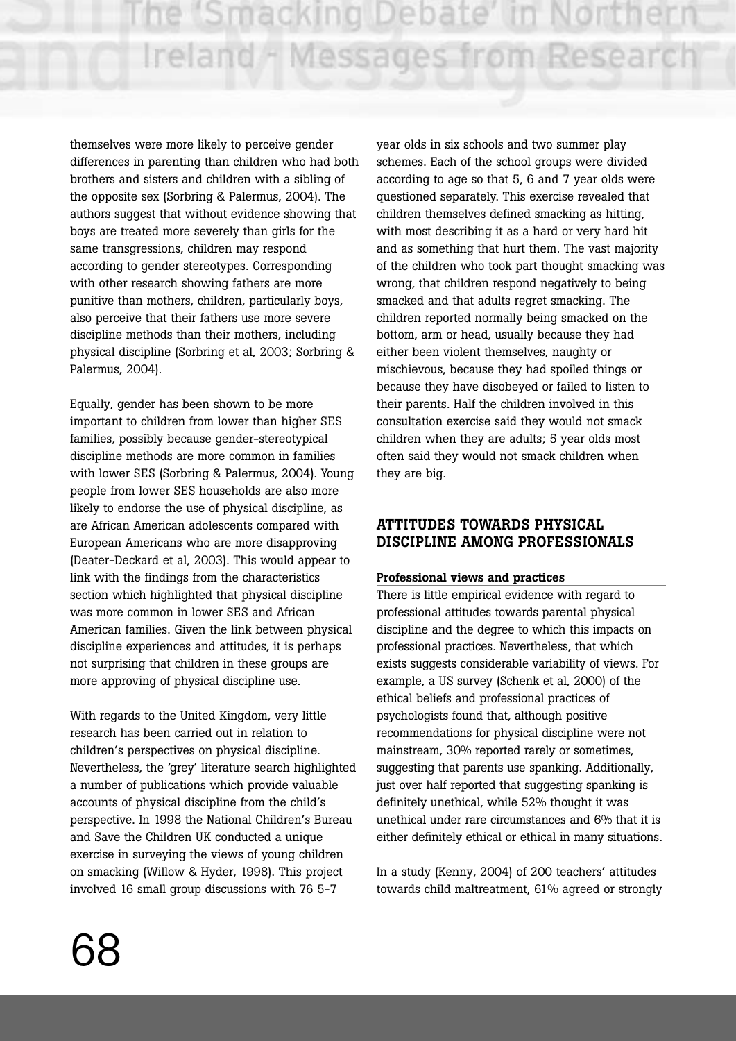themselves were more likely to perceive gender differences in parenting than children who had both brothers and sisters and children with a sibling of the opposite sex (Sorbring & Palermus, 2004). The authors suggest that without evidence showing that boys are treated more severely than girls for the same transgressions, children may respond according to gender stereotypes. Corresponding with other research showing fathers are more punitive than mothers, children, particularly boys, also perceive that their fathers use more severe discipline methods than their mothers, including physical discipline (Sorbring et al, 2003; Sorbring & Palermus, 2004).

Equally, gender has been shown to be more important to children from lower than higher SES families, possibly because gender-stereotypical discipline methods are more common in families with lower SES (Sorbring & Palermus, 2004). Young people from lower SES households are also more likely to endorse the use of physical discipline, as are African American adolescents compared with European Americans who are more disapproving (Deater-Deckard et al, 2003). This would appear to link with the findings from the characteristics section which highlighted that physical discipline was more common in lower SES and African American families. Given the link between physical discipline experiences and attitudes, it is perhaps not surprising that children in these groups are more approving of physical discipline use.

With regards to the United Kingdom, very little research has been carried out in relation to children's perspectives on physical discipline. Nevertheless, the 'grey' literature search highlighted a number of publications which provide valuable accounts of physical discipline from the child's perspective. In 1998 the National Children's Bureau and Save the Children UK conducted a unique exercise in surveying the views of young children on smacking (Willow & Hyder, 1998). This project involved 16 small group discussions with 76 5-7 year olds in six schools and two summer play schemes. Each of the school groups were divided according to age so that 5, 6 and 7 year olds were questioned separately. This exercise revealed that children themselves defined smacking as hitting, with most describing it as a hard or very hard hit and as something that hurt them. The vast majority of the children who took part thought smacking was wrong, that children respond negatively to being smacked and that adults regret smacking. The children reported normally being smacked on the bottom, arm or head, usually because they had either been violent themselves, naughty or mischievous, because they had spoiled things or because they have disobeyed or failed to listen to their parents. Half the children involved in this consultation exercise said they would not smack children when they are adults; 5 year olds most often said they would not smack children when they are big.

## ATTITUDES TOWARDS PHYSICAL DISCIPLINE AMONG PROFESSIONALS

### Professional views and practices

There is little empirical evidence with regard to professional attitudes towards parental physical discipline and the degree to which this impacts on professional practices. Nevertheless, that which exists suggests considerable variability of views. For example, a US survey (Schenk et al, 2000) of the ethical beliefs and professional practices of psychologists found that, although positive recommendations for physical discipline were not mainstream, 30% reported rarely or sometimes, suggesting that parents use spanking. Additionally, just over half reported that suggesting spanking is definitely unethical, while 52% thought it was unethical under rare circumstances and 6% that it is either definitely ethical or ethical in many situations.

In a study (Kenny, 2004) of 200 teachers' attitudes towards child maltreatment, 61% agreed or strongly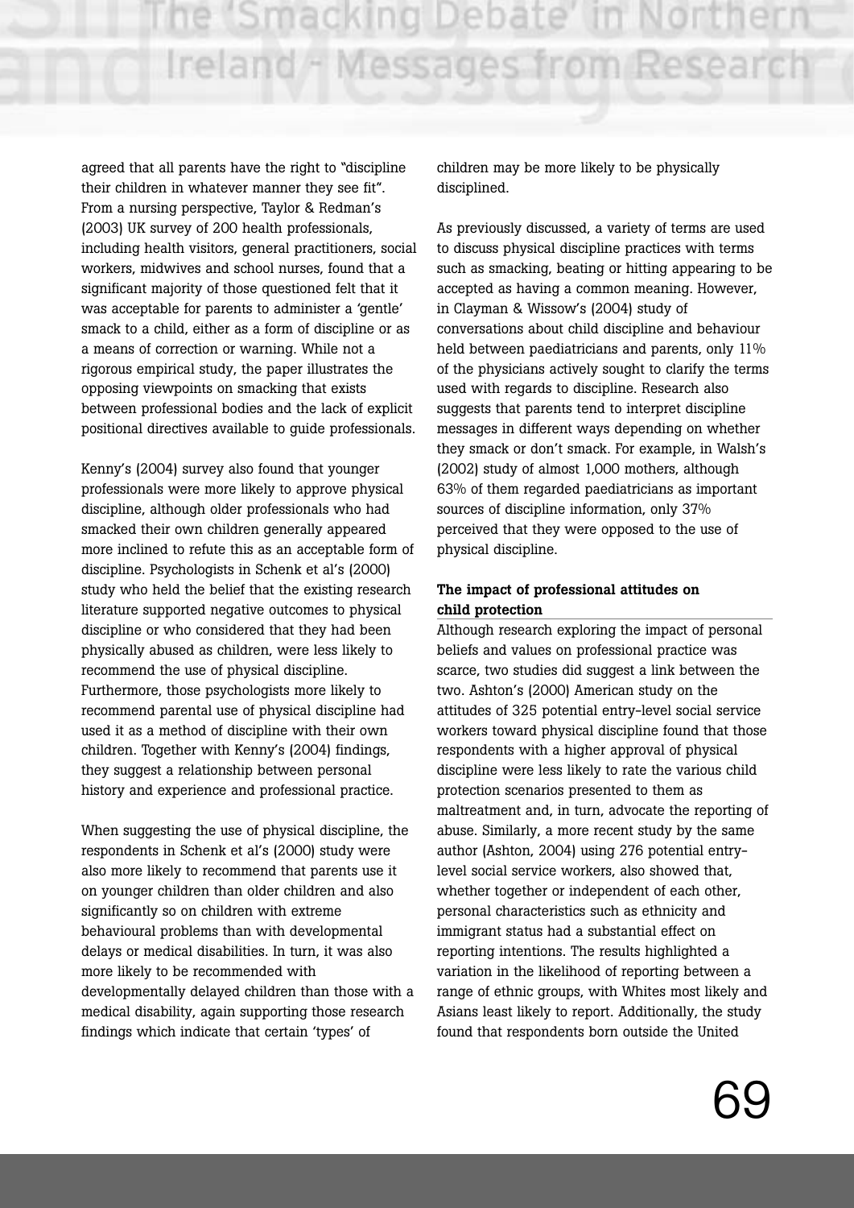agreed that all parents have the right to "discipline their children in whatever manner they see fit". From a nursing perspective, Taylor & Redman's (2003) UK survey of 200 health professionals, including health visitors, general practitioners, social workers, midwives and school nurses, found that a significant majority of those questioned felt that it was acceptable for parents to administer a 'gentle' smack to a child, either as a form of discipline or as a means of correction or warning. While not a rigorous empirical study, the paper illustrates the opposing viewpoints on smacking that exists between professional bodies and the lack of explicit positional directives available to guide professionals.

Kenny's (2004) survey also found that younger professionals were more likely to approve physical discipline, although older professionals who had smacked their own children generally appeared more inclined to refute this as an acceptable form of discipline. Psychologists in Schenk et al's (2000) study who held the belief that the existing research literature supported negative outcomes to physical discipline or who considered that they had been physically abused as children, were less likely to recommend the use of physical discipline. Furthermore, those psychologists more likely to recommend parental use of physical discipline had used it as a method of discipline with their own children. Together with Kenny's (2004) findings, they suggest a relationship between personal history and experience and professional practice.

When suggesting the use of physical discipline, the respondents in Schenk et al's (2000) study were also more likely to recommend that parents use it on younger children than older children and also significantly so on children with extreme behavioural problems than with developmental delays or medical disabilities. In turn, it was also more likely to be recommended with developmentally delayed children than those with a medical disability, again supporting those research findings which indicate that certain 'types' of children may be more likely to be physically disciplined.

As previously discussed, a variety of terms are used to discuss physical discipline practices with terms such as smacking, beating or hitting appearing to be accepted as having a common meaning. However, in Clayman & Wissow's (2004) study of conversations about child discipline and behaviour held between paediatricians and parents, only 11% of the physicians actively sought to clarify the terms used with regards to discipline. Research also suggests that parents tend to interpret discipline messages in different ways depending on whether they smack or don't smack. For example, in Walsh's (2002) study of almost 1,000 mothers, although 63% of them regarded paediatricians as important sources of discipline information, only 37% perceived that they were opposed to the use of physical discipline.

**The impact of professional attitudes on child protection**

Although research exploring the impact of personal beliefs and values on professional practice was scarce, two studies did suggest a link between the two. Ashton's (2000) American study on the attitudes of 325 potential entry-level social service workers toward physical discipline found that those respondents with a higher approval of physical discipline were less likely to rate the various child protection scenarios presented to them as maltreatment and, in turn, advocate the reporting of abuse. Similarly, a more recent study by the same author (Ashton, 2004) using 276 potential entry-level social service workers, also showed that, whether together or independent of each other, personal characteristics such as ethnicity and immigrant status had a substantial effect on reporting intentions. The results highlighted a variation in the likelihood of reporting between a range of ethnic groups, with Whites most likely and Asians least likely to report. Additionally, the study found that respondents born outside the United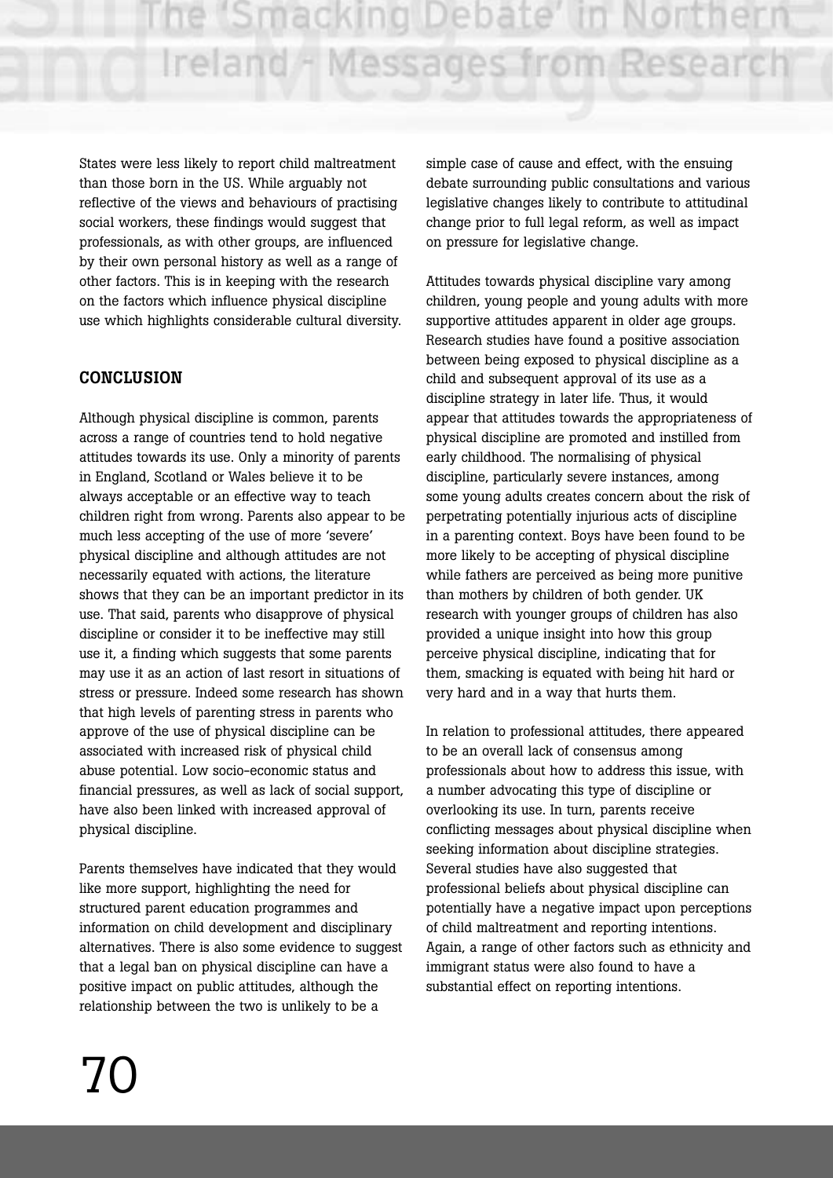States were less likely to report child maltreatment than those born in the US. While arguably not reflective of the views and behaviours of practising social workers, these findings would suggest that professionals, as with other groups, are influenced by their own personal history as well as a range of other factors. This is in keeping with the research on the factors which influence physical discipline use which highlights considerable cultural diversity.

## CONCLUSION

Although physical discipline is common, parents across a range of countries tend to hold negative attitudes towards its use. Only a minority of parents in England, Scotland or Wales believe it to be always acceptable or an effective way to teach children right from wrong. Parents also appear to be much less accepting of the use of more 'severe' physical discipline and although attitudes are not necessarily equated with actions, the literature shows that they can be an important predictor in its use. That said, parents who disapprove of physical discipline or consider it to be ineffective may still use it, a finding which suggests that some parents may use it as an action of last resort in situations of stress or pressure. Indeed some research has shown that high levels of parenting stress in parents who approve of the use of physical discipline can be associated with increased risk of physical child abuse potential. Low socio-economic status and financial pressures, as well as lack of social support, have also been linked with increased approval of physical discipline.

Parents themselves have indicated that they would like more support, highlighting the need for structured parent education programmes and information on child development and disciplinary alternatives. There is also some evidence to suggest that a legal ban on physical discipline can have a positive impact on public attitudes, although the relationship between the two is unlikely to be a simple case of cause and effect, with the ensuing debate surrounding public consultations and various legislative changes likely to contribute to attitudinal change prior to full legal reform, as well as impact on pressure for legislative change.

Attitudes towards physical discipline vary among children, young people and young adults with more supportive attitudes apparent in older age groups. Research studies have found a positive association between being exposed to physical discipline as a child and subsequent approval of its use as a discipline strategy in later life. Thus, it would appear that attitudes towards the appropriateness of physical discipline are promoted and instilled from early childhood. The normalising of physical discipline, particularly severe instances, among some young adults creates concern about the risk of perpetrating potentially injurious acts of discipline in a parenting context. Boys have been found to be more likely to be accepting of physical discipline while fathers are perceived as being more punitive than mothers by children of both gender. UK research with younger groups of children has also provided a unique insight into how this group perceive physical discipline, indicating that for them, smacking is equated with being hit hard or very hard and in a way that hurts them.

In relation to professional attitudes, there appeared to be an overall lack of consensus among professionals about how to address this issue, with a number advocating this type of discipline or overlooking its use. In turn, parents receive conflicting messages about physical discipline when seeking information about discipline strategies. Several studies have also suggested that professional beliefs about physical discipline can potentially have a negative impact upon perceptions of child maltreatment and reporting intentions. Again, a range of other factors such as ethnicity and immigrant status were also found to have a substantial effect on reporting intentions.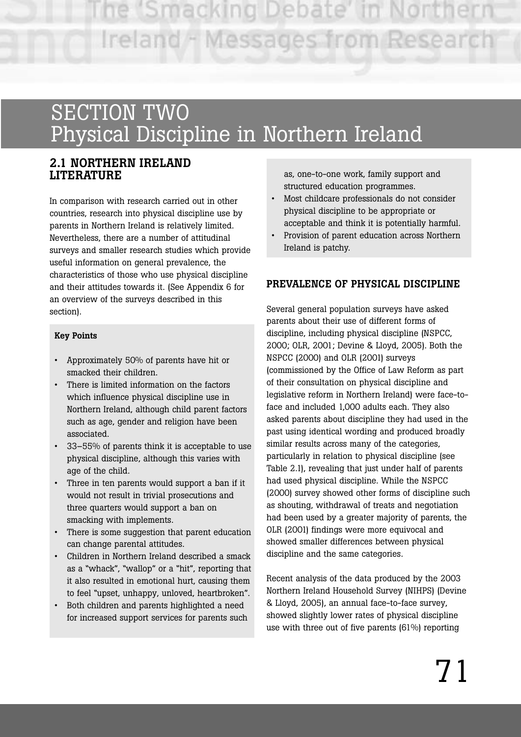# SECTION TWO
# Physical Discipline in Northern Ireland

## 2.1 NORTHERN IRELAND LITERATURE

In comparison with research carried out in other countries, research into physical discipline use by parents in Northern Ireland is relatively limited. Nevertheless, there are a number of attitudinal surveys and smaller research studies which provide useful information on general prevalence, the characteristics of those who use physical discipline and their attitudes towards it. (See Appendix 6 for an overview of the surveys described in this section).

**Key Points**

- Approximately 50% of parents have hit or smacked their children.
- There is limited information on the factors which influence physical discipline use in Northern Ireland, although child parent factors such as age, gender and religion have been associated.
- 33–55% of parents think it is acceptable to use physical discipline, although this varies with age of the child.
- Three in ten parents would support a ban if it would not result in trivial prosecutions and three quarters would support a ban on smacking with implements.
- There is some suggestion that parent education can change parental attitudes.
- Children in Northern Ireland described a smack as a "whack", "wallop" or a "hit", reporting that it also resulted in emotional hurt, causing them to feel "upset, unhappy, unloved, heartbroken".
- Both children and parents highlighted a need for increased support services for parents such as, one-to-one work, family support and structured education programmes.
- Most childcare professionals do not consider physical discipline to be appropriate or acceptable and think it is potentially harmful.
- Provision of parent education across Northern Ireland is patchy.

### PREVALENCE OF PHYSICAL DISCIPLINE

Several general population surveys have asked parents about their use of different forms of discipline, including physical discipline (NSPCC, 2000; OLR, 2001; Devine & Lloyd, 2005). Both the NSPCC (2000) and OLR (2001) surveys (commissioned by the Office of Law Reform as part of their consultation on physical discipline and legislative reform in Northern Ireland) were face-to-face and included 1,000 adults each. They also asked parents about discipline they had used in the past using identical wording and produced broadly similar results across many of the categories, particularly in relation to physical discipline (see Table 2.1), revealing that just under half of parents had used physical discipline. While the NSPCC (2000) survey showed other forms of discipline such as shouting, withdrawal of treats and negotiation had been used by a greater majority of parents, the OLR (2001) findings were more equivocal and showed smaller differences between physical discipline and the same categories.

Recent analysis of the data produced by the 2003 Northern Ireland Household Survey (NIHPS) (Devine & Lloyd, 2005), an annual face-to-face survey, showed slightly lower rates of physical discipline use with three out of five parents (61%) reporting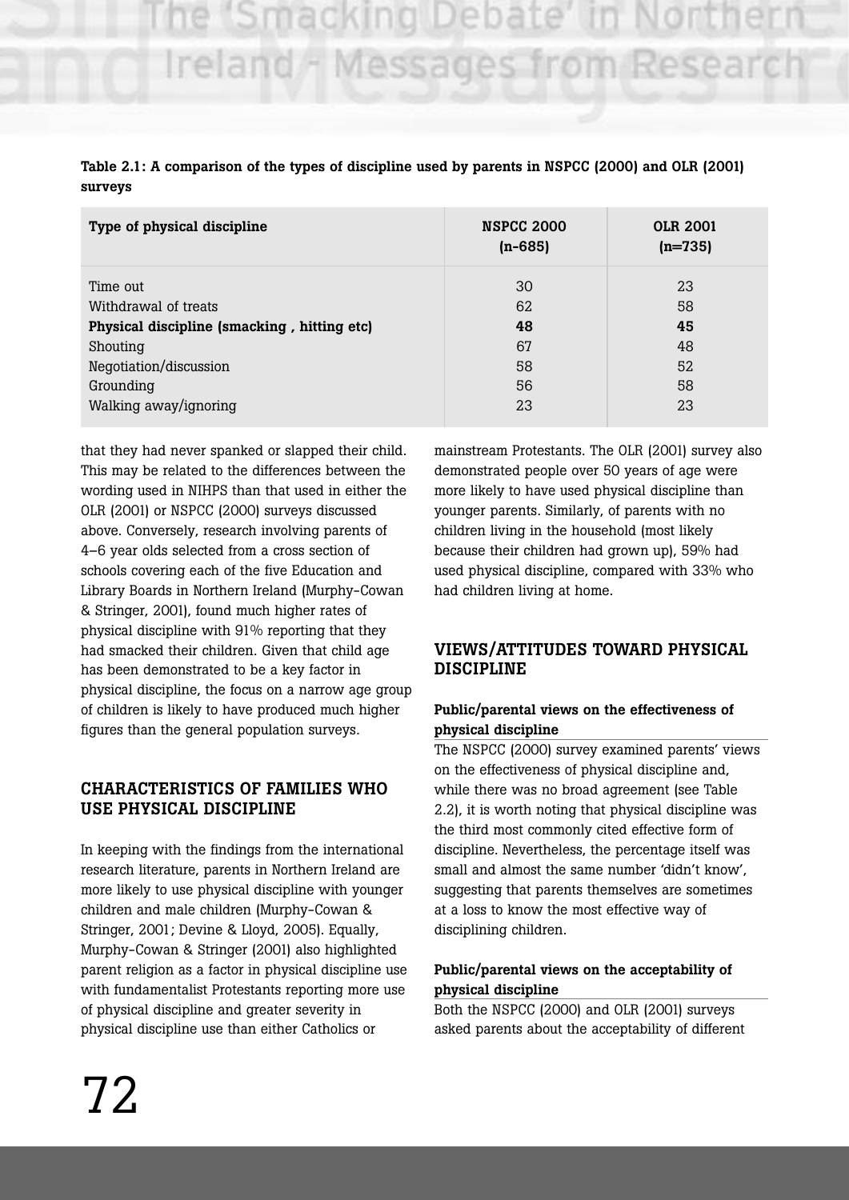**Table 2.1: A comparison of the types of discipline used by parents in NSPCC (2000) and OLR (2001) surveys**

| Type of physical discipline | NSPCC 2000 (n-685) | OLR 2001 (n=735) |
|---|---|---|
| Time out | 30 | 23 |
| Withdrawal of treats | 62 | 58 |
| **Physical discipline (smacking , hitting etc)** | **48** | **45** |
| Shouting | 67 | 48 |
| Negotiation/discussion | 58 | 52 |
| Grounding | 56 | 58 |
| Walking away/ignoring | 23 | 23 |

that they had never spanked or slapped their child. This may be related to the differences between the wording used in NIHPS than that used in either the OLR (2001) or NSPCC (2000) surveys discussed above. Conversely, research involving parents of 4–6 year olds selected from a cross section of schools covering each of the five Education and Library Boards in Northern Ireland (Murphy-Cowan & Stringer, 2001), found much higher rates of physical discipline with 91% reporting that they had smacked their children. Given that child age has been demonstrated to be a key factor in physical discipline, the focus on a narrow age group of children is likely to have produced much higher figures than the general population surveys.

## CHARACTERISTICS OF FAMILIES WHO USE PHYSICAL DISCIPLINE

In keeping with the findings from the international research literature, parents in Northern Ireland are more likely to use physical discipline with younger children and male children (Murphy-Cowan & Stringer, 2001; Devine & Lloyd, 2005). Equally, Murphy-Cowan & Stringer (2001) also highlighted parent religion as a factor in physical discipline use with fundamentalist Protestants reporting more use of physical discipline and greater severity in physical discipline use than either Catholics or mainstream Protestants. The OLR (2001) survey also demonstrated people over 50 years of age were more likely to have used physical discipline than younger parents. Similarly, of parents with no children living in the household (most likely because their children had grown up), 59% had used physical discipline, compared with 33% who had children living at home.

## VIEWS/ATTITUDES TOWARD PHYSICAL DISCIPLINE

### Public/parental views on the effectiveness of physical discipline

The NSPCC (2000) survey examined parents' views on the effectiveness of physical discipline and, while there was no broad agreement (see Table 2.2), it is worth noting that physical discipline was the third most commonly cited effective form of discipline. Nevertheless, the percentage itself was small and almost the same number 'didn't know', suggesting that parents themselves are sometimes at a loss to know the most effective way of disciplining children.

### Public/parental views on the acceptability of physical discipline

Both the NSPCC (2000) and OLR (2001) surveys asked parents about the acceptability of different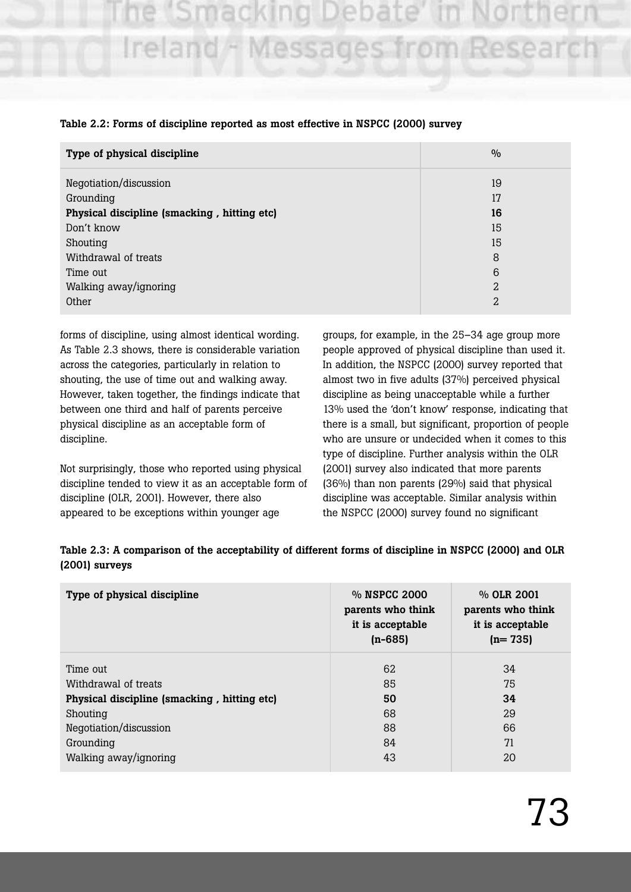**Table 2.2: Forms of discipline reported as most effective in NSPCC (2000) survey**

| Type of physical discipline | % |
|---|---|
| Negotiation/discussion | 19 |
| Grounding | 17 |
| **Physical discipline (smacking , hitting etc)** | **16** |
| Don't know | 15 |
| Shouting | 15 |
| Withdrawal of treats | 8 |
| Time out | 6 |
| Walking away/ignoring | 2 |
| Other | 2 |

forms of discipline, using almost identical wording. As Table 2.3 shows, there is considerable variation across the categories, particularly in relation to shouting, the use of time out and walking away. However, taken together, the findings indicate that between one third and half of parents perceive physical discipline as an acceptable form of discipline.

Not surprisingly, those who reported using physical discipline tended to view it as an acceptable form of discipline (OLR, 2001). However, there also appeared to be exceptions within younger age groups, for example, in the 25–34 age group more people approved of physical discipline than used it. In addition, the NSPCC (2000) survey reported that almost two in five adults (37%) perceived physical discipline as being unacceptable while a further 13% used the 'don't know' response, indicating that there is a small, but significant, proportion of people who are unsure or undecided when it comes to this type of discipline. Further analysis within the OLR (2001) survey also indicated that more parents (36%) than non parents (29%) said that physical discipline was acceptable. Similar analysis within the NSPCC (2000) survey found no significant

**Table 2.3: A comparison of the acceptability of different forms of discipline in NSPCC (2000) and OLR (2001) surveys**

| Type of physical discipline | % NSPCC 2000 parents who think it is acceptable (n-685) | % OLR 2001 parents who think it is acceptable (n= 735) |
|---|---|---|
| Time out | 62 | 34 |
| Withdrawal of treats | 85 | 75 |
| **Physical discipline (smacking , hitting etc)** | **50** | **34** |
| Shouting | 68 | 29 |
| Negotiation/discussion | 88 | 66 |
| Grounding | 84 | 71 |
| Walking away/ignoring | 43 | 20 |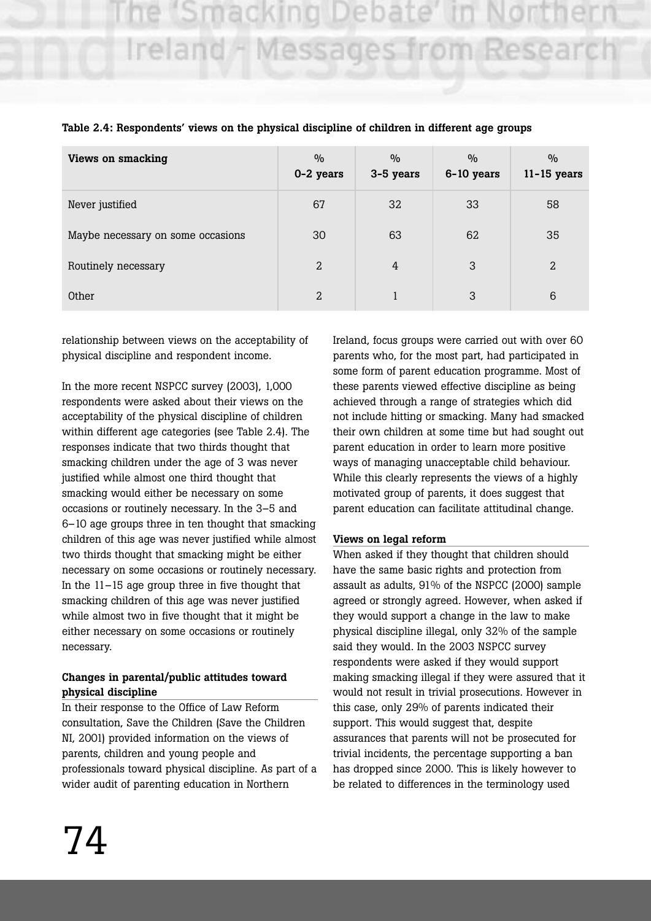**Table 2.4: Respondents' views on the physical discipline of children in different age groups**

| Views on smacking | % 0-2 years | % 3-5 years | % 6-10 years | % 11-15 years |
|---|---|---|---|---|
| Never justified | 67 | 32 | 33 | 58 |
| Maybe necessary on some occasions | 30 | 63 | 62 | 35 |
| Routinely necessary | 2 | 4 | 3 | 2 |
| Other | 2 | 1 | 3 | 6 |

relationship between views on the acceptability of physical discipline and respondent income.

In the more recent NSPCC survey (2003), 1,000 respondents were asked about their views on the acceptability of the physical discipline of children within different age categories (see Table 2.4). The responses indicate that two thirds thought that smacking children under the age of 3 was never justified while almost one third thought that smacking would either be necessary on some occasions or routinely necessary. In the 3–5 and 6–10 age groups three in ten thought that smacking children of this age was never justified while almost two thirds thought that smacking might be either necessary on some occasions or routinely necessary. In the 11–15 age group three in five thought that smacking children of this age was never justified while almost two in five thought that it might be either necessary on some occasions or routinely necessary.

**Changes in parental/public attitudes toward physical discipline**

In their response to the Office of Law Reform consultation, Save the Children (Save the Children NI, 2001) provided information on the views of parents, children and young people and professionals toward physical discipline. As part of a wider audit of parenting education in Northern Ireland, focus groups were carried out with over 60 parents who, for the most part, had participated in some form of parent education programme. Most of these parents viewed effective discipline as being achieved through a range of strategies which did not include hitting or smacking. Many had smacked their own children at some time but had sought out parent education in order to learn more positive ways of managing unacceptable child behaviour. While this clearly represents the views of a highly motivated group of parents, it does suggest that parent education can facilitate attitudinal change.

**Views on legal reform**

When asked if they thought that children should have the same basic rights and protection from assault as adults, 91% of the NSPCC (2000) sample agreed or strongly agreed. However, when asked if they would support a change in the law to make physical discipline illegal, only 32% of the sample said they would. In the 2003 NSPCC survey respondents were asked if they would support making smacking illegal if they were assured that it would not result in trivial prosecutions. However in this case, only 29% of parents indicated their support. This would suggest that, despite assurances that parents will not be prosecuted for trivial incidents, the percentage supporting a ban has dropped since 2000. This is likely however to be related to differences in the terminology used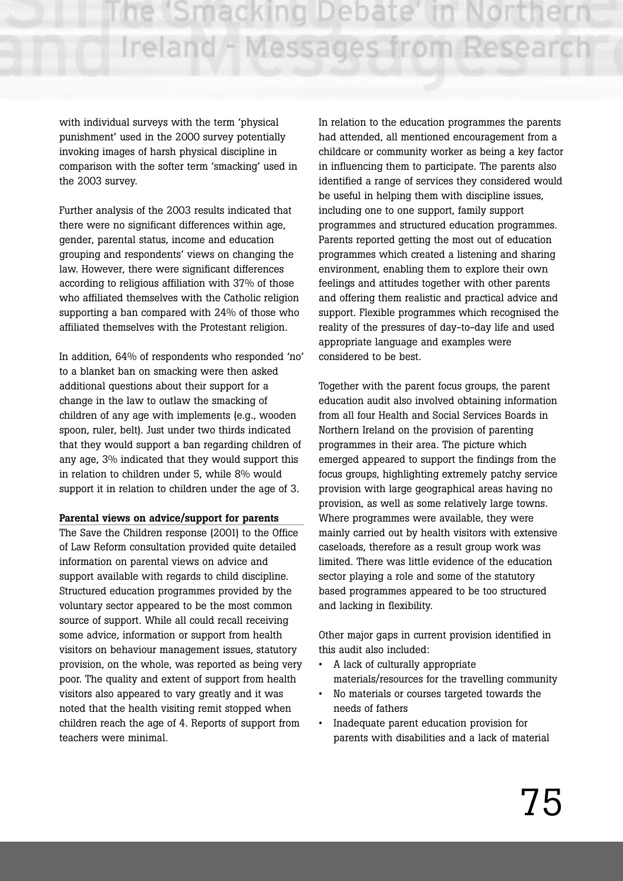with individual surveys with the term 'physical punishment' used in the 2000 survey potentially invoking images of harsh physical discipline in comparison with the softer term 'smacking' used in the 2003 survey.

Further analysis of the 2003 results indicated that there were no significant differences within age, gender, parental status, income and education grouping and respondents' views on changing the law. However, there were significant differences according to religious affiliation with 37% of those who affiliated themselves with the Catholic religion supporting a ban compared with 24% of those who affiliated themselves with the Protestant religion.

In addition, 64% of respondents who responded 'no' to a blanket ban on smacking were then asked additional questions about their support for a change in the law to outlaw the smacking of children of any age with implements (e.g., wooden spoon, ruler, belt). Just under two thirds indicated that they would support a ban regarding children of any age, 3% indicated that they would support this in relation to children under 5, while 8% would support it in relation to children under the age of 3.

**Parental views on advice/support for parents**

The Save the Children response (2001) to the Office of Law Reform consultation provided quite detailed information on parental views on advice and support available with regards to child discipline. Structured education programmes provided by the voluntary sector appeared to be the most common source of support. While all could recall receiving some advice, information or support from health visitors on behaviour management issues, statutory provision, on the whole, was reported as being very poor. The quality and extent of support from health visitors also appeared to vary greatly and it was noted that the health visiting remit stopped when children reach the age of 4. Reports of support from teachers were minimal.

In relation to the education programmes the parents had attended, all mentioned encouragement from a childcare or community worker as being a key factor in influencing them to participate. The parents also identified a range of services they considered would be useful in helping them with discipline issues, including one to one support, family support programmes and structured education programmes. Parents reported getting the most out of education programmes which created a listening and sharing environment, enabling them to explore their own feelings and attitudes together with other parents and offering them realistic and practical advice and support. Flexible programmes which recognised the reality of the pressures of day-to-day life and used appropriate language and examples were considered to be best.

Together with the parent focus groups, the parent education audit also involved obtaining information from all four Health and Social Services Boards in Northern Ireland on the provision of parenting programmes in their area. The picture which emerged appeared to support the findings from the focus groups, highlighting extremely patchy service provision with large geographical areas having no provision, as well as some relatively large towns. Where programmes were available, they were mainly carried out by health visitors with extensive caseloads, therefore as a result group work was limited. There was little evidence of the education sector playing a role and some of the statutory based programmes appeared to be too structured and lacking in flexibility.

Other major gaps in current provision identified in this audit also included:

- A lack of culturally appropriate materials/resources for the travelling community
- No materials or courses targeted towards the needs of fathers
- Inadequate parent education provision for parents with disabilities and a lack of material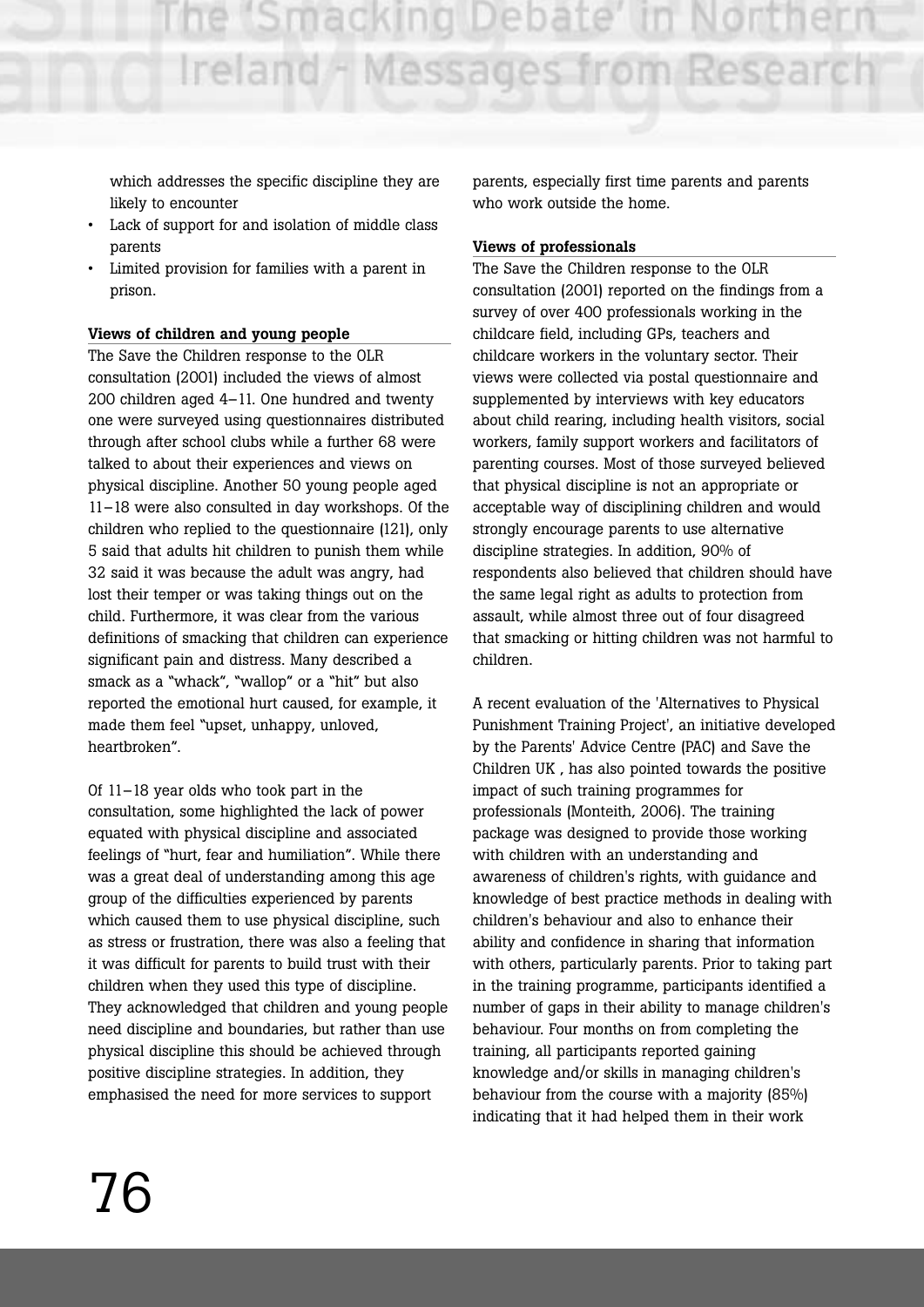which addresses the specific discipline they are likely to encounter

- Lack of support for and isolation of middle class parents
- Limited provision for families with a parent in prison.

**Views of children and young people**

The Save the Children response to the OLR consultation (2001) included the views of almost 200 children aged 4–11. One hundred and twenty one were surveyed using questionnaires distributed through after school clubs while a further 68 were talked to about their experiences and views on physical discipline. Another 50 young people aged 11–18 were also consulted in day workshops. Of the children who replied to the questionnaire (121), only 5 said that adults hit children to punish them while 32 said it was because the adult was angry, had lost their temper or was taking things out on the child. Furthermore, it was clear from the various definitions of smacking that children can experience significant pain and distress. Many described a smack as a "whack", "wallop" or a "hit" but also reported the emotional hurt caused, for example, it made them feel "upset, unhappy, unloved, heartbroken".

Of 11–18 year olds who took part in the consultation, some highlighted the lack of power equated with physical discipline and associated feelings of "hurt, fear and humiliation". While there was a great deal of understanding among this age group of the difficulties experienced by parents which caused them to use physical discipline, such as stress or frustration, there was also a feeling that it was difficult for parents to build trust with their children when they used this type of discipline. They acknowledged that children and young people need discipline and boundaries, but rather than use physical discipline this should be achieved through positive discipline strategies. In addition, they emphasised the need for more services to support parents, especially first time parents and parents who work outside the home.

**Views of professionals**

The Save the Children response to the OLR consultation (2001) reported on the findings from a survey of over 400 professionals working in the childcare field, including GPs, teachers and childcare workers in the voluntary sector. Their views were collected via postal questionnaire and supplemented by interviews with key educators about child rearing, including health visitors, social workers, family support workers and facilitators of parenting courses. Most of those surveyed believed that physical discipline is not an appropriate or acceptable way of disciplining children and would strongly encourage parents to use alternative discipline strategies. In addition, 90% of respondents also believed that children should have the same legal right as adults to protection from assault, while almost three out of four disagreed that smacking or hitting children was not harmful to children.

A recent evaluation of the 'Alternatives to Physical Punishment Training Project', an initiative developed by the Parents' Advice Centre (PAC) and Save the Children UK , has also pointed towards the positive impact of such training programmes for professionals (Monteith, 2006). The training package was designed to provide those working with children with an understanding and awareness of children's rights, with guidance and knowledge of best practice methods in dealing with children's behaviour and also to enhance their ability and confidence in sharing that information with others, particularly parents. Prior to taking part in the training programme, participants identified a number of gaps in their ability to manage children's behaviour. Four months on from completing the training, all participants reported gaining knowledge and/or skills in managing children's behaviour from the course with a majority (85%) indicating that it had helped them in their work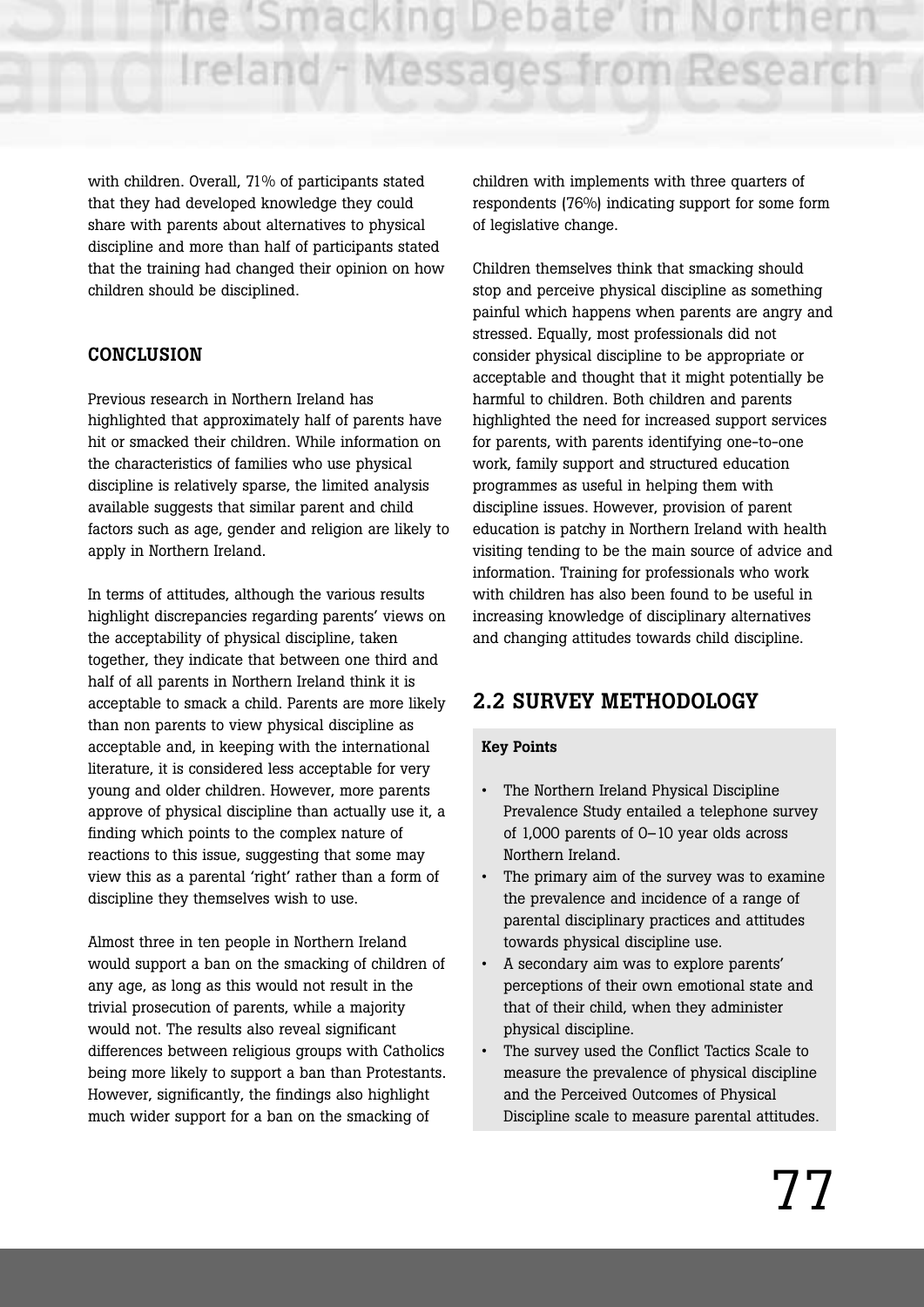with children. Overall, 71% of participants stated that they had developed knowledge they could share with parents about alternatives to physical discipline and more than half of participants stated that the training had changed their opinion on how children should be disciplined.

### CONCLUSION

Previous research in Northern Ireland has highlighted that approximately half of parents have hit or smacked their children. While information on the characteristics of families who use physical discipline is relatively sparse, the limited analysis available suggests that similar parent and child factors such as age, gender and religion are likely to apply in Northern Ireland.

In terms of attitudes, although the various results highlight discrepancies regarding parents' views on the acceptability of physical discipline, taken together, they indicate that between one third and half of all parents in Northern Ireland think it is acceptable to smack a child. Parents are more likely than non parents to view physical discipline as acceptable and, in keeping with the international literature, it is considered less acceptable for very young and older children. However, more parents approve of physical discipline than actually use it, a finding which points to the complex nature of reactions to this issue, suggesting that some may view this as a parental 'right' rather than a form of discipline they themselves wish to use.

Almost three in ten people in Northern Ireland would support a ban on the smacking of children of any age, as long as this would not result in the trivial prosecution of parents, while a majority would not. The results also reveal significant differences between religious groups with Catholics being more likely to support a ban than Protestants. However, significantly, the findings also highlight much wider support for a ban on the smacking of children with implements with three quarters of respondents (76%) indicating support for some form of legislative change.

Children themselves think that smacking should stop and perceive physical discipline as something painful which happens when parents are angry and stressed. Equally, most professionals did not consider physical discipline to be appropriate or acceptable and thought that it might potentially be harmful to children. Both children and parents highlighted the need for increased support services for parents, with parents identifying one-to-one work, family support and structured education programmes as useful in helping them with discipline issues. However, provision of parent education is patchy in Northern Ireland with health visiting tending to be the main source of advice and information. Training for professionals who work with children has also been found to be useful in increasing knowledge of disciplinary alternatives and changing attitudes towards child discipline.

## 2.2 SURVEY METHODOLOGY

**Key Points**

- The Northern Ireland Physical Discipline Prevalence Study entailed a telephone survey of 1,000 parents of 0–10 year olds across Northern Ireland.
- The primary aim of the survey was to examine the prevalence and incidence of a range of parental disciplinary practices and attitudes towards physical discipline use.
- A secondary aim was to explore parents' perceptions of their own emotional state and that of their child, when they administer physical discipline.
- The survey used the Conflict Tactics Scale to measure the prevalence of physical discipline and the Perceived Outcomes of Physical Discipline scale to measure parental attitudes.